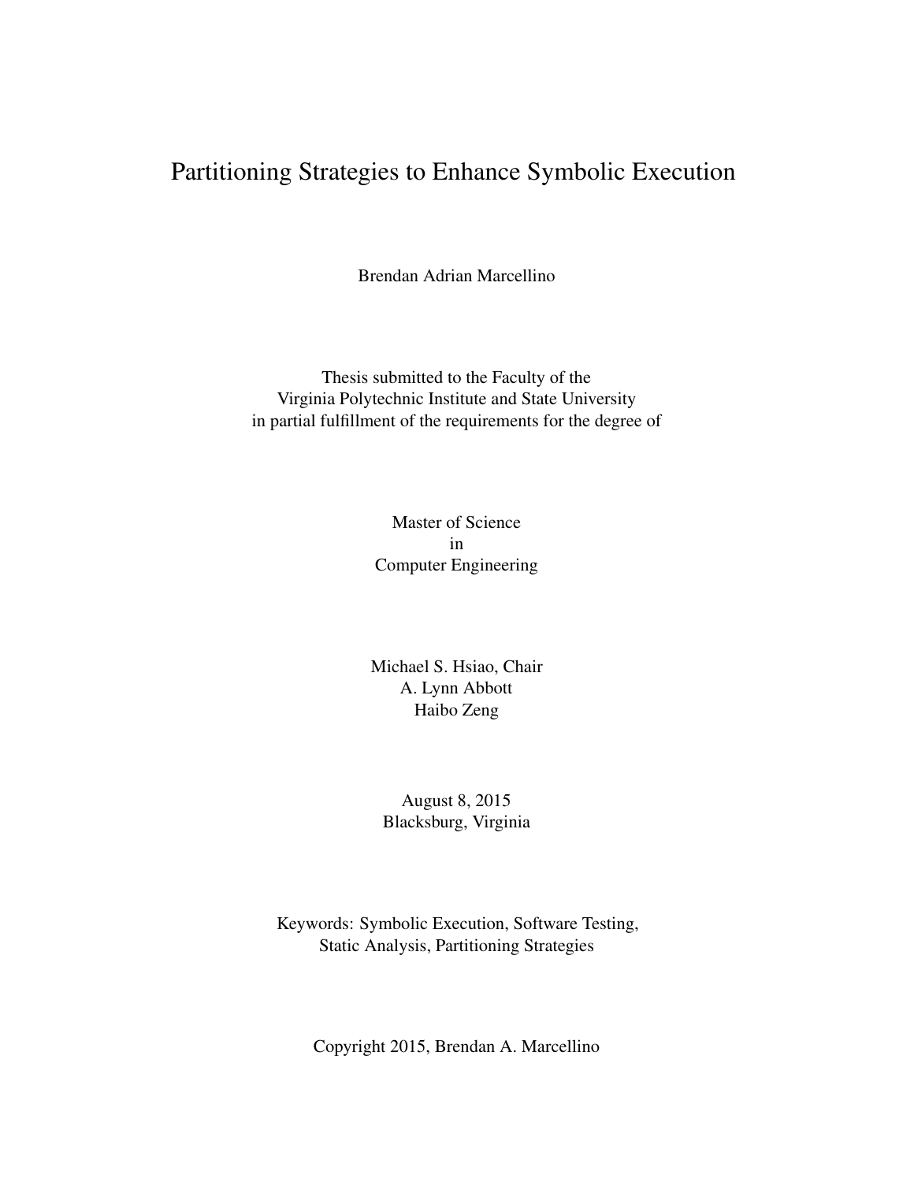# Partitioning Strategies to Enhance Symbolic Execution

Brendan Adrian Marcellino

Thesis submitted to the Faculty of the
Virginia Polytechnic Institute and State University
in partial fulfillment of the requirements for the degree of

Master of Science
in
Computer Engineering

Michael S. Hsiao, Chair
A. Lynn Abbott
Haibo Zeng

August 8, 2015
Blacksburg, Virginia

Keywords: Symbolic Execution, Software Testing,
Static Analysis, Partitioning Strategies

Copyright 2015, Brendan A. Marcellino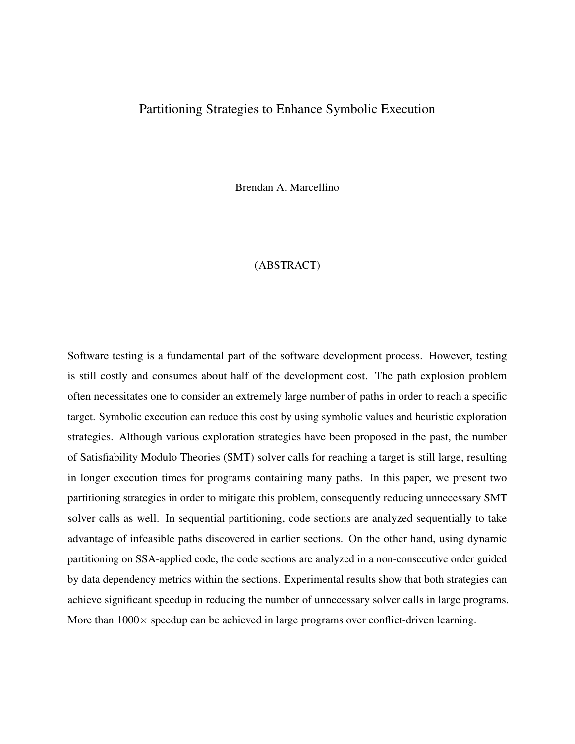# Partitioning Strategies to Enhance Symbolic Execution

Brendan A. Marcellino

## (ABSTRACT)

Software testing is a fundamental part of the software development process. However, testing is still costly and consumes about half of the development cost. The path explosion problem often necessitates one to consider an extremely large number of paths in order to reach a specific target. Symbolic execution can reduce this cost by using symbolic values and heuristic exploration strategies. Although various exploration strategies have been proposed in the past, the number of Satisfiability Modulo Theories (SMT) solver calls for reaching a target is still large, resulting in longer execution times for programs containing many paths. In this paper, we present two partitioning strategies in order to mitigate this problem, consequently reducing unnecessary SMT solver calls as well. In sequential partitioning, code sections are analyzed sequentially to take advantage of infeasible paths discovered in earlier sections. On the other hand, using dynamic partitioning on SSA-applied code, the code sections are analyzed in a non-consecutive order guided by data dependency metrics within the sections. Experimental results show that both strategies can achieve significant speedup in reducing the number of unnecessary solver calls in large programs. More than $1000\times$ speedup can be achieved in large programs over conflict-driven learning.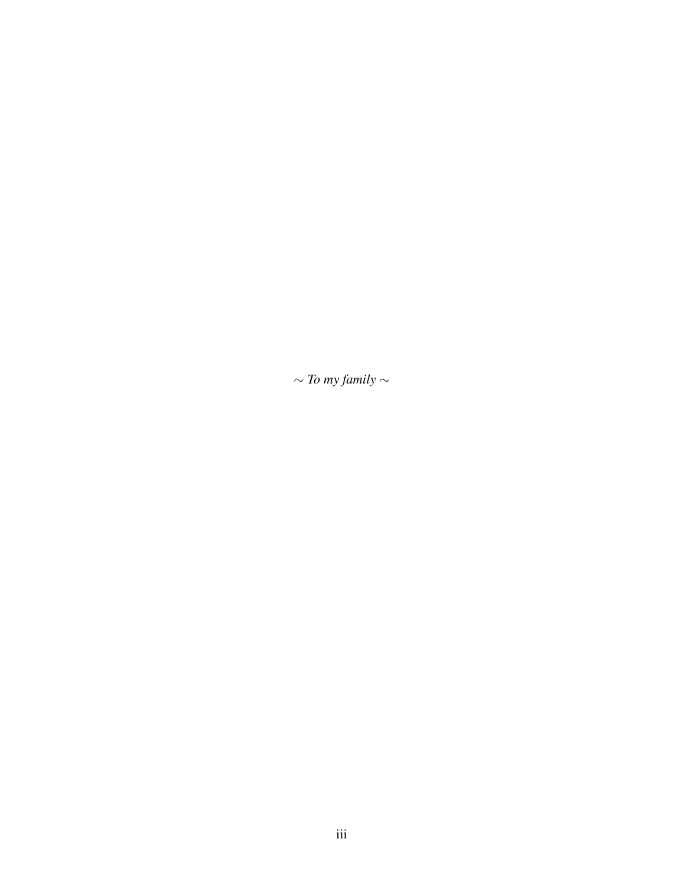$\sim$ *To my family* $\sim$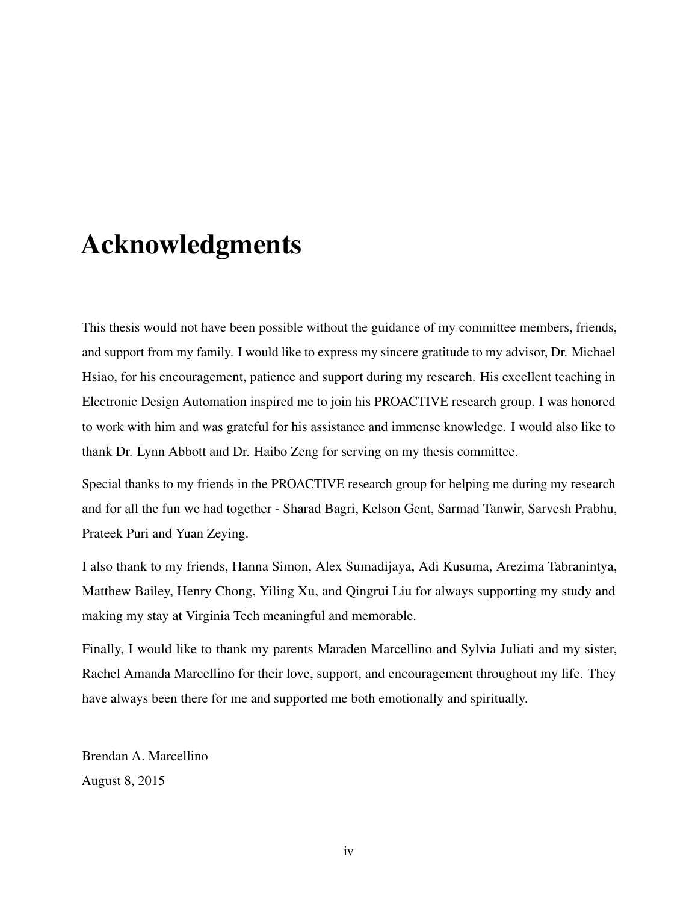# Acknowledgments

This thesis would not have been possible without the guidance of my committee members, friends, and support from my family. I would like to express my sincere gratitude to my advisor, Dr. Michael Hsiao, for his encouragement, patience and support during my research. His excellent teaching in Electronic Design Automation inspired me to join his PROACTIVE research group. I was honored to work with him and was grateful for his assistance and immense knowledge. I would also like to thank Dr. Lynn Abbott and Dr. Haibo Zeng for serving on my thesis committee.

Special thanks to my friends in the PROACTIVE research group for helping me during my research and for all the fun we had together - Sharad Bagri, Kelson Gent, Sarmad Tanwir, Sarvesh Prabhu, Prateek Puri and Yuan Zeying.

I also thank to my friends, Hanna Simon, Alex Sumadijaya, Adi Kusuma, Arezima Tabranintya, Matthew Bailey, Henry Chong, Yiling Xu, and Qingrui Liu for always supporting my study and making my stay at Virginia Tech meaningful and memorable.

Finally, I would like to thank my parents Maraden Marcellino and Sylvia Juliati and my sister, Rachel Amanda Marcellino for their love, support, and encouragement throughout my life. They have always been there for me and supported me both emotionally and spiritually.

Brendan A. Marcellino
August 8, 2015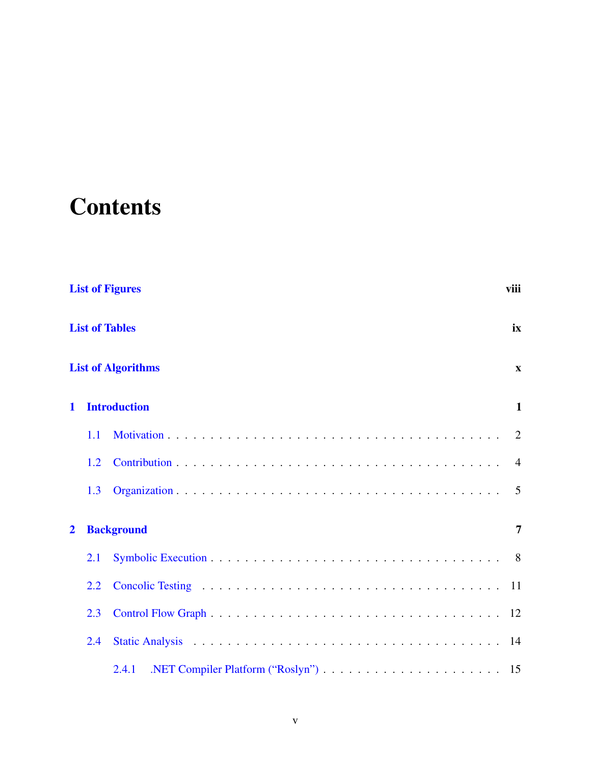# Contents

**List of Figures** viii

**List of Tables** ix

**List of Algorithms** x

**1 Introduction** 1

- 1.1 Motivation . . . . . . . . . . . . . . . . . . . . . . . . . . . . . . . . . . . . 2
- 1.2 Contribution . . . . . . . . . . . . . . . . . . . . . . . . . . . . . . . . . . . 4
- 1.3 Organization . . . . . . . . . . . . . . . . . . . . . . . . . . . . . . . . . . . 5

**2 Background** 7

- 2.1 Symbolic Execution . . . . . . . . . . . . . . . . . . . . . . . . . . . . . . . 8
- 2.2 Concolic Testing . . . . . . . . . . . . . . . . . . . . . . . . . . . . . . . . . 11
- 2.3 Control Flow Graph . . . . . . . . . . . . . . . . . . . . . . . . . . . . . . . 12
- 2.4 Static Analysis . . . . . . . . . . . . . . . . . . . . . . . . . . . . . . . . . . 14
  - 2.4.1 .NET Compiler Platform (“Roslyn”) . . . . . . . . . . . . . . . . . . . . 15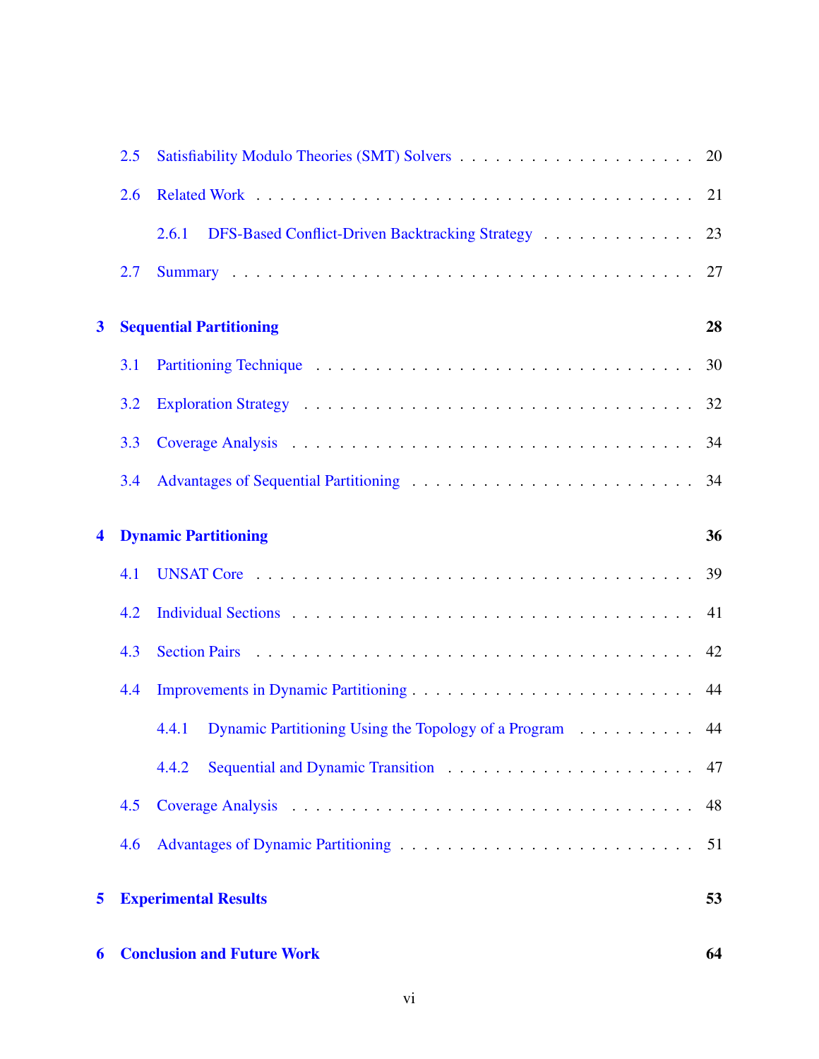- 2.5 Satisfiability Modulo Theories (SMT) Solvers . . . . . . . . . . . . . . . . . . . . 20
- 2.6 Related Work . . . . . . . . . . . . . . . . . . . . . . . . . . . . . . . . . . 21
  - 2.6.1 DFS-Based Conflict-Driven Backtracking Strategy . . . . . . . . . . . . . 23
- 2.7 Summary . . . . . . . . . . . . . . . . . . . . . . . . . . . . . . . . . . . . 27

**3 Sequential Partitioning** **28**

- 3.1 Partitioning Technique . . . . . . . . . . . . . . . . . . . . . . . . . . . . . 30
- 3.2 Exploration Strategy . . . . . . . . . . . . . . . . . . . . . . . . . . . . . . 32
- 3.3 Coverage Analysis . . . . . . . . . . . . . . . . . . . . . . . . . . . . . . . 34
- 3.4 Advantages of Sequential Partitioning . . . . . . . . . . . . . . . . . . . . . . 34

**4 Dynamic Partitioning** **36**

- 4.1 UNSAT Core . . . . . . . . . . . . . . . . . . . . . . . . . . . . . . . . . . 39
- 4.2 Individual Sections . . . . . . . . . . . . . . . . . . . . . . . . . . . . . . . 41
- 4.3 Section Pairs . . . . . . . . . . . . . . . . . . . . . . . . . . . . . . . . . . 42
- 4.4 Improvements in Dynamic Partitioning . . . . . . . . . . . . . . . . . . . . . . 44
  - 4.4.1 Dynamic Partitioning Using the Topology of a Program . . . . . . . . . . 44
  - 4.4.2 Sequential and Dynamic Transition . . . . . . . . . . . . . . . . . . . . 47
- 4.5 Coverage Analysis . . . . . . . . . . . . . . . . . . . . . . . . . . . . . . . 48
- 4.6 Advantages of Dynamic Partitioning . . . . . . . . . . . . . . . . . . . . . . . 51

**5 Experimental Results** **53**

**6 Conclusion and Future Work** **64**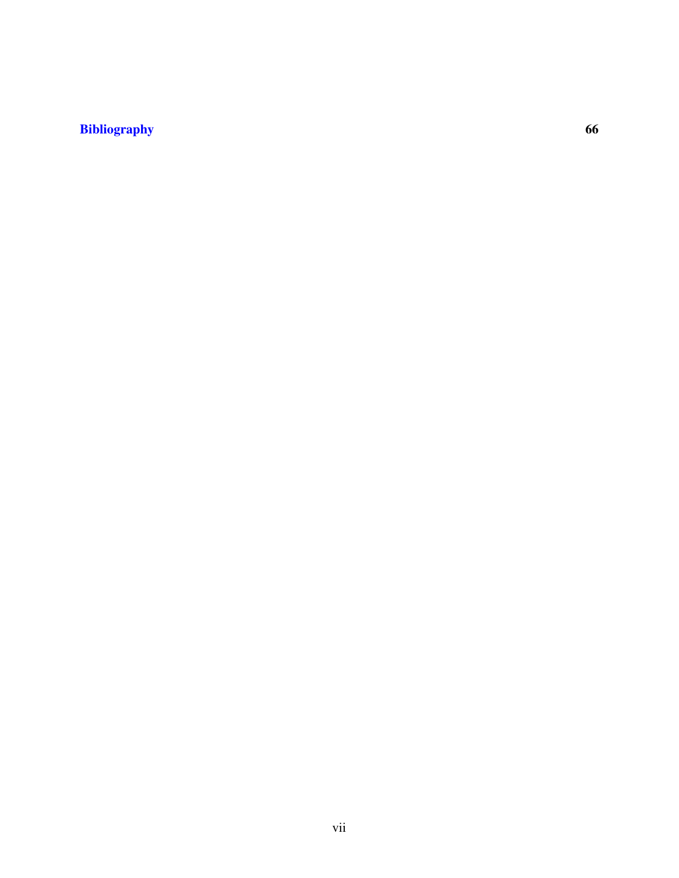**Bibliography** **66**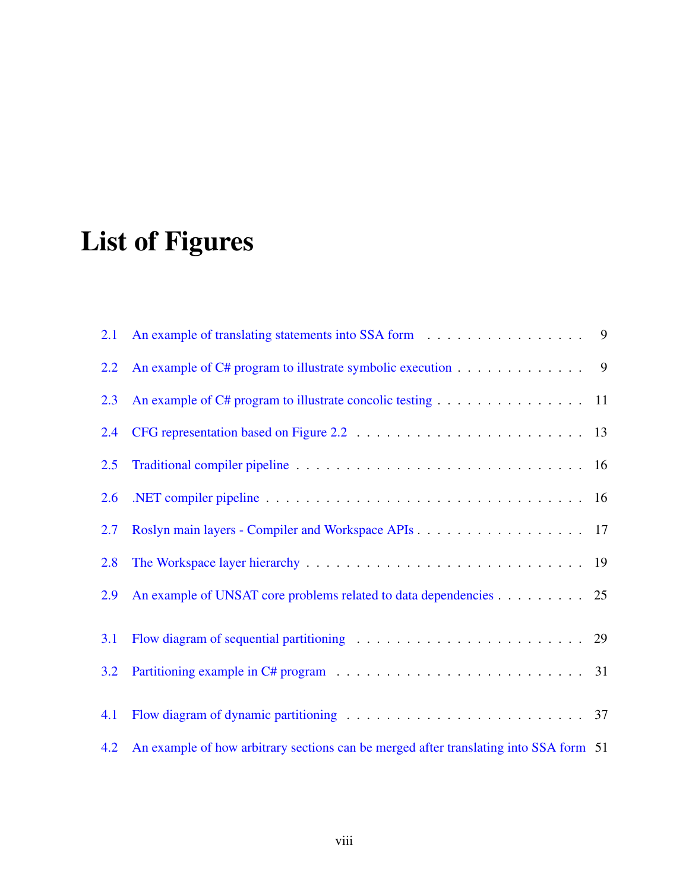# List of Figures

| | | |
|---|---|---|
| 2.1 | An example of translating statements into SSA form | 9 |
| 2.2 | An example of C# program to illustrate symbolic execution | 9 |
| 2.3 | An example of C# program to illustrate concolic testing | 11 |
| 2.4 | CFG representation based on Figure 2.2 | 13 |
| 2.5 | Traditional compiler pipeline | 16 |
| 2.6 | .NET compiler pipeline | 16 |
| 2.7 | Roslyn main layers - Compiler and Workspace APIs | 17 |
| 2.8 | The Workspace layer hierarchy | 19 |
| 2.9 | An example of UNSAT core problems related to data dependencies | 25 |
| 3.1 | Flow diagram of sequential partitioning | 29 |
| 3.2 | Partitioning example in C# program | 31 |
| 4.1 | Flow diagram of dynamic partitioning | 37 |
| 4.2 | An example of how arbitrary sections can be merged after translating into SSA form | 51 |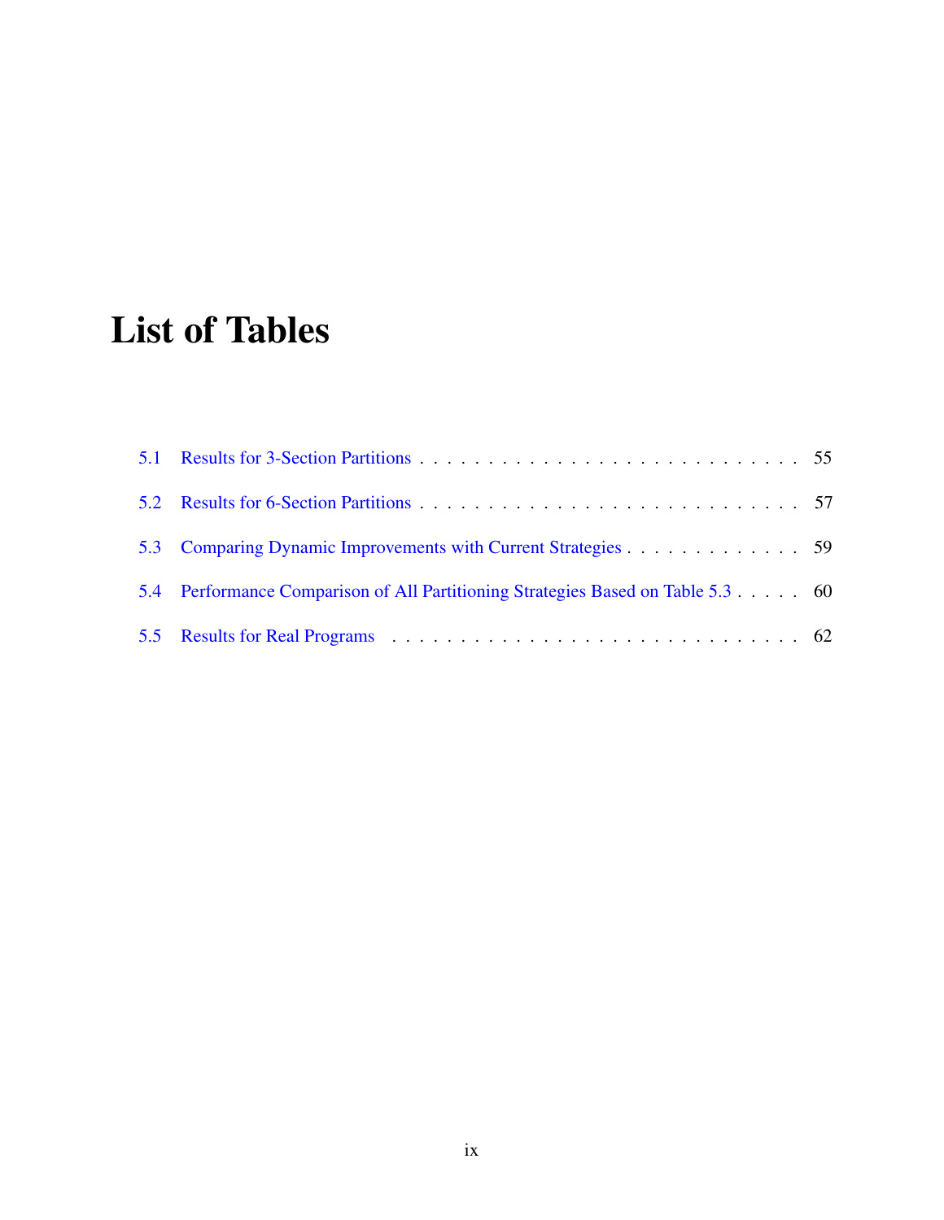# List of Tables

5.1 Results for 3-Section Partitions . . . . . . . . . . . . . . . . . . . . . . . . . . . . 55

5.2 Results for 6-Section Partitions . . . . . . . . . . . . . . . . . . . . . . . . . . . . 57

5.3 Comparing Dynamic Improvements with Current Strategies . . . . . . . . . . . . . 59

5.4 Performance Comparison of All Partitioning Strategies Based on Table 5.3 . . . . . 60

5.5 Results for Real Programs . . . . . . . . . . . . . . . . . . . . . . . . . . . . . . 62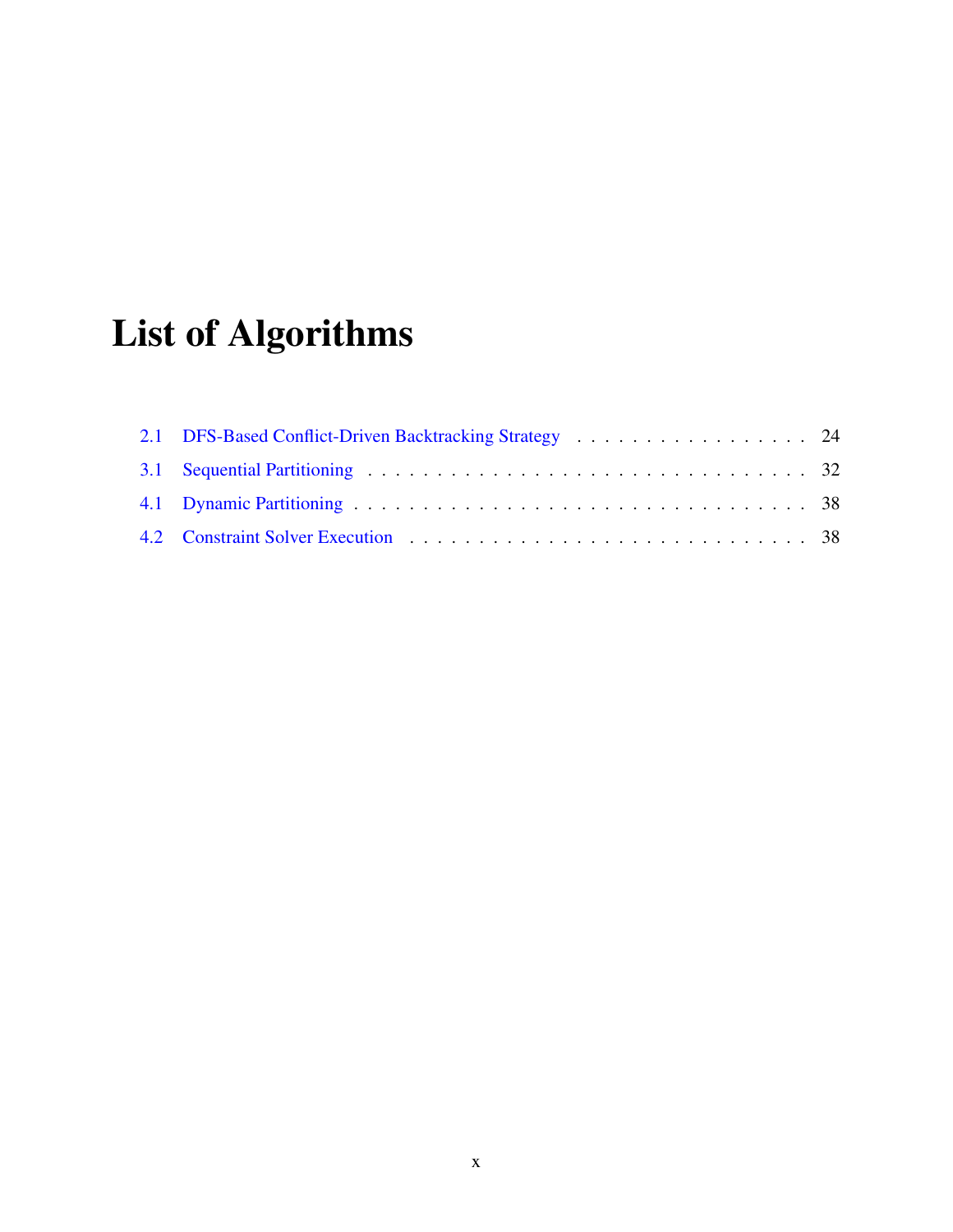# List of Algorithms

2.1 DFS-Based Conflict-Driven Backtracking Strategy . . . . . . . . . . . . . . . . . . 24

3.1 Sequential Partitioning . . . . . . . . . . . . . . . . . . . . . . . . . . . . . . . . 32

4.1 Dynamic Partitioning . . . . . . . . . . . . . . . . . . . . . . . . . . . . . . . . . 38

4.2 Constraint Solver Execution . . . . . . . . . . . . . . . . . . . . . . . . . . . . . 38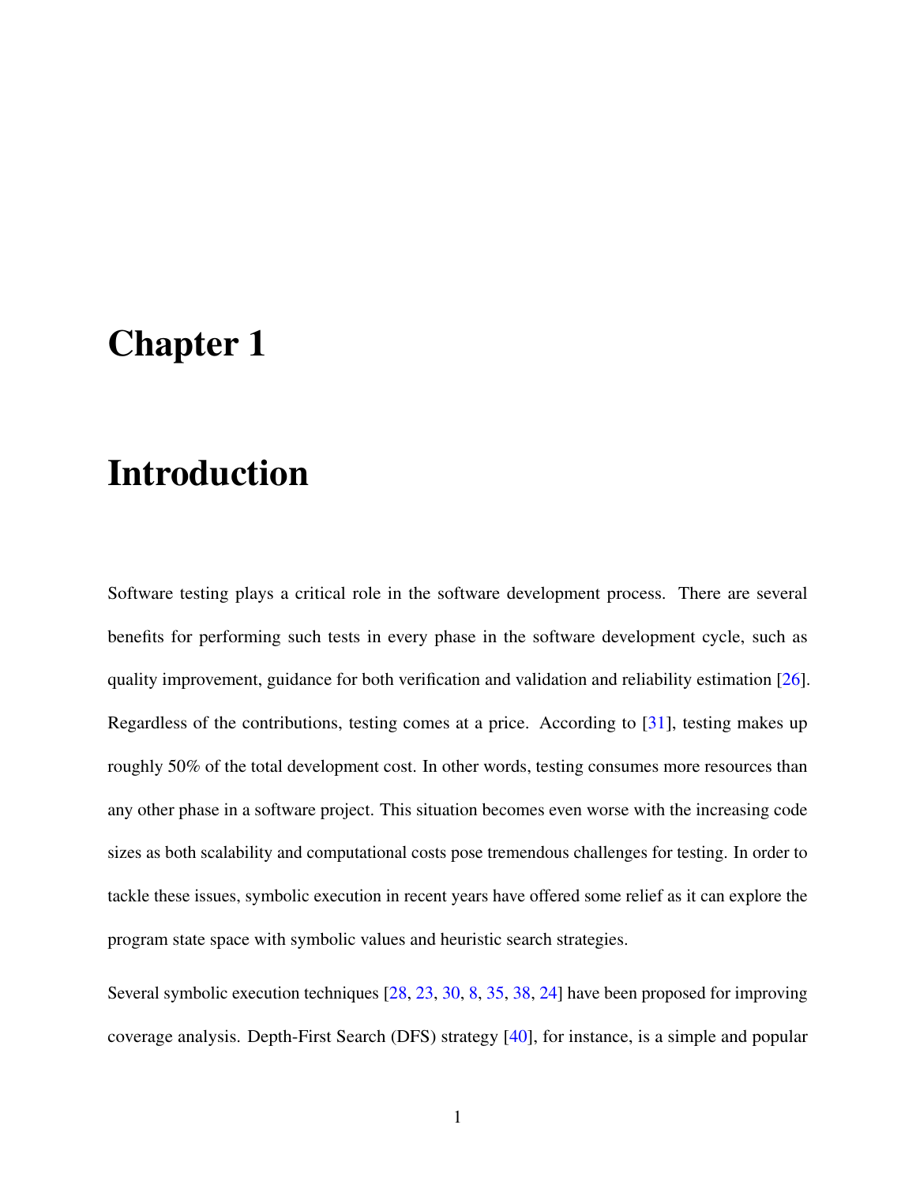# Chapter 1

# Introduction

Software testing plays a critical role in the software development process. There are several benefits for performing such tests in every phase in the software development cycle, such as quality improvement, guidance for both verification and validation and reliability estimation [26]. Regardless of the contributions, testing comes at a price. According to [31], testing makes up roughly 50% of the total development cost. In other words, testing consumes more resources than any other phase in a software project. This situation becomes even worse with the increasing code sizes as both scalability and computational costs pose tremendous challenges for testing. In order to tackle these issues, symbolic execution in recent years have offered some relief as it can explore the program state space with symbolic values and heuristic search strategies.

Several symbolic execution techniques [28, 23, 30, 8, 35, 38, 24] have been proposed for improving coverage analysis. Depth-First Search (DFS) strategy [40], for instance, is a simple and popular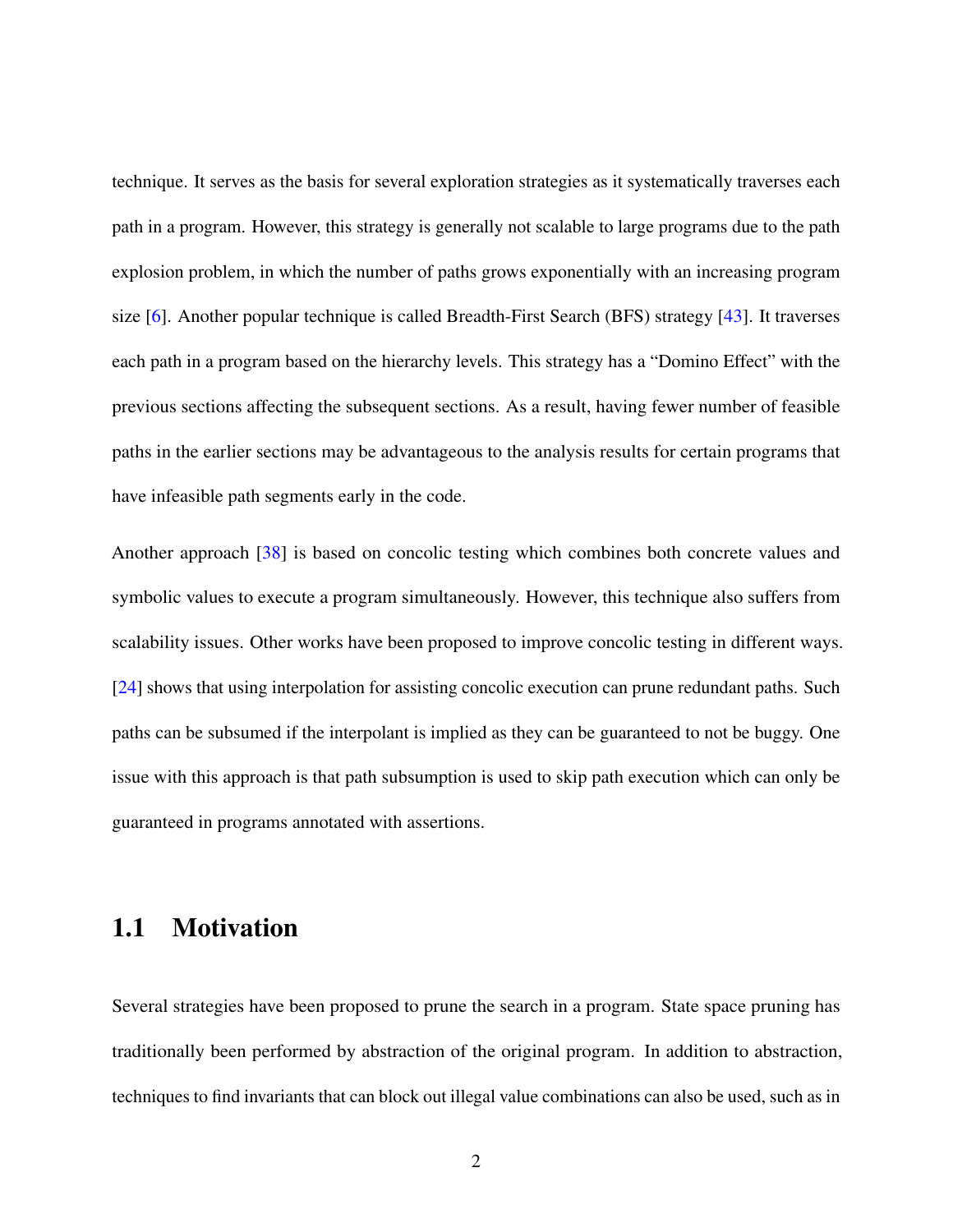technique. It serves as the basis for several exploration strategies as it systematically traverses each path in a program. However, this strategy is generally not scalable to large programs due to the path explosion problem, in which the number of paths grows exponentially with an increasing program size [6]. Another popular technique is called Breadth-First Search (BFS) strategy [43]. It traverses each path in a program based on the hierarchy levels. This strategy has a "Domino Effect" with the previous sections affecting the subsequent sections. As a result, having fewer number of feasible paths in the earlier sections may be advantageous to the analysis results for certain programs that have infeasible path segments early in the code.

Another approach [38] is based on concolic testing which combines both concrete values and symbolic values to execute a program simultaneously. However, this technique also suffers from scalability issues. Other works have been proposed to improve concolic testing in different ways. [24] shows that using interpolation for assisting concolic execution can prune redundant paths. Such paths can be subsumed if the interpolant is implied as they can be guaranteed to not be buggy. One issue with this approach is that path subsumption is used to skip path execution which can only be guaranteed in programs annotated with assertions.

## 1.1 Motivation

Several strategies have been proposed to prune the search in a program. State space pruning has traditionally been performed by abstraction of the original program. In addition to abstraction, techniques to find invariants that can block out illegal value combinations can also be used, such as in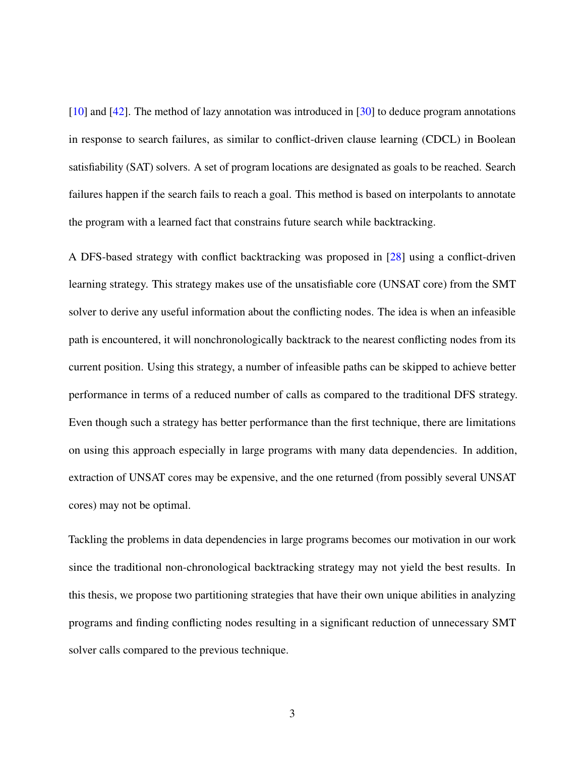[10] and [42]. The method of lazy annotation was introduced in [30] to deduce program annotations in response to search failures, as similar to conflict-driven clause learning (CDCL) in Boolean satisfiability (SAT) solvers. A set of program locations are designated as goals to be reached. Search failures happen if the search fails to reach a goal. This method is based on interpolants to annotate the program with a learned fact that constrains future search while backtracking.

A DFS-based strategy with conflict backtracking was proposed in [28] using a conflict-driven learning strategy. This strategy makes use of the unsatisfiable core (UNSAT core) from the SMT solver to derive any useful information about the conflicting nodes. The idea is when an infeasible path is encountered, it will nonchronologically backtrack to the nearest conflicting nodes from its current position. Using this strategy, a number of infeasible paths can be skipped to achieve better performance in terms of a reduced number of calls as compared to the traditional DFS strategy. Even though such a strategy has better performance than the first technique, there are limitations on using this approach especially in large programs with many data dependencies. In addition, extraction of UNSAT cores may be expensive, and the one returned (from possibly several UNSAT cores) may not be optimal.

Tackling the problems in data dependencies in large programs becomes our motivation in our work since the traditional non-chronological backtracking strategy may not yield the best results. In this thesis, we propose two partitioning strategies that have their own unique abilities in analyzing programs and finding conflicting nodes resulting in a significant reduction of unnecessary SMT solver calls compared to the previous technique.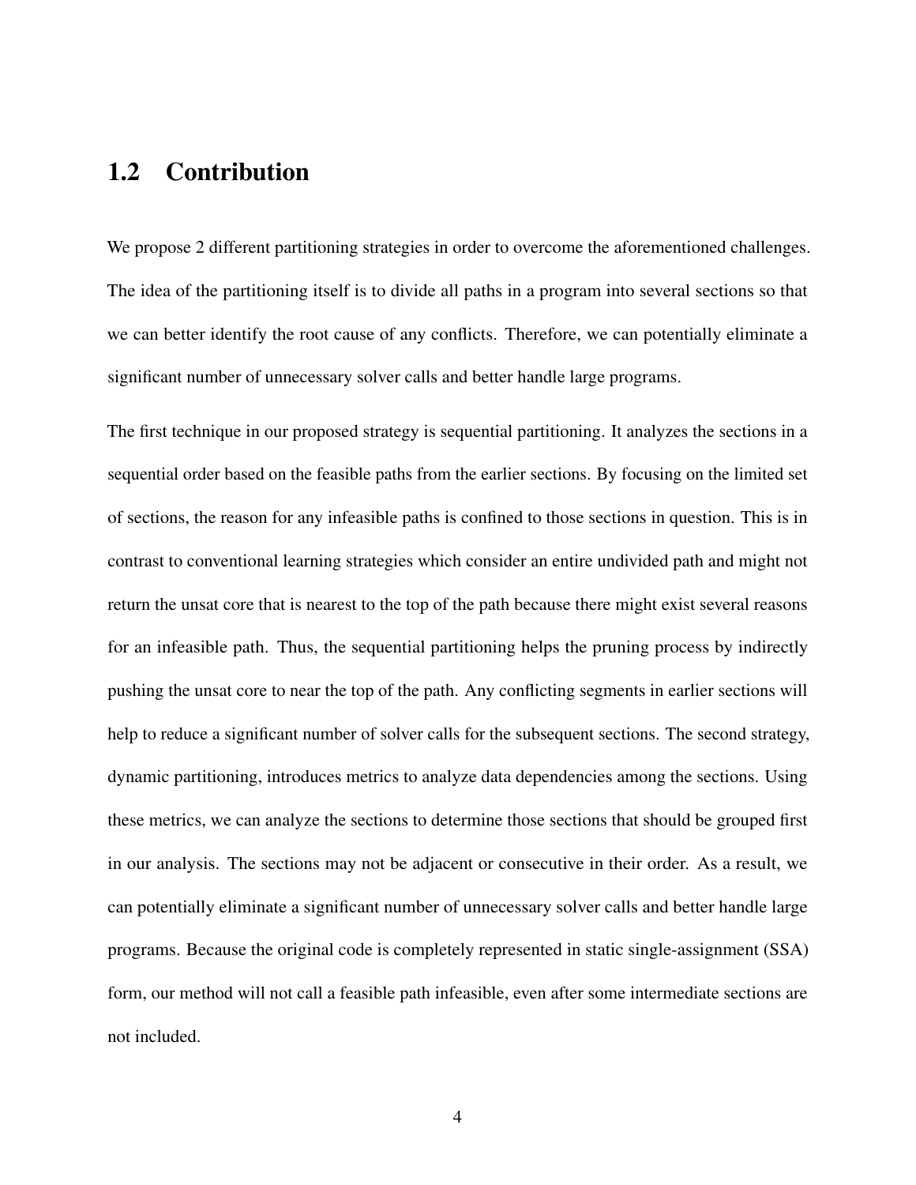## 1.2 Contribution

We propose 2 different partitioning strategies in order to overcome the aforementioned challenges. The idea of the partitioning itself is to divide all paths in a program into several sections so that we can better identify the root cause of any conflicts. Therefore, we can potentially eliminate a significant number of unnecessary solver calls and better handle large programs.

The first technique in our proposed strategy is sequential partitioning. It analyzes the sections in a sequential order based on the feasible paths from the earlier sections. By focusing on the limited set of sections, the reason for any infeasible paths is confined to those sections in question. This is in contrast to conventional learning strategies which consider an entire undivided path and might not return the unsat core that is nearest to the top of the path because there might exist several reasons for an infeasible path. Thus, the sequential partitioning helps the pruning process by indirectly pushing the unsat core to near the top of the path. Any conflicting segments in earlier sections will help to reduce a significant number of solver calls for the subsequent sections. The second strategy, dynamic partitioning, introduces metrics to analyze data dependencies among the sections. Using these metrics, we can analyze the sections to determine those sections that should be grouped first in our analysis. The sections may not be adjacent or consecutive in their order. As a result, we can potentially eliminate a significant number of unnecessary solver calls and better handle large programs. Because the original code is completely represented in static single-assignment (SSA) form, our method will not call a feasible path infeasible, even after some intermediate sections are not included.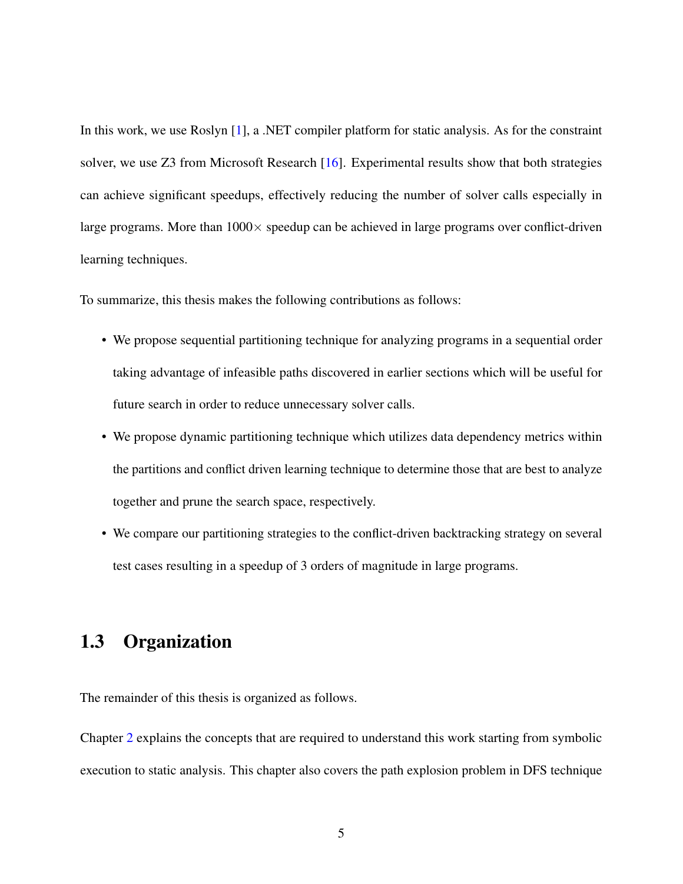In this work, we use Roslyn [1], a .NET compiler platform for static analysis. As for the constraint solver, we use Z3 from Microsoft Research [16]. Experimental results show that both strategies can achieve significant speedups, effectively reducing the number of solver calls especially in large programs. More than 1000× speedup can be achieved in large programs over conflict-driven learning techniques.

To summarize, this thesis makes the following contributions as follows:

- We propose sequential partitioning technique for analyzing programs in a sequential order taking advantage of infeasible paths discovered in earlier sections which will be useful for future search in order to reduce unnecessary solver calls.
- We propose dynamic partitioning technique which utilizes data dependency metrics within the partitions and conflict driven learning technique to determine those that are best to analyze together and prune the search space, respectively.
- We compare our partitioning strategies to the conflict-driven backtracking strategy on several test cases resulting in a speedup of 3 orders of magnitude in large programs.

## 1.3 Organization

The remainder of this thesis is organized as follows.

Chapter 2 explains the concepts that are required to understand this work starting from symbolic execution to static analysis. This chapter also covers the path explosion problem in DFS technique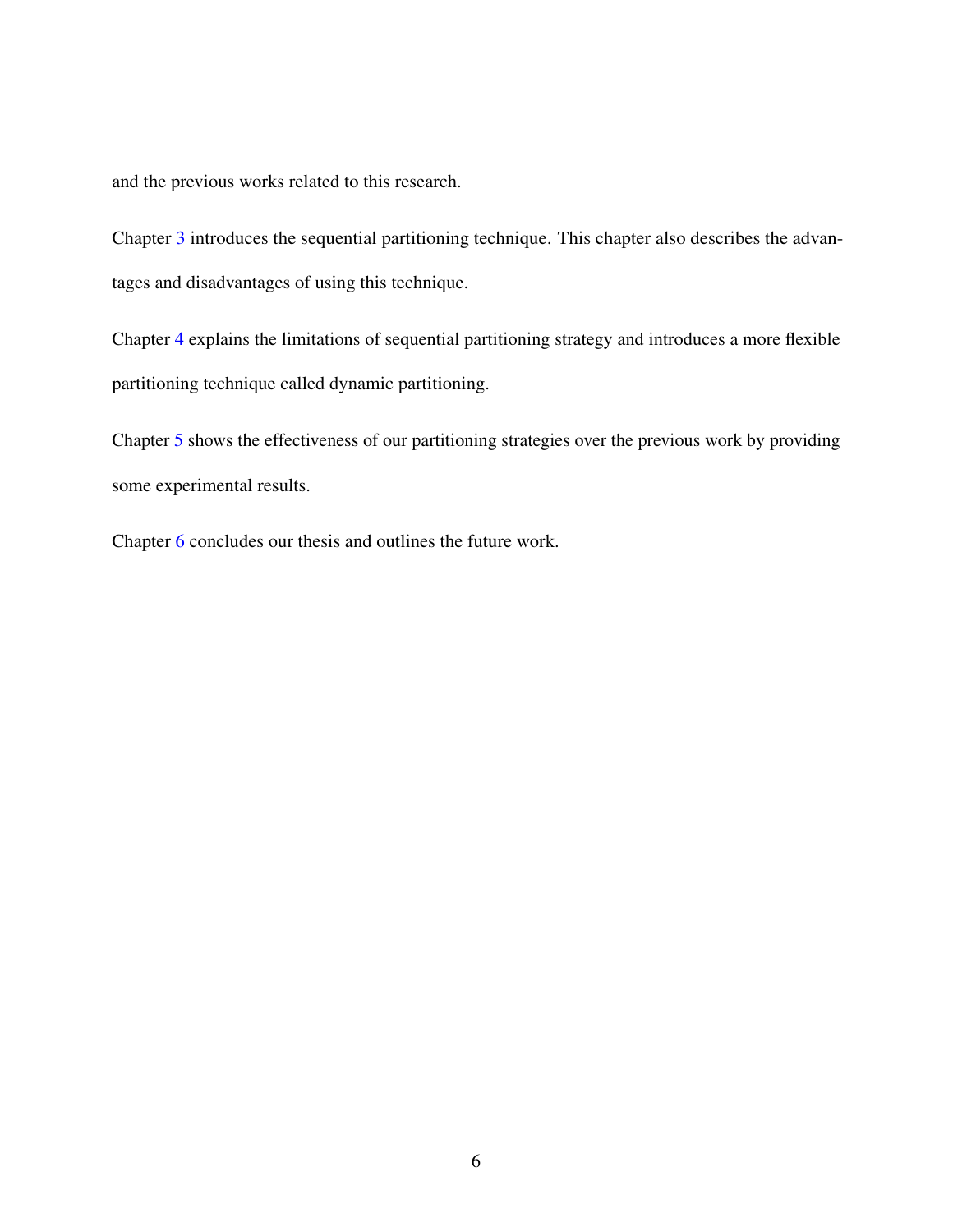and the previous works related to this research.

Chapter 3 introduces the sequential partitioning technique. This chapter also describes the advantages and disadvantages of using this technique.

Chapter 4 explains the limitations of sequential partitioning strategy and introduces a more flexible partitioning technique called dynamic partitioning.

Chapter 5 shows the effectiveness of our partitioning strategies over the previous work by providing some experimental results.

Chapter 6 concludes our thesis and outlines the future work.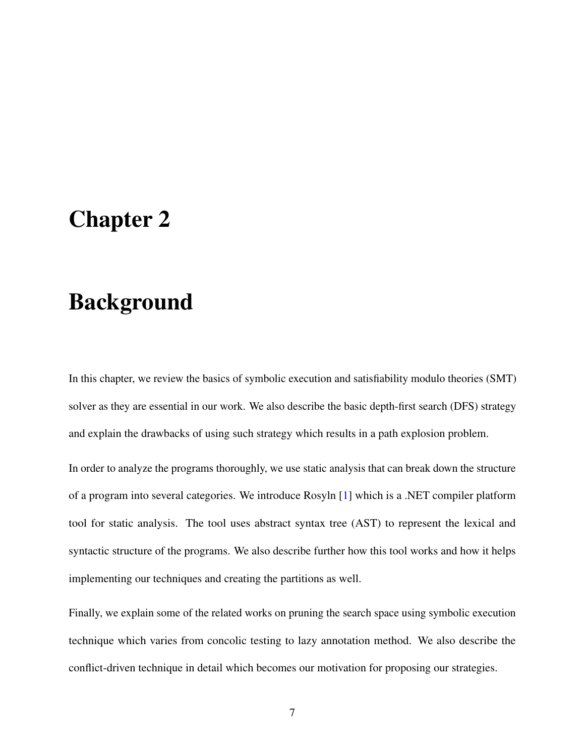# Chapter 2

# Background

In this chapter, we review the basics of symbolic execution and satisfiability modulo theories (SMT) solver as they are essential in our work. We also describe the basic depth-first search (DFS) strategy and explain the drawbacks of using such strategy which results in a path explosion problem.

In order to analyze the programs thoroughly, we use static analysis that can break down the structure of a program into several categories. We introduce Rosyln [1] which is a .NET compiler platform tool for static analysis. The tool uses abstract syntax tree (AST) to represent the lexical and syntactic structure of the programs. We also describe further how this tool works and how it helps implementing our techniques and creating the partitions as well.

Finally, we explain some of the related works on pruning the search space using symbolic execution technique which varies from concolic testing to lazy annotation method. We also describe the conflict-driven technique in detail which becomes our motivation for proposing our strategies.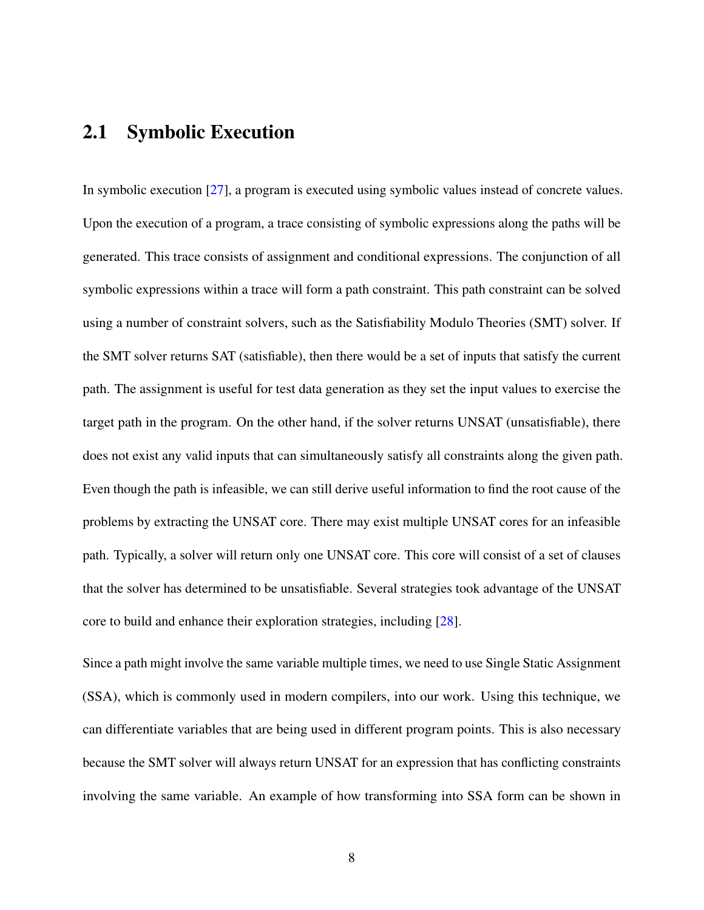## 2.1 Symbolic Execution

In symbolic execution [27], a program is executed using symbolic values instead of concrete values. Upon the execution of a program, a trace consisting of symbolic expressions along the paths will be generated. This trace consists of assignment and conditional expressions. The conjunction of all symbolic expressions within a trace will form a path constraint. This path constraint can be solved using a number of constraint solvers, such as the Satisfiability Modulo Theories (SMT) solver. If the SMT solver returns SAT (satisfiable), then there would be a set of inputs that satisfy the current path. The assignment is useful for test data generation as they set the input values to exercise the target path in the program. On the other hand, if the solver returns UNSAT (unsatisfiable), there does not exist any valid inputs that can simultaneously satisfy all constraints along the given path. Even though the path is infeasible, we can still derive useful information to find the root cause of the problems by extracting the UNSAT core. There may exist multiple UNSAT cores for an infeasible path. Typically, a solver will return only one UNSAT core. This core will consist of a set of clauses that the solver has determined to be unsatisfiable. Several strategies took advantage of the UNSAT core to build and enhance their exploration strategies, including [28].

Since a path might involve the same variable multiple times, we need to use Single Static Assignment (SSA), which is commonly used in modern compilers, into our work. Using this technique, we can differentiate variables that are being used in different program points. This is also necessary because the SMT solver will always return UNSAT for an expression that has conflicting constraints involving the same variable. An example of how transforming into SSA form can be shown in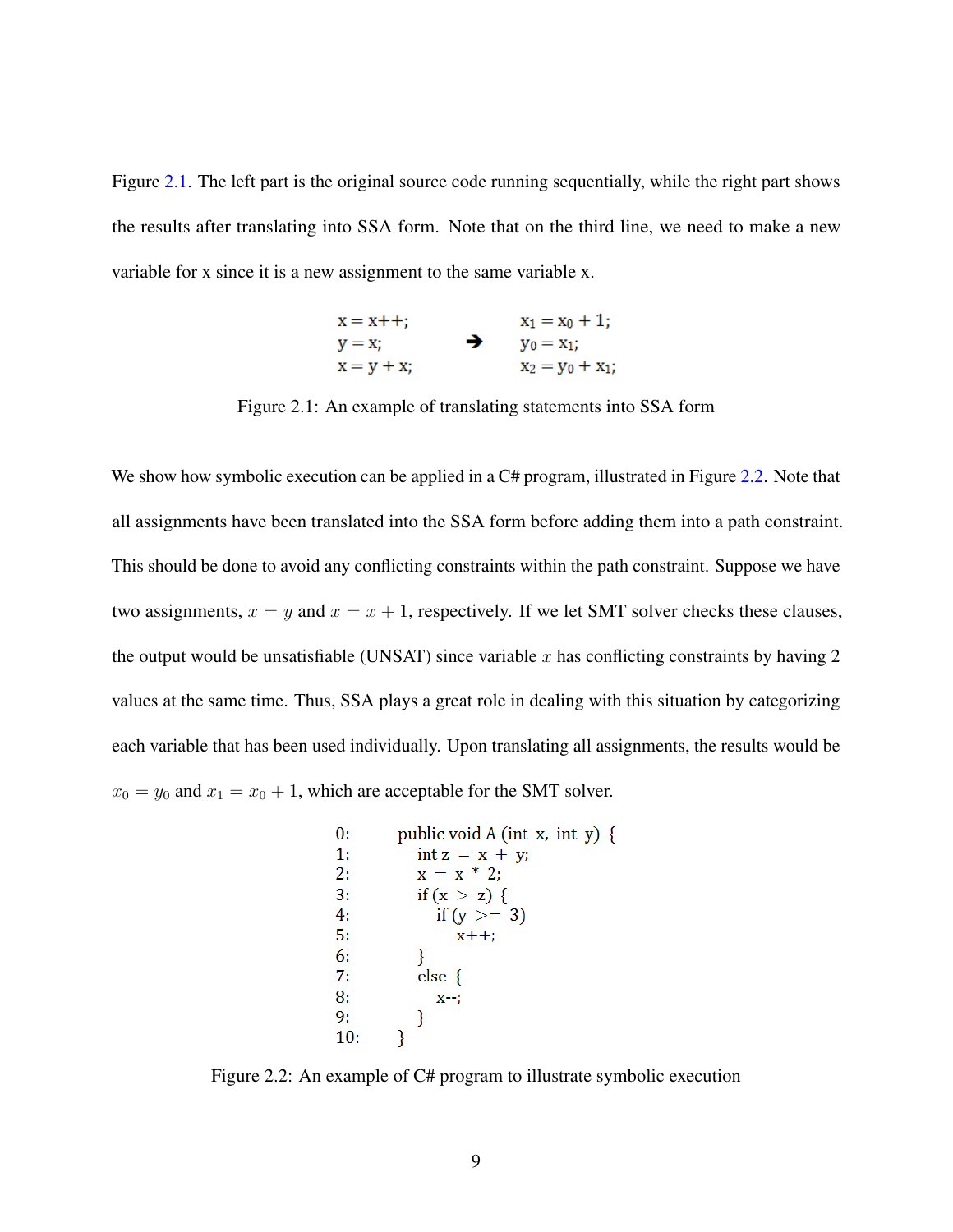Figure 2.1. The left part is the original source code running sequentially, while the right part shows the results after translating into SSA form. Note that on the third line, we need to make a new variable for x since it is a new assignment to the same variable x.

```
x = x++;            x1 = x0 + 1;
y = x;       ➔      y0 = x1;
x = y + x;          x2 = y0 + x1;
```

Figure 2.1: An example of translating statements into SSA form

We show how symbolic execution can be applied in a C# program, illustrated in Figure 2.2. Note that all assignments have been translated into the SSA form before adding them into a path constraint. This should be done to avoid any conflicting constraints within the path constraint. Suppose we have two assignments, $x = y$ and $x = x + 1$, respectively. If we let SMT solver checks these clauses, the output would be unsatisfiable (UNSAT) since variable $x$ has conflicting constraints by having 2 values at the same time. Thus, SSA plays a great role in dealing with this situation by categorizing each variable that has been used individually. Upon translating all assignments, the results would be $x_0 = y_0$ and $x_1 = x_0 + 1$, which are acceptable for the SMT solver.

```
0:    public void A (int x, int y) {
1:        int z = x + y;
2:        x = x * 2;
3:        if (x > z) {
4:            if (y >= 3)
5:                x++;
6:        }
7:        else {
8:            x--;
9:        }
10:   }
```

Figure 2.2: An example of C# program to illustrate symbolic execution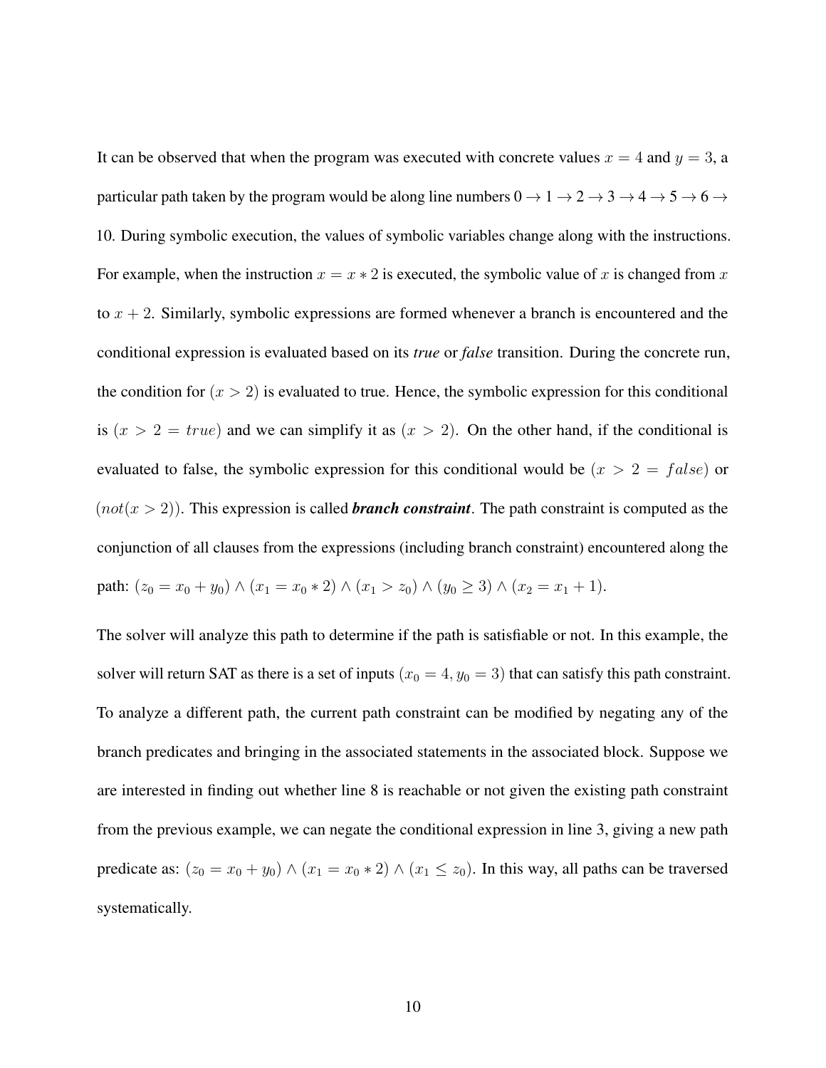It can be observed that when the program was executed with concrete values $x = 4$ and $y = 3$, a particular path taken by the program would be along line numbers $0 \rightarrow 1 \rightarrow 2 \rightarrow 3 \rightarrow 4 \rightarrow 5 \rightarrow 6 \rightarrow 10$. During symbolic execution, the values of symbolic variables change along with the instructions. For example, when the instruction $x = x * 2$ is executed, the symbolic value of $x$ is changed from $x$ to $x + 2$. Similarly, symbolic expressions are formed whenever a branch is encountered and the conditional expression is evaluated based on its ***true*** or ***false*** transition. During the concrete run, the condition for $(x > 2)$ is evaluated to true. Hence, the symbolic expression for this conditional is $(x > 2 = true)$ and we can simplify it as $(x > 2)$. On the other hand, if the conditional is evaluated to false, the symbolic expression for this conditional would be $(x > 2 = false)$ or $(not(x > 2))$. This expression is called ***branch constraint***. The path constraint is computed as the conjunction of all clauses from the expressions (including branch constraint) encountered along the path: $(z_0 = x_0 + y_0) \wedge (x_1 = x_0 * 2) \wedge (x_1 > z_0) \wedge (y_0 \geq 3) \wedge (x_2 = x_1 + 1)$.

The solver will analyze this path to determine if the path is satisfiable or not. In this example, the solver will return SAT as there is a set of inputs $(x_0 = 4, y_0 = 3)$ that can satisfy this path constraint. To analyze a different path, the current path constraint can be modified by negating any of the branch predicates and bringing in the associated statements in the associated block. Suppose we are interested in finding out whether line 8 is reachable or not given the existing path constraint from the previous example, we can negate the conditional expression in line 3, giving a new path predicate as: $(z_0 = x_0 + y_0) \wedge (x_1 = x_0 * 2) \wedge (x_1 \leq z_0)$. In this way, all paths can be traversed systematically.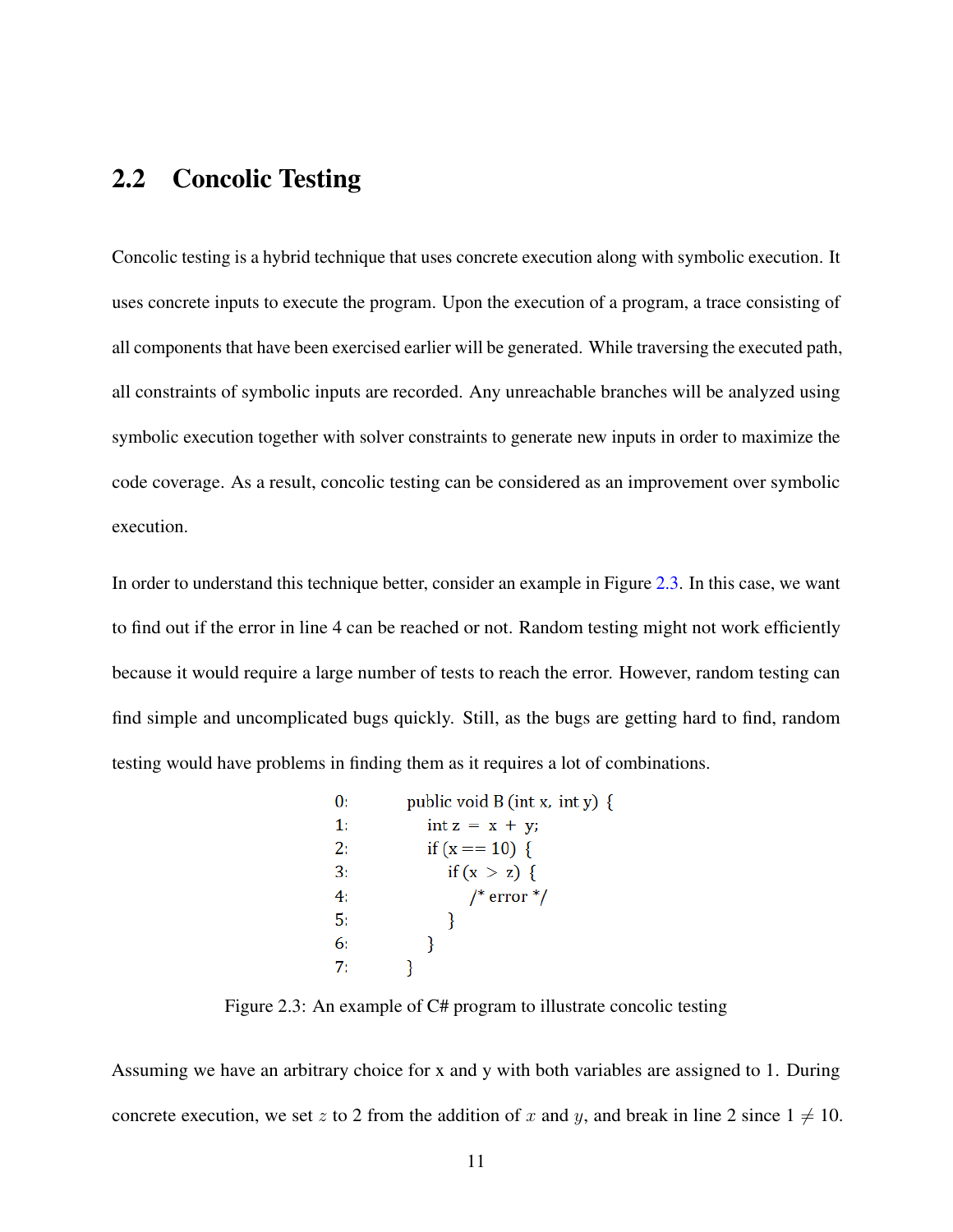## 2.2 Concolic Testing

Concolic testing is a hybrid technique that uses concrete execution along with symbolic execution. It uses concrete inputs to execute the program. Upon the execution of a program, a trace consisting of all components that have been exercised earlier will be generated. While traversing the executed path, all constraints of symbolic inputs are recorded. Any unreachable branches will be analyzed using symbolic execution together with solver constraints to generate new inputs in order to maximize the code coverage. As a result, concolic testing can be considered as an improvement over symbolic execution.

In order to understand this technique better, consider an example in Figure 2.3. In this case, we want to find out if the error in line 4 can be reached or not. Random testing might not work efficiently because it would require a large number of tests to reach the error. However, random testing can find simple and uncomplicated bugs quickly. Still, as the bugs are getting hard to find, random testing would have problems in finding them as it requires a lot of combinations.

```
0:      public void B (int x, int y) {
1:          int z = x + y;
2:          if (x == 10) {
3:              if (x > z) {
4:                  /* error */
5:              }
6:          }
7:      }
```

Figure 2.3: An example of C# program to illustrate concolic testing

Assuming we have an arbitrary choice for x and y with both variables are assigned to 1. During concrete execution, we set $z$ to 2 from the addition of $x$ and $y$, and break in line 2 since $1 \neq 10$.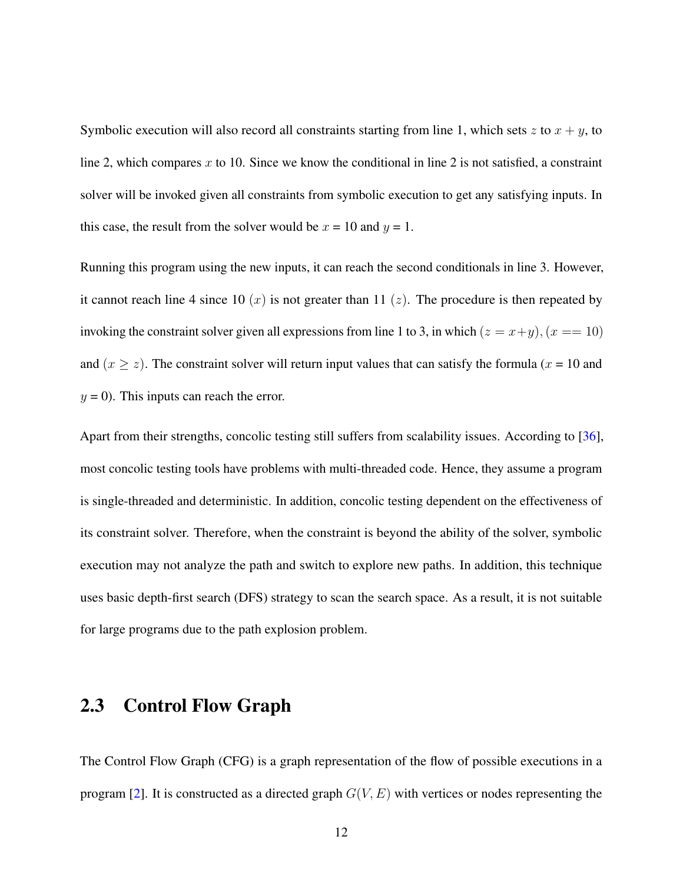Symbolic execution will also record all constraints starting from line 1, which sets $z$ to $x + y$, to line 2, which compares $x$ to 10. Since we know the conditional in line 2 is not satisfied, a constraint solver will be invoked given all constraints from symbolic execution to get any satisfying inputs. In this case, the result from the solver would be $x$ = 10 and $y$ = 1.

Running this program using the new inputs, it can reach the second conditionals in line 3. However, it cannot reach line 4 since 10 ($x$) is not greater than 11 ($z$). The procedure is then repeated by invoking the constraint solver given all expressions from line 1 to 3, in which $(z = x+y), (x == 10)$ and $(x \geq z)$. The constraint solver will return input values that can satisfy the formula ($x$ = 10 and $y$ = 0). This inputs can reach the error.

Apart from their strengths, concolic testing still suffers from scalability issues. According to [36], most concolic testing tools have problems with multi-threaded code. Hence, they assume a program is single-threaded and deterministic. In addition, concolic testing dependent on the effectiveness of its constraint solver. Therefore, when the constraint is beyond the ability of the solver, symbolic execution may not analyze the path and switch to explore new paths. In addition, this technique uses basic depth-first search (DFS) strategy to scan the search space. As a result, it is not suitable for large programs due to the path explosion problem.

## 2.3 Control Flow Graph

The Control Flow Graph (CFG) is a graph representation of the flow of possible executions in a program [2]. It is constructed as a directed graph $G(V, E)$ with vertices or nodes representing the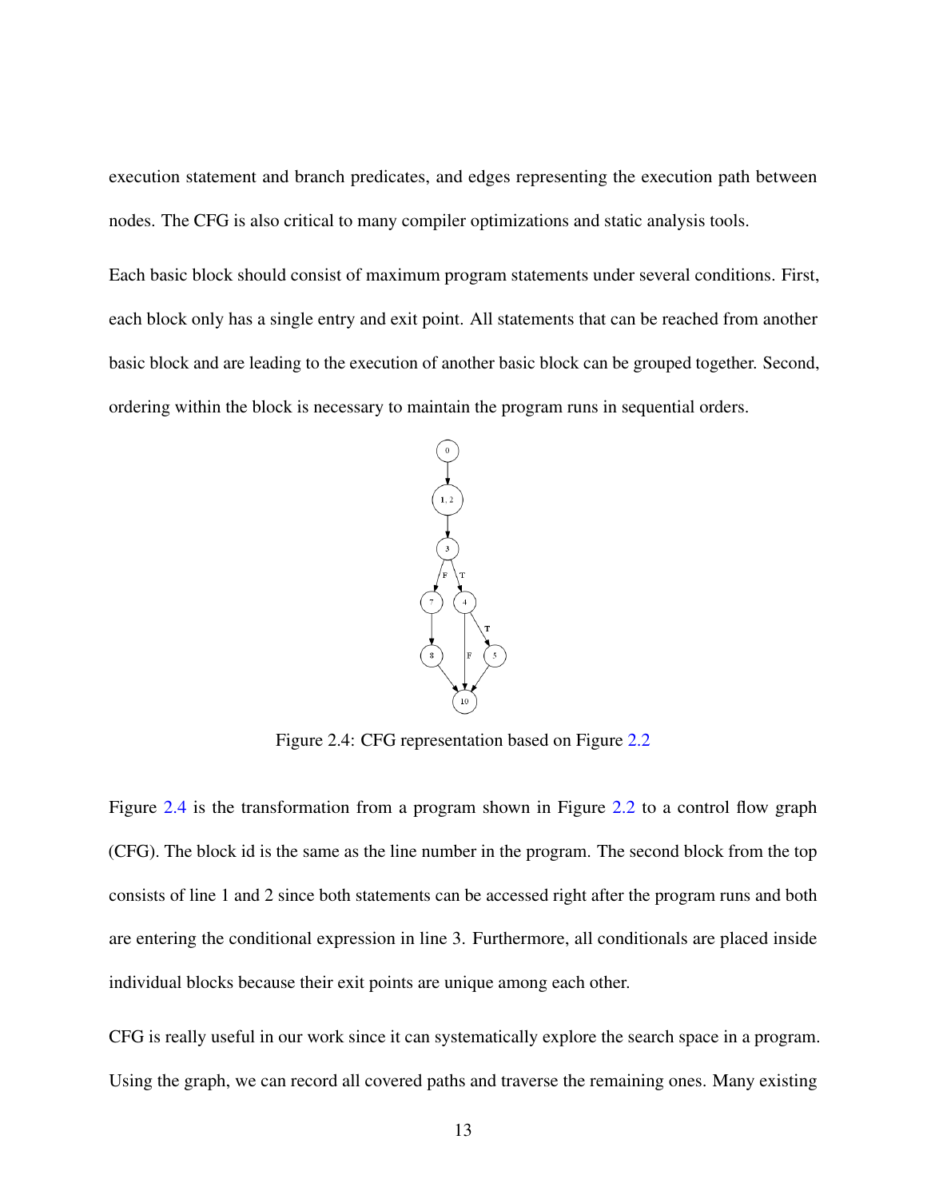execution statement and branch predicates, and edges representing the execution path between nodes. The CFG is also critical to many compiler optimizations and static analysis tools.

Each basic block should consist of maximum program statements under several conditions. First, each block only has a single entry and exit point. All statements that can be reached from another basic block and are leading to the execution of another basic block can be grouped together. Second, ordering within the block is necessary to maintain the program runs in sequential orders.

Figure 2.4: CFG representation based on Figure 2.2

Figure 2.4 is the transformation from a program shown in Figure 2.2 to a control flow graph (CFG). The block id is the same as the line number in the program. The second block from the top consists of line 1 and 2 since both statements can be accessed right after the program runs and both are entering the conditional expression in line 3. Furthermore, all conditionals are placed inside individual blocks because their exit points are unique among each other.

CFG is really useful in our work since it can systematically explore the search space in a program. Using the graph, we can record all covered paths and traverse the remaining ones. Many existing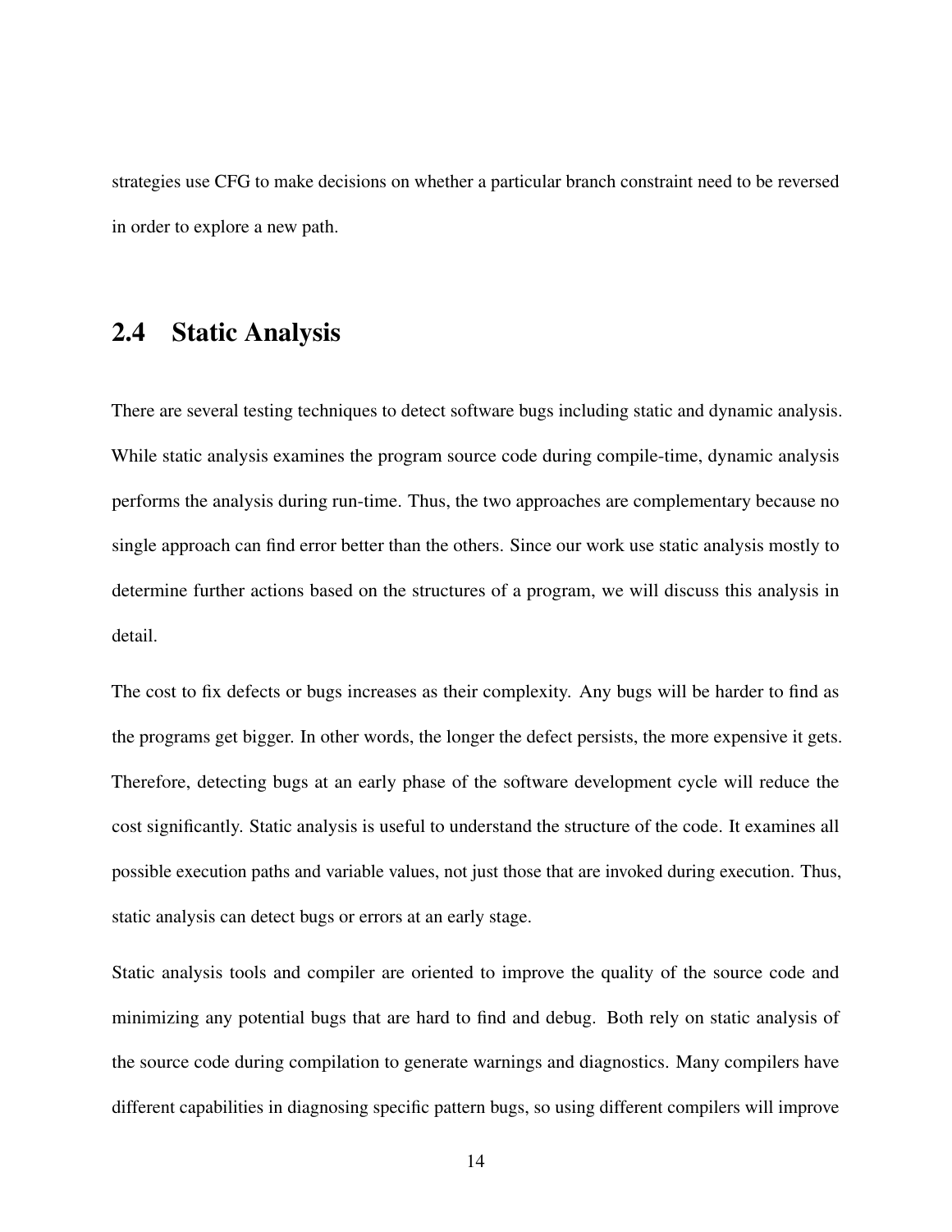strategies use CFG to make decisions on whether a particular branch constraint need to be reversed in order to explore a new path.

## 2.4 Static Analysis

There are several testing techniques to detect software bugs including static and dynamic analysis. While static analysis examines the program source code during compile-time, dynamic analysis performs the analysis during run-time. Thus, the two approaches are complementary because no single approach can find error better than the others. Since our work use static analysis mostly to determine further actions based on the structures of a program, we will discuss this analysis in detail.

The cost to fix defects or bugs increases as their complexity. Any bugs will be harder to find as the programs get bigger. In other words, the longer the defect persists, the more expensive it gets. Therefore, detecting bugs at an early phase of the software development cycle will reduce the cost significantly. Static analysis is useful to understand the structure of the code. It examines all possible execution paths and variable values, not just those that are invoked during execution. Thus, static analysis can detect bugs or errors at an early stage.

Static analysis tools and compiler are oriented to improve the quality of the source code and minimizing any potential bugs that are hard to find and debug. Both rely on static analysis of the source code during compilation to generate warnings and diagnostics. Many compilers have different capabilities in diagnosing specific pattern bugs, so using different compilers will improve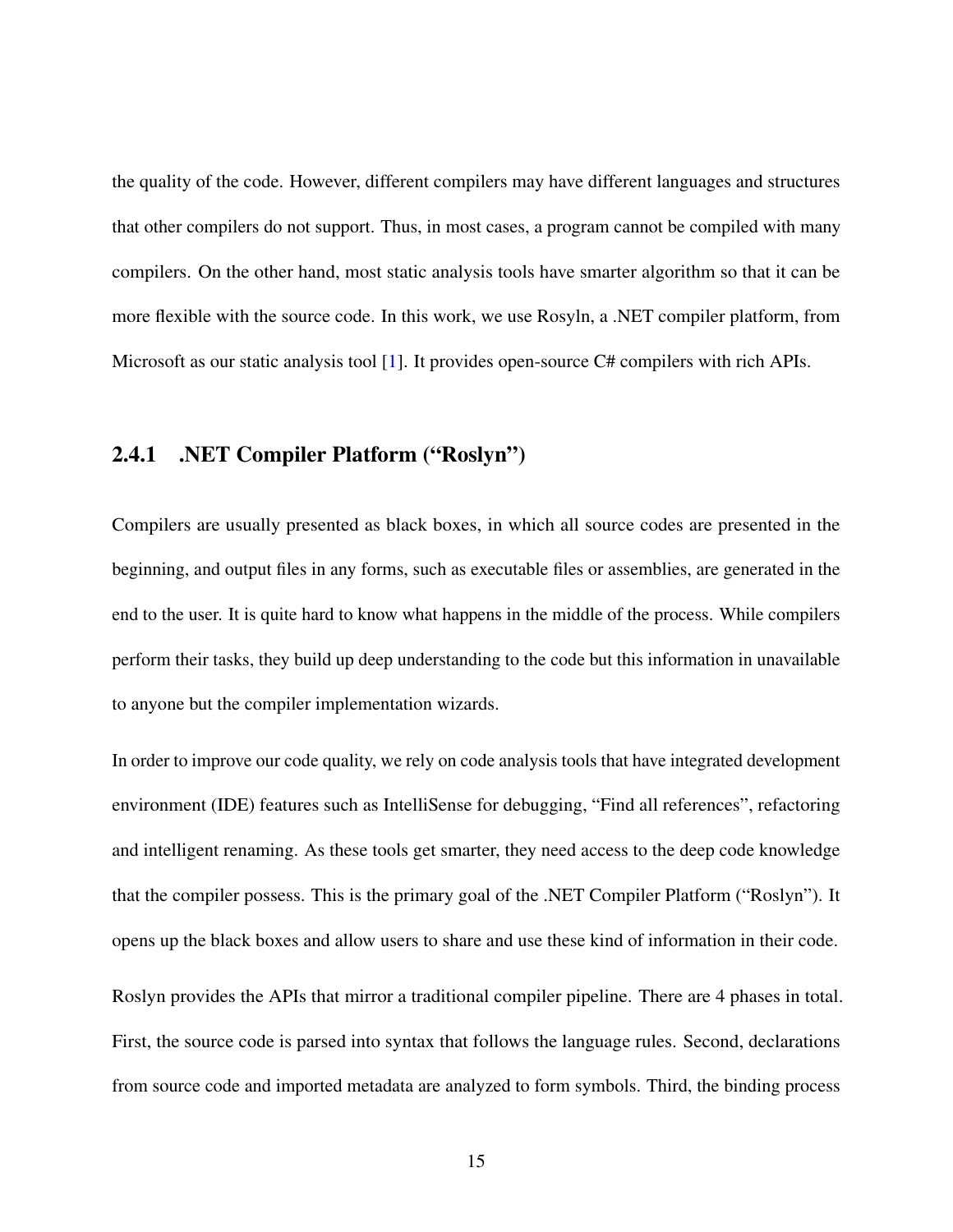the quality of the code. However, different compilers may have different languages and structures that other compilers do not support. Thus, in most cases, a program cannot be compiled with many compilers. On the other hand, most static analysis tools have smarter algorithm so that it can be more flexible with the source code. In this work, we use Rosyln, a .NET compiler platform, from Microsoft as our static analysis tool [1]. It provides open-source C# compilers with rich APIs.

### 2.4.1 .NET Compiler Platform ("Roslyn")

Compilers are usually presented as black boxes, in which all source codes are presented in the beginning, and output files in any forms, such as executable files or assemblies, are generated in the end to the user. It is quite hard to know what happens in the middle of the process. While compilers perform their tasks, they build up deep understanding to the code but this information in unavailable to anyone but the compiler implementation wizards.

In order to improve our code quality, we rely on code analysis tools that have integrated development environment (IDE) features such as IntelliSense for debugging, "Find all references", refactoring and intelligent renaming. As these tools get smarter, they need access to the deep code knowledge that the compiler possess. This is the primary goal of the .NET Compiler Platform ("Roslyn"). It opens up the black boxes and allow users to share and use these kind of information in their code.

Roslyn provides the APIs that mirror a traditional compiler pipeline. There are 4 phases in total. First, the source code is parsed into syntax that follows the language rules. Second, declarations from source code and imported metadata are analyzed to form symbols. Third, the binding process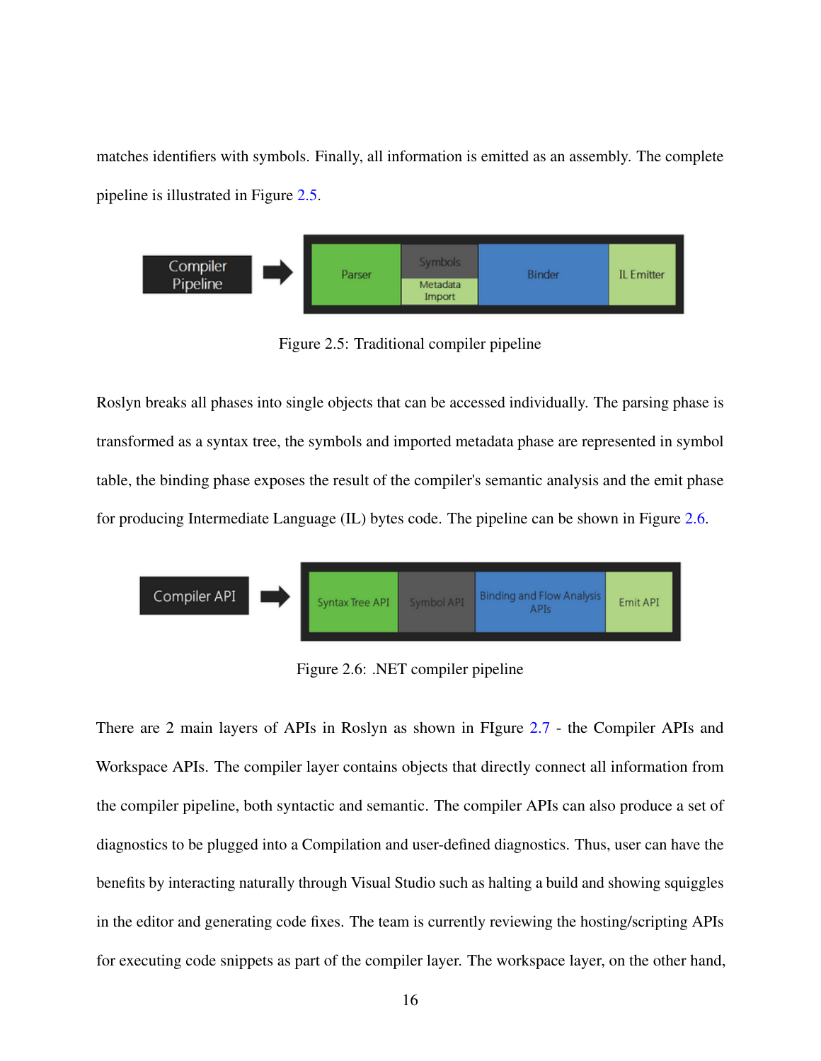matches identifiers with symbols. Finally, all information is emitted as an assembly. The complete pipeline is illustrated in Figure 2.5.

Figure 2.5: Traditional compiler pipeline

Roslyn breaks all phases into single objects that can be accessed individually. The parsing phase is transformed as a syntax tree, the symbols and imported metadata phase are represented in symbol table, the binding phase exposes the result of the compiler's semantic analysis and the emit phase for producing Intermediate Language (IL) bytes code. The pipeline can be shown in Figure 2.6.

Figure 2.6: .NET compiler pipeline

There are 2 main layers of APIs in Roslyn as shown in FIgure 2.7 - the Compiler APIs and Workspace APIs. The compiler layer contains objects that directly connect all information from the compiler pipeline, both syntactic and semantic. The compiler APIs can also produce a set of diagnostics to be plugged into a Compilation and user-defined diagnostics. Thus, user can have the benefits by interacting naturally through Visual Studio such as halting a build and showing squiggles in the editor and generating code fixes. The team is currently reviewing the hosting/scripting APIs for executing code snippets as part of the compiler layer. The workspace layer, on the other hand,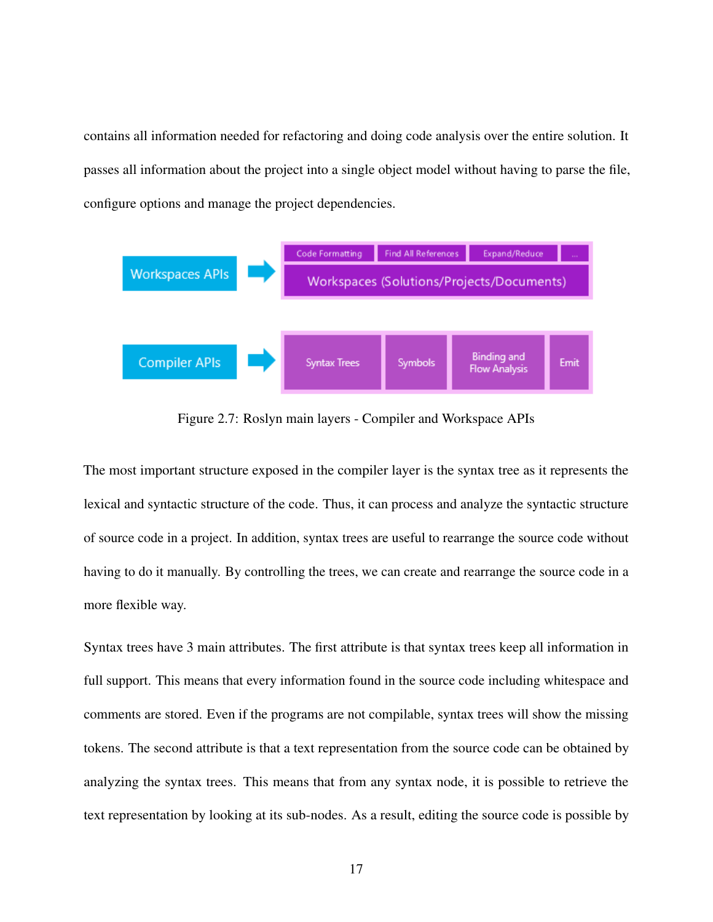contains all information needed for refactoring and doing code analysis over the entire solution. It passes all information about the project into a single object model without having to parse the file, configure options and manage the project dependencies.

Figure 2.7: Roslyn main layers - Compiler and Workspace APIs

The most important structure exposed in the compiler layer is the syntax tree as it represents the lexical and syntactic structure of the code. Thus, it can process and analyze the syntactic structure of source code in a project. In addition, syntax trees are useful to rearrange the source code without having to do it manually. By controlling the trees, we can create and rearrange the source code in a more flexible way.

Syntax trees have 3 main attributes. The first attribute is that syntax trees keep all information in full support. This means that every information found in the source code including whitespace and comments are stored. Even if the programs are not compilable, syntax trees will show the missing tokens. The second attribute is that a text representation from the source code can be obtained by analyzing the syntax trees. This means that from any syntax node, it is possible to retrieve the text representation by looking at its sub-nodes. As a result, editing the source code is possible by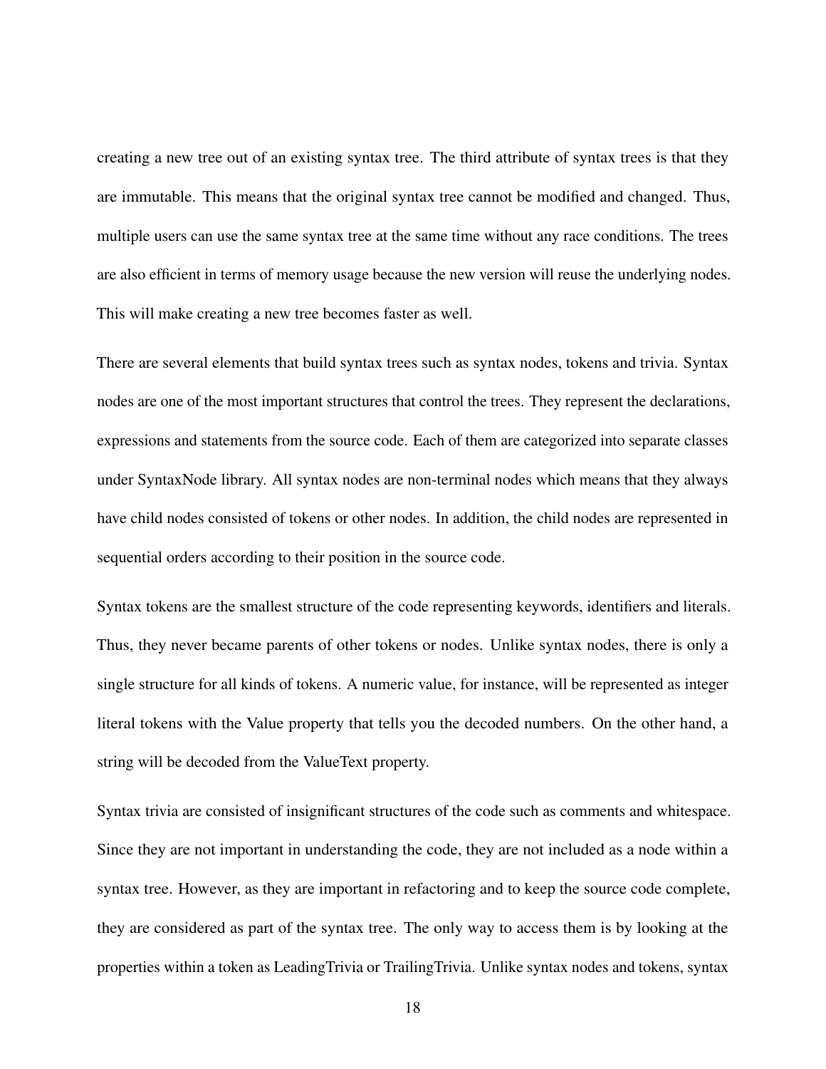creating a new tree out of an existing syntax tree. The third attribute of syntax trees is that they are immutable. This means that the original syntax tree cannot be modified and changed. Thus, multiple users can use the same syntax tree at the same time without any race conditions. The trees are also efficient in terms of memory usage because the new version will reuse the underlying nodes. This will make creating a new tree becomes faster as well.

There are several elements that build syntax trees such as syntax nodes, tokens and trivia. Syntax nodes are one of the most important structures that control the trees. They represent the declarations, expressions and statements from the source code. Each of them are categorized into separate classes under SyntaxNode library. All syntax nodes are non-terminal nodes which means that they always have child nodes consisted of tokens or other nodes. In addition, the child nodes are represented in sequential orders according to their position in the source code.

Syntax tokens are the smallest structure of the code representing keywords, identifiers and literals. Thus, they never became parents of other tokens or nodes. Unlike syntax nodes, there is only a single structure for all kinds of tokens. A numeric value, for instance, will be represented as integer literal tokens with the Value property that tells you the decoded numbers. On the other hand, a string will be decoded from the ValueText property.

Syntax trivia are consisted of insignificant structures of the code such as comments and whitespace. Since they are not important in understanding the code, they are not included as a node within a syntax tree. However, as they are important in refactoring and to keep the source code complete, they are considered as part of the syntax tree. The only way to access them is by looking at the properties within a token as LeadingTrivia or TrailingTrivia. Unlike syntax nodes and tokens, syntax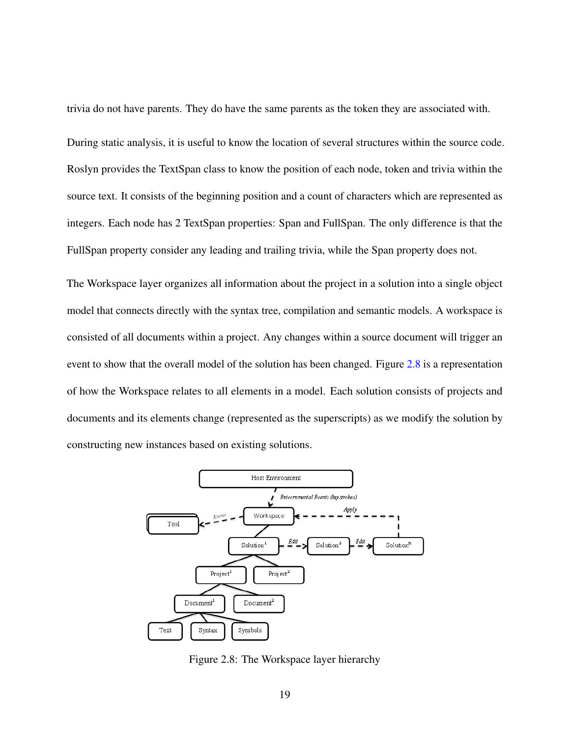trivia do not have parents. They do have the same parents as the token they are associated with.

During static analysis, it is useful to know the location of several structures within the source code. Roslyn provides the TextSpan class to know the position of each node, token and trivia within the source text. It consists of the beginning position and a count of characters which are represented as integers. Each node has 2 TextSpan properties: Span and FullSpan. The only difference is that the FullSpan property consider any leading and trailing trivia, while the Span property does not.

The Workspace layer organizes all information about the project in a solution into a single object model that connects directly with the syntax tree, compilation and semantic models. A workspace is consisted of all documents within a project. Any changes within a source document will trigger an event to show that the overall model of the solution has been changed. Figure 2.8 is a representation of how the Workspace relates to all elements in a model. Each solution consists of projects and documents and its elements change (represented as the superscripts) as we modify the solution by constructing new instances based on existing solutions.

Figure 2.8: The Workspace layer hierarchy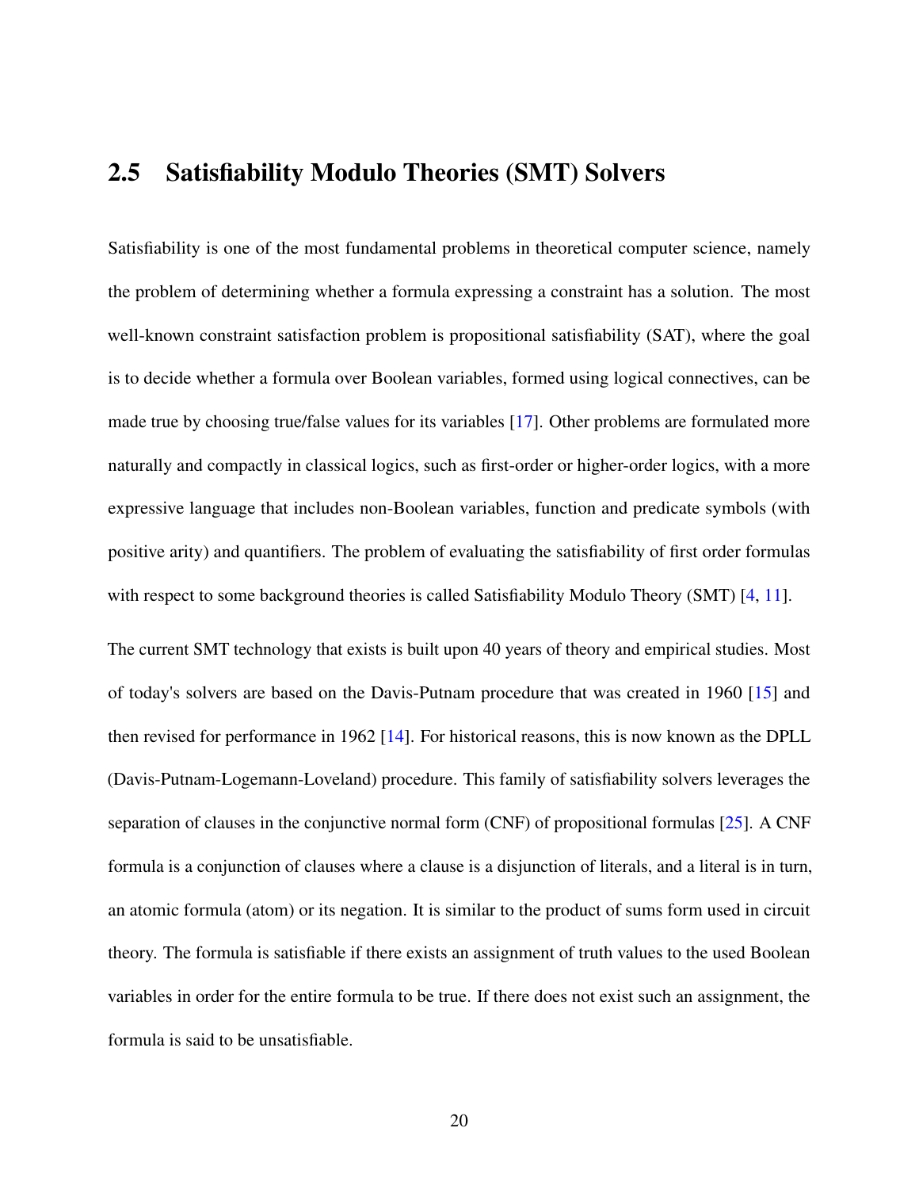## 2.5 Satisfiability Modulo Theories (SMT) Solvers

Satisfiability is one of the most fundamental problems in theoretical computer science, namely the problem of determining whether a formula expressing a constraint has a solution. The most well-known constraint satisfaction problem is propositional satisfiability (SAT), where the goal is to decide whether a formula over Boolean variables, formed using logical connectives, can be made true by choosing true/false values for its variables [17]. Other problems are formulated more naturally and compactly in classical logics, such as first-order or higher-order logics, with a more expressive language that includes non-Boolean variables, function and predicate symbols (with positive arity) and quantifiers. The problem of evaluating the satisfiability of first order formulas with respect to some background theories is called Satisfiability Modulo Theory (SMT) [4, 11].

The current SMT technology that exists is built upon 40 years of theory and empirical studies. Most of today's solvers are based on the Davis-Putnam procedure that was created in 1960 [15] and then revised for performance in 1962 [14]. For historical reasons, this is now known as the DPLL (Davis-Putnam-Logemann-Loveland) procedure. This family of satisfiability solvers leverages the separation of clauses in the conjunctive normal form (CNF) of propositional formulas [25]. A CNF formula is a conjunction of clauses where a clause is a disjunction of literals, and a literal is in turn, an atomic formula (atom) or its negation. It is similar to the product of sums form used in circuit theory. The formula is satisfiable if there exists an assignment of truth values to the used Boolean variables in order for the entire formula to be true. If there does not exist such an assignment, the formula is said to be unsatisfiable.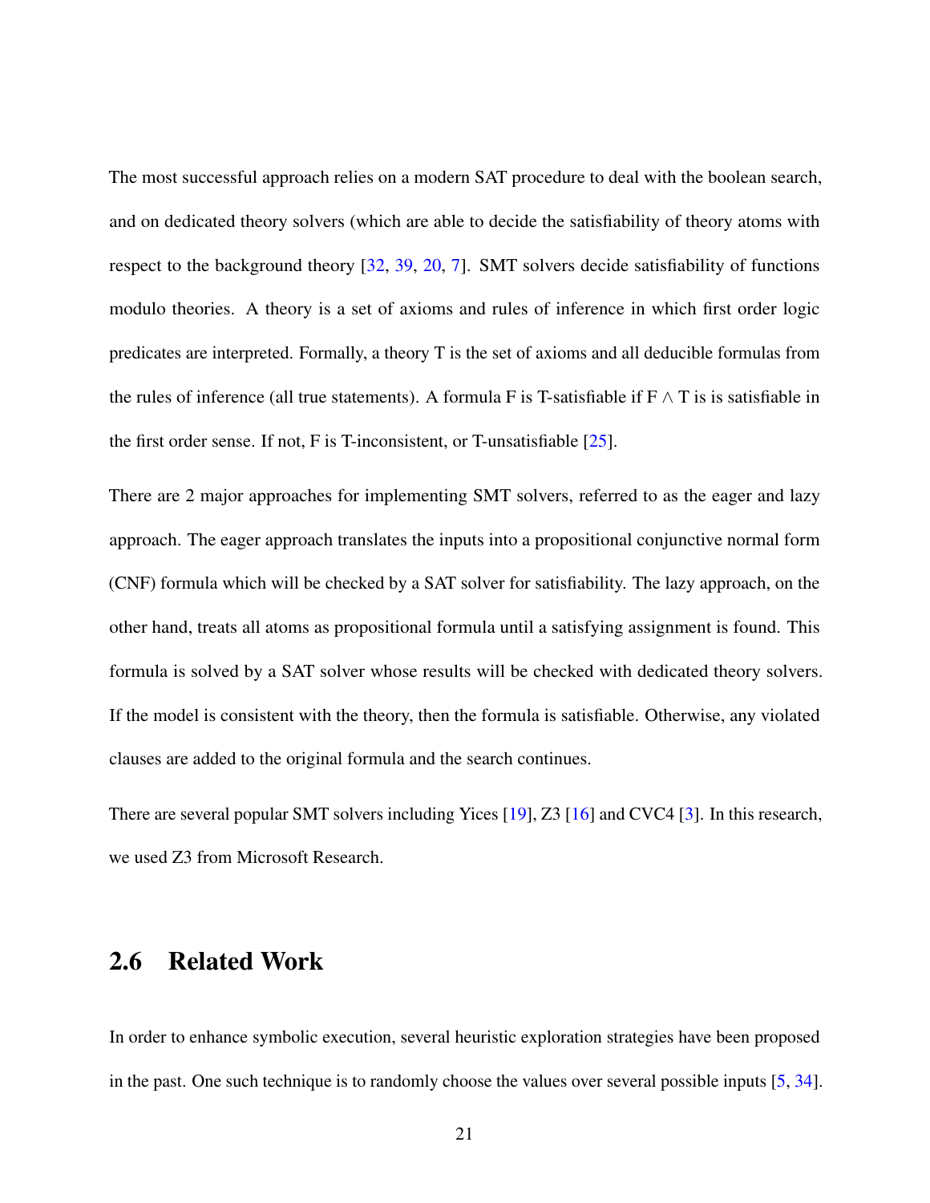The most successful approach relies on a modern SAT procedure to deal with the boolean search, and on dedicated theory solvers (which are able to decide the satisfiability of theory atoms with respect to the background theory [32, 39, 20, 7]. SMT solvers decide satisfiability of functions modulo theories. A theory is a set of axioms and rules of inference in which first order logic predicates are interpreted. Formally, a theory T is the set of axioms and all deducible formulas from the rules of inference (all true statements). A formula F is T-satisfiable if F $\wedge$ T is is satisfiable in the first order sense. If not, F is T-inconsistent, or T-unsatisfiable [25].

There are 2 major approaches for implementing SMT solvers, referred to as the eager and lazy approach. The eager approach translates the inputs into a propositional conjunctive normal form (CNF) formula which will be checked by a SAT solver for satisfiability. The lazy approach, on the other hand, treats all atoms as propositional formula until a satisfying assignment is found. This formula is solved by a SAT solver whose results will be checked with dedicated theory solvers. If the model is consistent with the theory, then the formula is satisfiable. Otherwise, any violated clauses are added to the original formula and the search continues.

There are several popular SMT solvers including Yices [19], Z3 [16] and CVC4 [3]. In this research, we used Z3 from Microsoft Research.

## 2.6 Related Work

In order to enhance symbolic execution, several heuristic exploration strategies have been proposed in the past. One such technique is to randomly choose the values over several possible inputs [5, 34].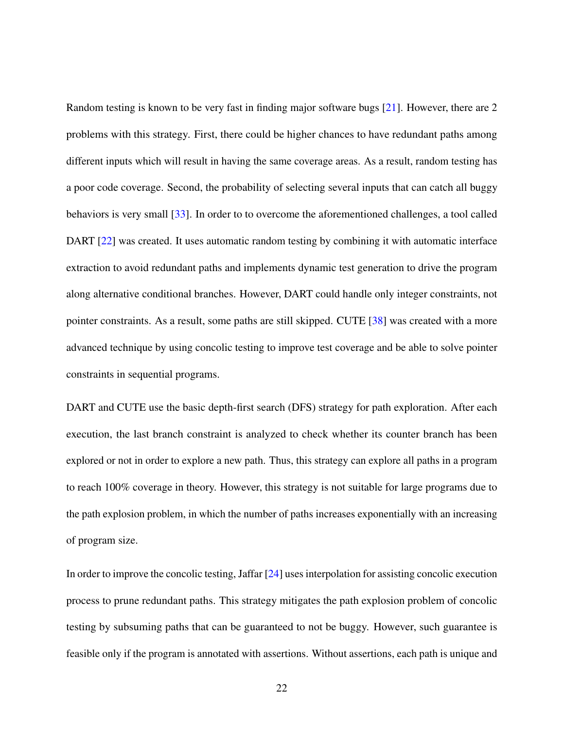Random testing is known to be very fast in finding major software bugs [21]. However, there are 2 problems with this strategy. First, there could be higher chances to have redundant paths among different inputs which will result in having the same coverage areas. As a result, random testing has a poor code coverage. Second, the probability of selecting several inputs that can catch all buggy behaviors is very small [33]. In order to to overcome the aforementioned challenges, a tool called DART [22] was created. It uses automatic random testing by combining it with automatic interface extraction to avoid redundant paths and implements dynamic test generation to drive the program along alternative conditional branches. However, DART could handle only integer constraints, not pointer constraints. As a result, some paths are still skipped. CUTE [38] was created with a more advanced technique by using concolic testing to improve test coverage and be able to solve pointer constraints in sequential programs.

DART and CUTE use the basic depth-first search (DFS) strategy for path exploration. After each execution, the last branch constraint is analyzed to check whether its counter branch has been explored or not in order to explore a new path. Thus, this strategy can explore all paths in a program to reach 100% coverage in theory. However, this strategy is not suitable for large programs due to the path explosion problem, in which the number of paths increases exponentially with an increasing of program size.

In order to improve the concolic testing, Jaffar [24] uses interpolation for assisting concolic execution process to prune redundant paths. This strategy mitigates the path explosion problem of concolic testing by subsuming paths that can be guaranteed to not be buggy. However, such guarantee is feasible only if the program is annotated with assertions. Without assertions, each path is unique and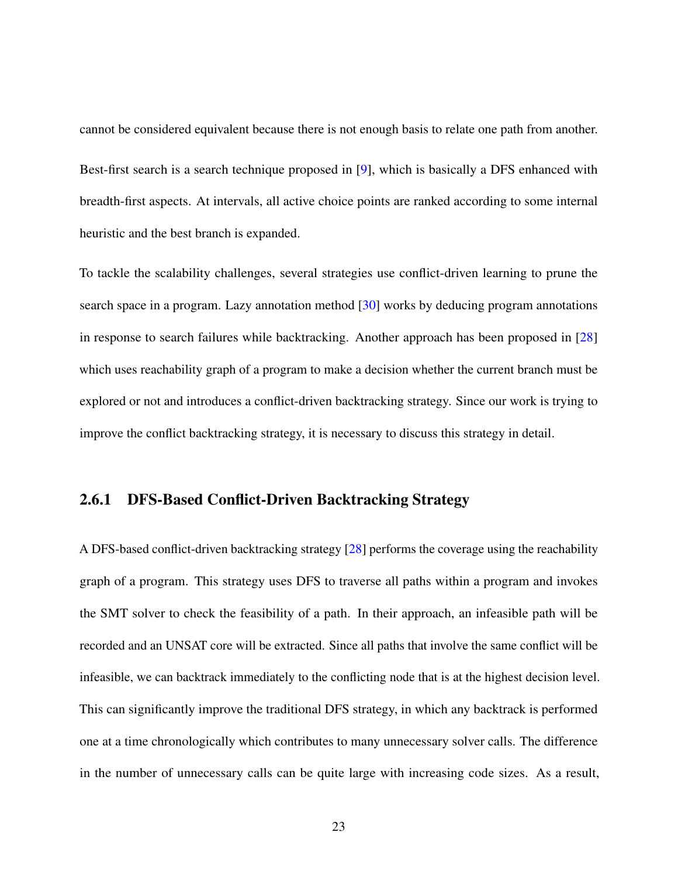cannot be considered equivalent because there is not enough basis to relate one path from another.

Best-first search is a search technique proposed in [9], which is basically a DFS enhanced with breadth-first aspects. At intervals, all active choice points are ranked according to some internal heuristic and the best branch is expanded.

To tackle the scalability challenges, several strategies use conflict-driven learning to prune the search space in a program. Lazy annotation method [30] works by deducing program annotations in response to search failures while backtracking. Another approach has been proposed in [28] which uses reachability graph of a program to make a decision whether the current branch must be explored or not and introduces a conflict-driven backtracking strategy. Since our work is trying to improve the conflict backtracking strategy, it is necessary to discuss this strategy in detail.

### 2.6.1 DFS-Based Conflict-Driven Backtracking Strategy

A DFS-based conflict-driven backtracking strategy [28] performs the coverage using the reachability graph of a program. This strategy uses DFS to traverse all paths within a program and invokes the SMT solver to check the feasibility of a path. In their approach, an infeasible path will be recorded and an UNSAT core will be extracted. Since all paths that involve the same conflict will be infeasible, we can backtrack immediately to the conflicting node that is at the highest decision level. This can significantly improve the traditional DFS strategy, in which any backtrack is performed one at a time chronologically which contributes to many unnecessary solver calls. The difference in the number of unnecessary calls can be quite large with increasing code sizes. As a result,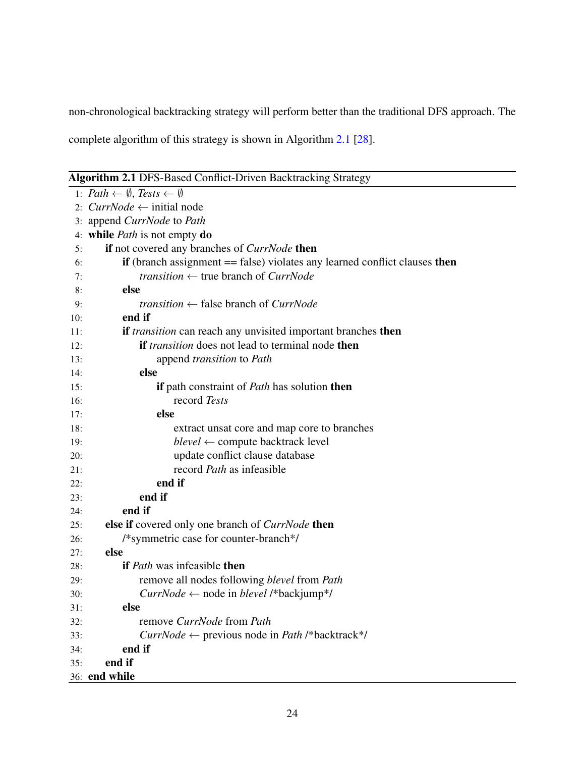non-chronological backtracking strategy will perform better than the traditional DFS approach. The complete algorithm of this strategy is shown in Algorithm 2.1 [28].

**Algorithm 2.1** DFS-Based Conflict-Driven Backtracking Strategy

```
1: Path ← ∅, Tests ← ∅
2: CurrNode ← initial node
3: append CurrNode to Path
4: while Path is not empty do
5:     if not covered any branches of CurrNode then
6:         if (branch assignment == false) violates any learned conflict clauses then
7:             transition ← true branch of CurrNode
8:         else
9:             transition ← false branch of CurrNode
10:        end if
11:        if transition can reach any unvisited important branches then
12:            if transition does not lead to terminal node then
13:                append transition to Path
14:            else
15:                if path constraint of Path has solution then
16:                    record Tests
17:                else
18:                    extract unsat core and map core to branches
19:                    blevel ← compute backtrack level
20:                    update conflict clause database
21:                    record Path as infeasible
22:                end if
23:            end if
24:        end if
25:    else if covered only one branch of CurrNode then
26:        /*symmetric case for counter-branch*/
27:    else
28:        if Path was infeasible then
29:            remove all nodes following blevel from Path
30:            CurrNode ← node in blevel /*backjump*/
31:        else
32:            remove CurrNode from Path
33:            CurrNode ← previous node in Path /*backtrack*/
34:        end if
35:    end if
36: end while
```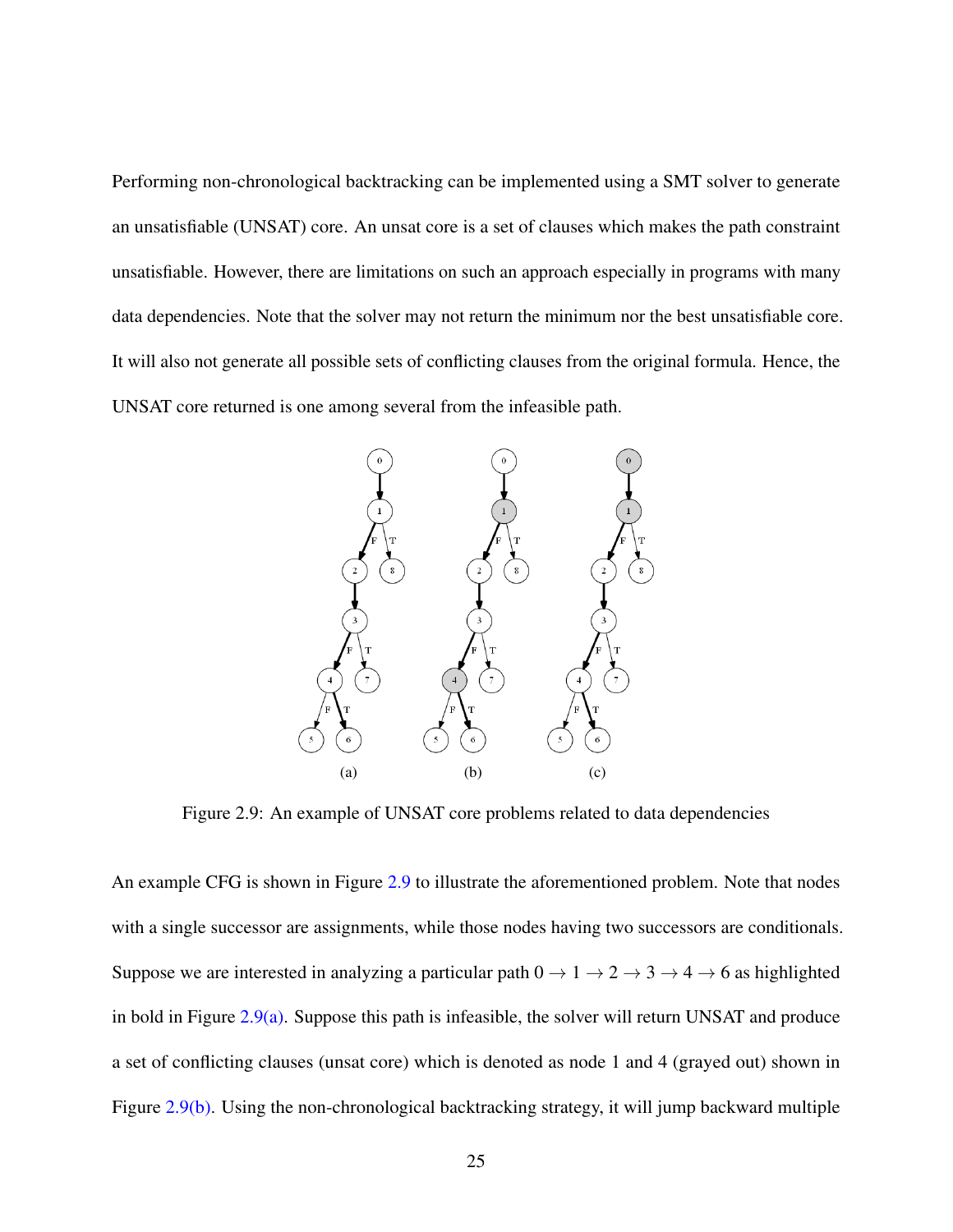Performing non-chronological backtracking can be implemented using a SMT solver to generate an unsatisfiable (UNSAT) core. An unsat core is a set of clauses which makes the path constraint unsatisfiable. However, there are limitations on such an approach especially in programs with many data dependencies. Note that the solver may not return the minimum nor the best unsatisfiable core. It will also not generate all possible sets of conflicting clauses from the original formula. Hence, the UNSAT core returned is one among several from the infeasible path.

Figure 2.9: An example of UNSAT core problems related to data dependencies

An example CFG is shown in Figure 2.9 to illustrate the aforementioned problem. Note that nodes with a single successor are assignments, while those nodes having two successors are conditionals. Suppose we are interested in analyzing a particular path $0 \rightarrow 1 \rightarrow 2 \rightarrow 3 \rightarrow 4 \rightarrow 6$ as highlighted in bold in Figure 2.9(a). Suppose this path is infeasible, the solver will return UNSAT and produce a set of conflicting clauses (unsat core) which is denoted as node 1 and 4 (grayed out) shown in Figure 2.9(b). Using the non-chronological backtracking strategy, it will jump backward multiple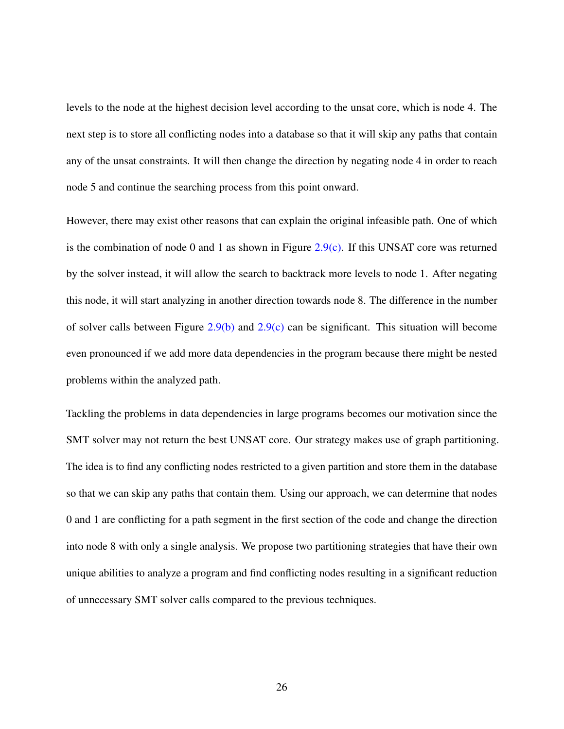levels to the node at the highest decision level according to the unsat core, which is node 4. The next step is to store all conflicting nodes into a database so that it will skip any paths that contain any of the unsat constraints. It will then change the direction by negating node 4 in order to reach node 5 and continue the searching process from this point onward.

However, there may exist other reasons that can explain the original infeasible path. One of which is the combination of node 0 and 1 as shown in Figure 2.9(c). If this UNSAT core was returned by the solver instead, it will allow the search to backtrack more levels to node 1. After negating this node, it will start analyzing in another direction towards node 8. The difference in the number of solver calls between Figure 2.9(b) and 2.9(c) can be significant. This situation will become even pronounced if we add more data dependencies in the program because there might be nested problems within the analyzed path.

Tackling the problems in data dependencies in large programs becomes our motivation since the SMT solver may not return the best UNSAT core. Our strategy makes use of graph partitioning. The idea is to find any conflicting nodes restricted to a given partition and store them in the database so that we can skip any paths that contain them. Using our approach, we can determine that nodes 0 and 1 are conflicting for a path segment in the first section of the code and change the direction into node 8 with only a single analysis. We propose two partitioning strategies that have their own unique abilities to analyze a program and find conflicting nodes resulting in a significant reduction of unnecessary SMT solver calls compared to the previous techniques.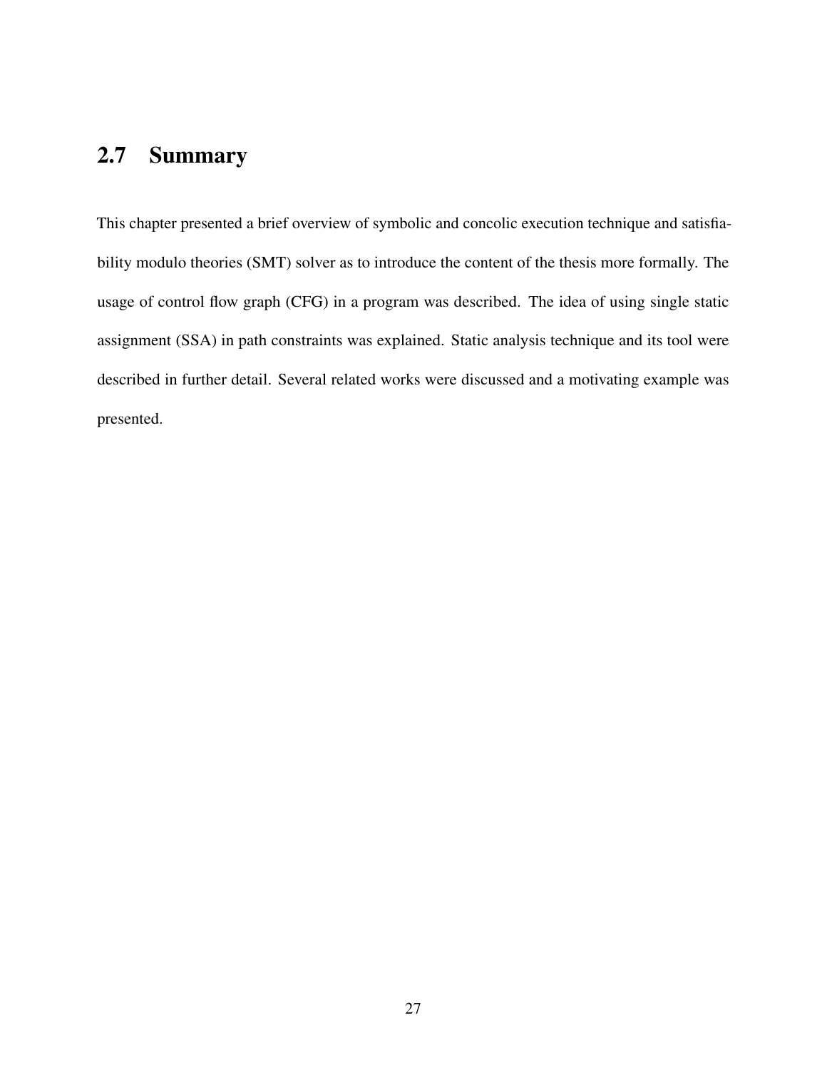## 2.7 Summary

This chapter presented a brief overview of symbolic and concolic execution technique and satisfiability modulo theories (SMT) solver as to introduce the content of the thesis more formally. The usage of control flow graph (CFG) in a program was described. The idea of using single static assignment (SSA) in path constraints was explained. Static analysis technique and its tool were described in further detail. Several related works were discussed and a motivating example was presented.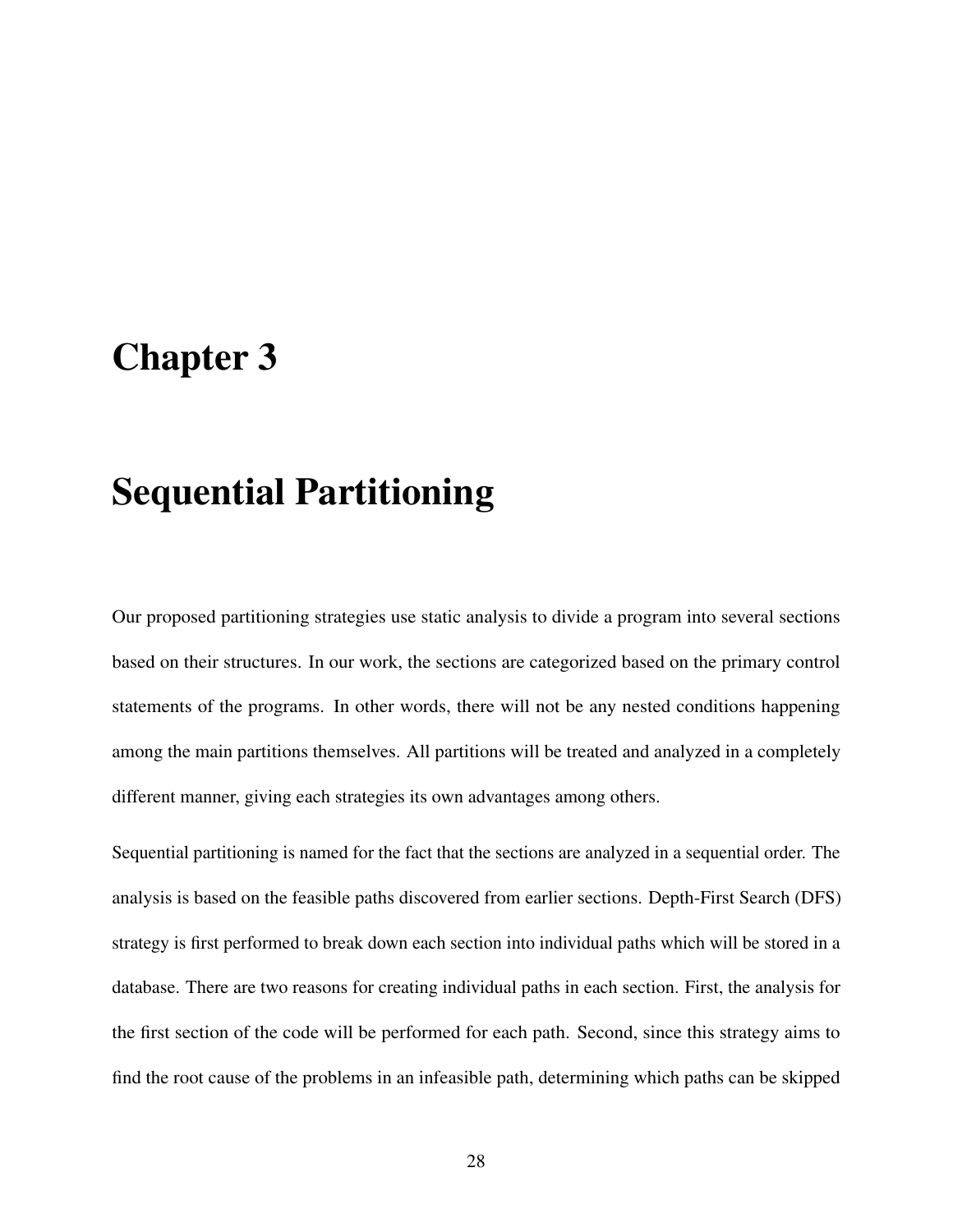# Chapter 3

# Sequential Partitioning

Our proposed partitioning strategies use static analysis to divide a program into several sections based on their structures. In our work, the sections are categorized based on the primary control statements of the programs. In other words, there will not be any nested conditions happening among the main partitions themselves. All partitions will be treated and analyzed in a completely different manner, giving each strategies its own advantages among others.

Sequential partitioning is named for the fact that the sections are analyzed in a sequential order. The analysis is based on the feasible paths discovered from earlier sections. Depth-First Search (DFS) strategy is first performed to break down each section into individual paths which will be stored in a database. There are two reasons for creating individual paths in each section. First, the analysis for the first section of the code will be performed for each path. Second, since this strategy aims to find the root cause of the problems in an infeasible path, determining which paths can be skipped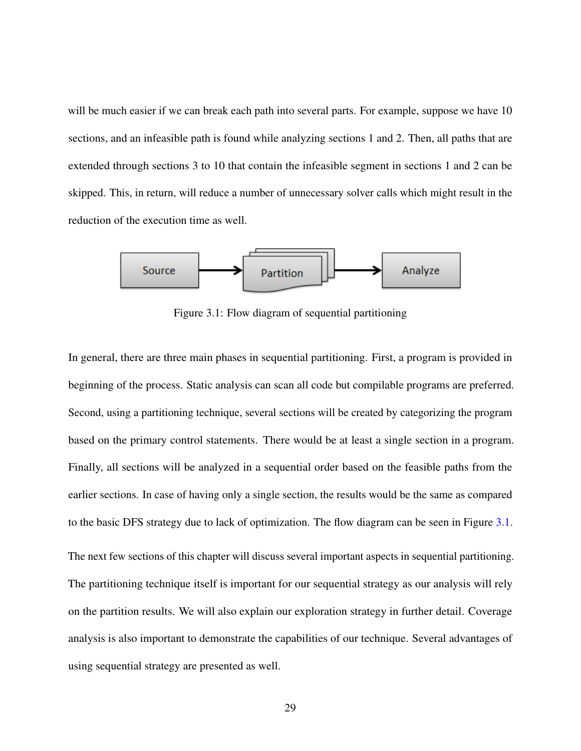will be much easier if we can break each path into several parts. For example, suppose we have 10 sections, and an infeasible path is found while analyzing sections 1 and 2. Then, all paths that are extended through sections 3 to 10 that contain the infeasible segment in sections 1 and 2 can be skipped. This, in return, will reduce a number of unnecessary solver calls which might result in the reduction of the execution time as well.

Figure 3.1: Flow diagram of sequential partitioning

In general, there are three main phases in sequential partitioning. First, a program is provided in beginning of the process. Static analysis can scan all code but compilable programs are preferred. Second, using a partitioning technique, several sections will be created by categorizing the program based on the primary control statements. There would be at least a single section in a program. Finally, all sections will be analyzed in a sequential order based on the feasible paths from the earlier sections. In case of having only a single section, the results would be the same as compared to the basic DFS strategy due to lack of optimization. The flow diagram can be seen in Figure 3.1.

The next few sections of this chapter will discuss several important aspects in sequential partitioning. The partitioning technique itself is important for our sequential strategy as our analysis will rely on the partition results. We will also explain our exploration strategy in further detail. Coverage analysis is also important to demonstrate the capabilities of our technique. Several advantages of using sequential strategy are presented as well.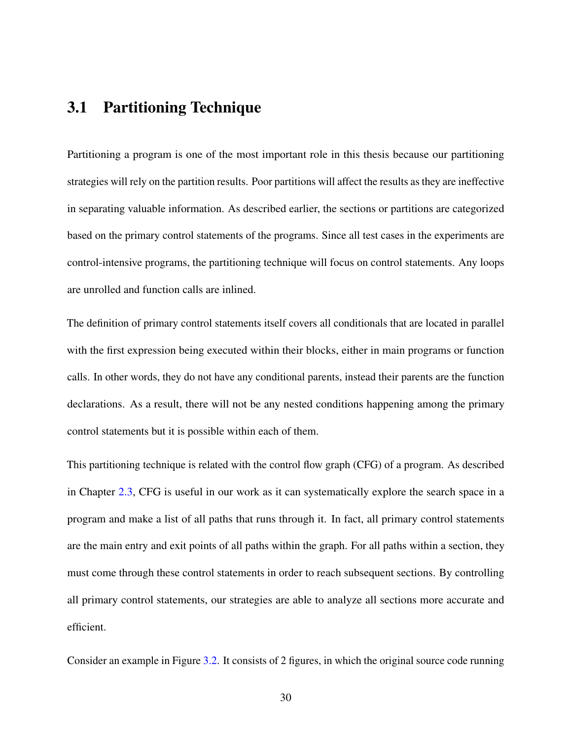## 3.1 Partitioning Technique

Partitioning a program is one of the most important role in this thesis because our partitioning strategies will rely on the partition results. Poor partitions will affect the results as they are ineffective in separating valuable information. As described earlier, the sections or partitions are categorized based on the primary control statements of the programs. Since all test cases in the experiments are control-intensive programs, the partitioning technique will focus on control statements. Any loops are unrolled and function calls are inlined.

The definition of primary control statements itself covers all conditionals that are located in parallel with the first expression being executed within their blocks, either in main programs or function calls. In other words, they do not have any conditional parents, instead their parents are the function declarations. As a result, there will not be any nested conditions happening among the primary control statements but it is possible within each of them.

This partitioning technique is related with the control flow graph (CFG) of a program. As described in Chapter 2.3, CFG is useful in our work as it can systematically explore the search space in a program and make a list of all paths that runs through it. In fact, all primary control statements are the main entry and exit points of all paths within the graph. For all paths within a section, they must come through these control statements in order to reach subsequent sections. By controlling all primary control statements, our strategies are able to analyze all sections more accurate and efficient.

Consider an example in Figure 3.2. It consists of 2 figures, in which the original source code running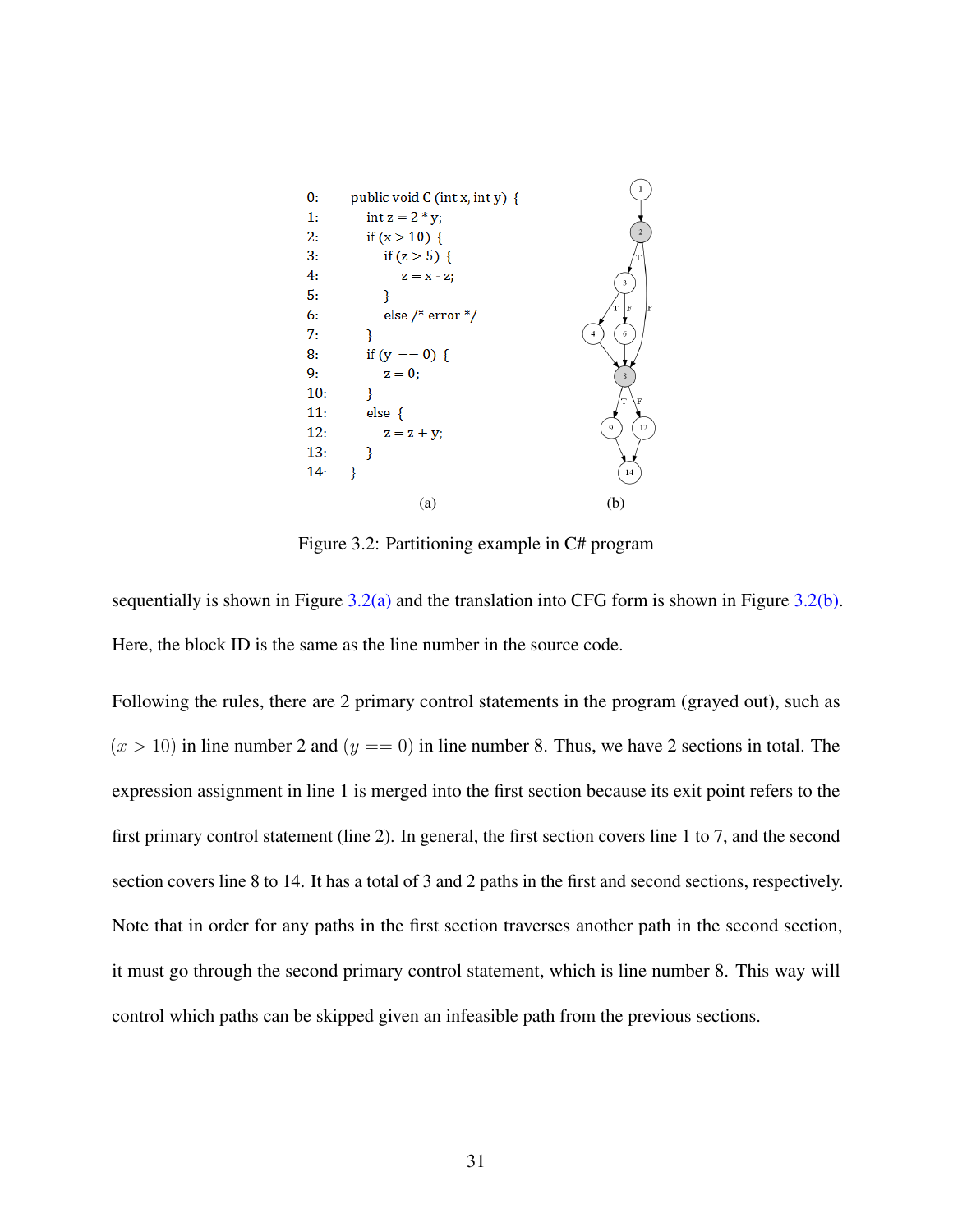```
0:    public void C (int x, int y) {
1:      int z = 2 * y;
2:      if (x > 10) {
3:        if (z > 5) {
4:          z = x - z;
5:        }
6:        else /* error */
7:      }
8:      if (y == 0) {
9:        z = 0;
10:     }
11:     else {
12:       z = z + y;
13:     }
14:   }
```

(a) (b)

Figure 3.2: Partitioning example in C# program

sequentially is shown in Figure 3.2(a) and the translation into CFG form is shown in Figure 3.2(b). Here, the block ID is the same as the line number in the source code.

Following the rules, there are 2 primary control statements in the program (grayed out), such as $(x > 10)$ in line number 2 and $(y == 0)$ in line number 8. Thus, we have 2 sections in total. The expression assignment in line 1 is merged into the first section because its exit point refers to the first primary control statement (line 2). In general, the first section covers line 1 to 7, and the second section covers line 8 to 14. It has a total of 3 and 2 paths in the first and second sections, respectively. Note that in order for any paths in the first section traverses another path in the second section, it must go through the second primary control statement, which is line number 8. This way will control which paths can be skipped given an infeasible path from the previous sections.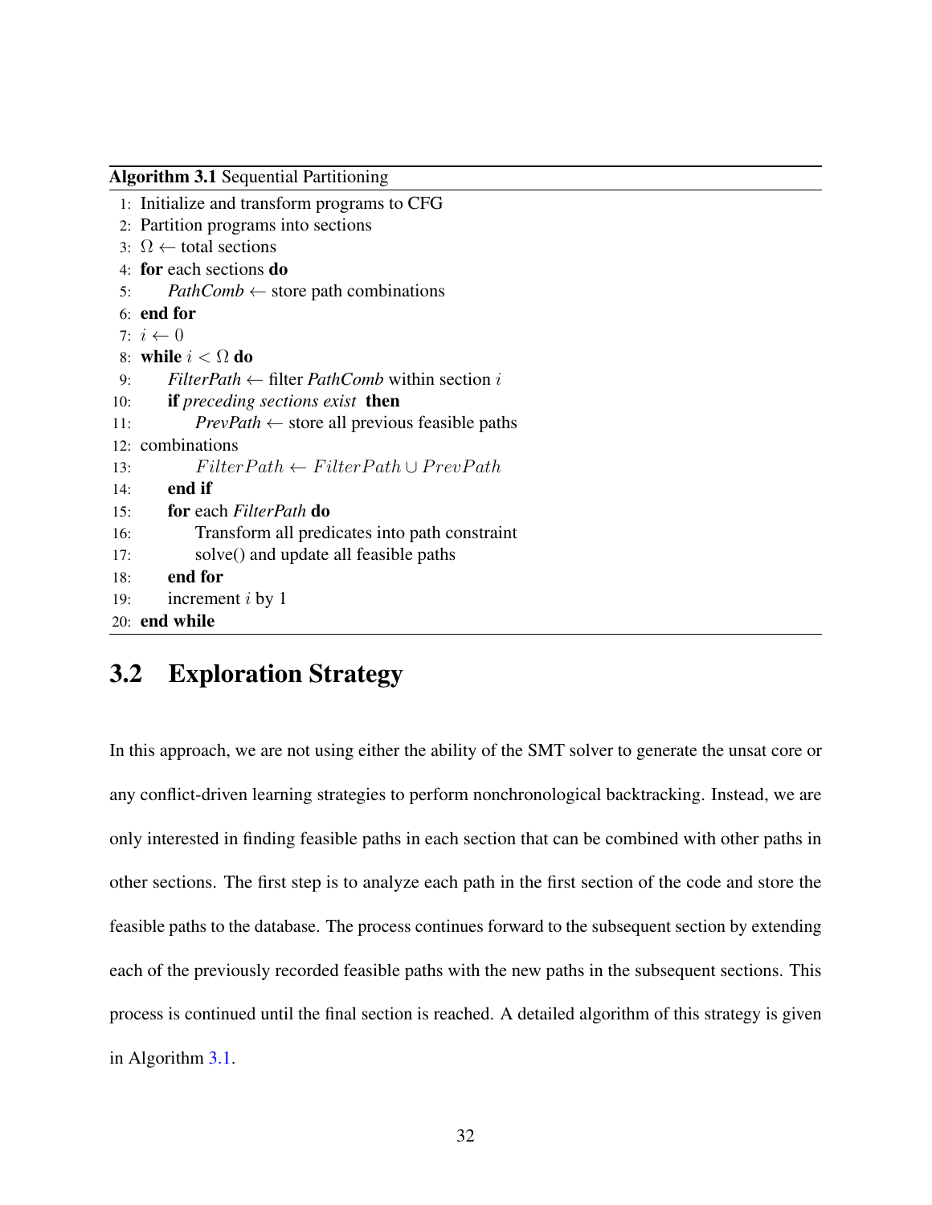**Algorithm 3.1** Sequential Partitioning

```
1:  Initialize and transform programs to CFG
2:  Partition programs into sections
3:  Ω ← total sections
4:  for each sections do
5:      PathComb ← store path combinations
6:  end for
7:  i ← 0
8:  while i < Ω do
9:      FilterPath ← filter PathComb within section i
10:     if preceding sections exist then
11:         PrevPath ← store all previous feasible paths
12: combinations
13:         FilterPath ← FilterPath ∪ PrevPath
14:     end if
15:     for each FilterPath do
16:         Transform all predicates into path constraint
17:         solve() and update all feasible paths
18:     end for
19:     increment i by 1
20: end while
```

## 3.2 Exploration Strategy

In this approach, we are not using either the ability of the SMT solver to generate the unsat core or any conflict-driven learning strategies to perform nonchronological backtracking. Instead, we are only interested in finding feasible paths in each section that can be combined with other paths in other sections. The first step is to analyze each path in the first section of the code and store the feasible paths to the database. The process continues forward to the subsequent section by extending each of the previously recorded feasible paths with the new paths in the subsequent sections. This process is continued until the final section is reached. A detailed algorithm of this strategy is given in Algorithm 3.1.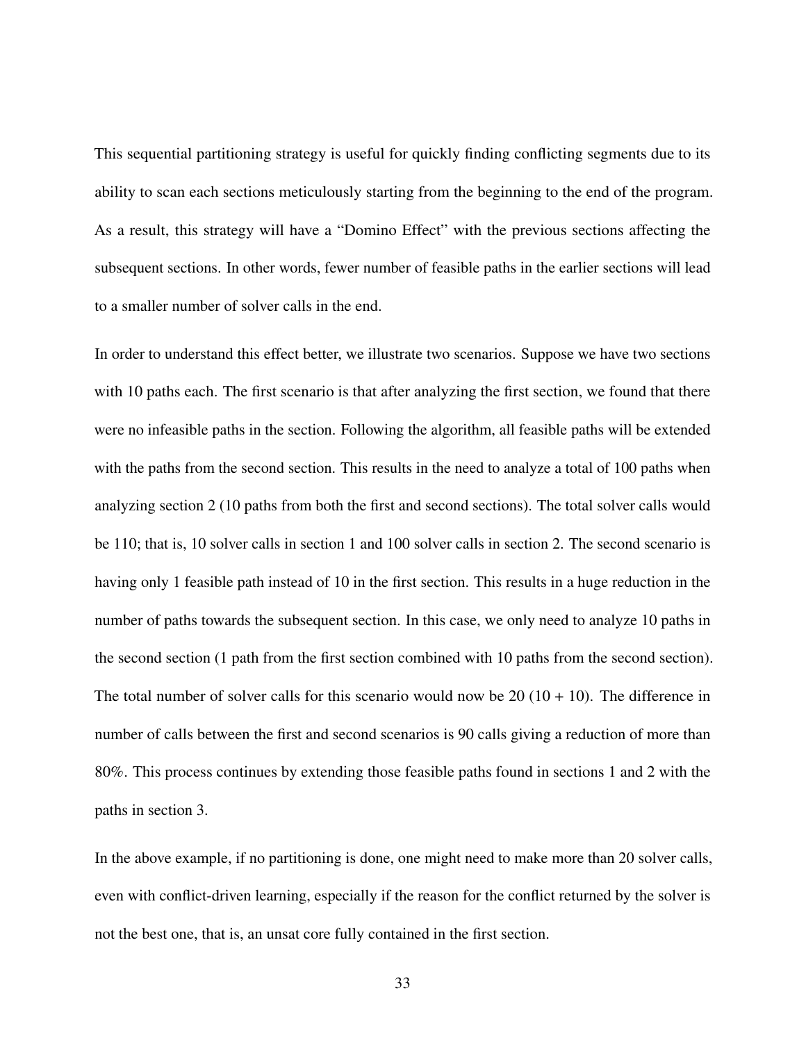This sequential partitioning strategy is useful for quickly finding conflicting segments due to its ability to scan each sections meticulously starting from the beginning to the end of the program. As a result, this strategy will have a "Domino Effect" with the previous sections affecting the subsequent sections. In other words, fewer number of feasible paths in the earlier sections will lead to a smaller number of solver calls in the end.

In order to understand this effect better, we illustrate two scenarios. Suppose we have two sections with 10 paths each. The first scenario is that after analyzing the first section, we found that there were no infeasible paths in the section. Following the algorithm, all feasible paths will be extended with the paths from the second section. This results in the need to analyze a total of 100 paths when analyzing section 2 (10 paths from both the first and second sections). The total solver calls would be 110; that is, 10 solver calls in section 1 and 100 solver calls in section 2. The second scenario is having only 1 feasible path instead of 10 in the first section. This results in a huge reduction in the number of paths towards the subsequent section. In this case, we only need to analyze 10 paths in the second section (1 path from the first section combined with 10 paths from the second section). The total number of solver calls for this scenario would now be 20 (10 + 10). The difference in number of calls between the first and second scenarios is 90 calls giving a reduction of more than 80%. This process continues by extending those feasible paths found in sections 1 and 2 with the paths in section 3.

In the above example, if no partitioning is done, one might need to make more than 20 solver calls, even with conflict-driven learning, especially if the reason for the conflict returned by the solver is not the best one, that is, an unsat core fully contained in the first section.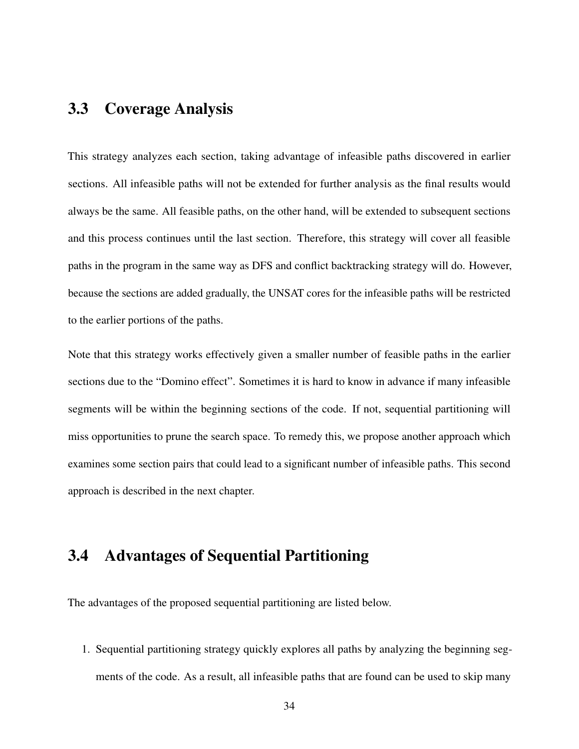## 3.3 Coverage Analysis

This strategy analyzes each section, taking advantage of infeasible paths discovered in earlier sections. All infeasible paths will not be extended for further analysis as the final results would always be the same. All feasible paths, on the other hand, will be extended to subsequent sections and this process continues until the last section. Therefore, this strategy will cover all feasible paths in the program in the same way as DFS and conflict backtracking strategy will do. However, because the sections are added gradually, the UNSAT cores for the infeasible paths will be restricted to the earlier portions of the paths.

Note that this strategy works effectively given a smaller number of feasible paths in the earlier sections due to the "Domino effect". Sometimes it is hard to know in advance if many infeasible segments will be within the beginning sections of the code. If not, sequential partitioning will miss opportunities to prune the search space. To remedy this, we propose another approach which examines some section pairs that could lead to a significant number of infeasible paths. This second approach is described in the next chapter.

## 3.4 Advantages of Sequential Partitioning

The advantages of the proposed sequential partitioning are listed below.

1. Sequential partitioning strategy quickly explores all paths by analyzing the beginning segments of the code. As a result, all infeasible paths that are found can be used to skip many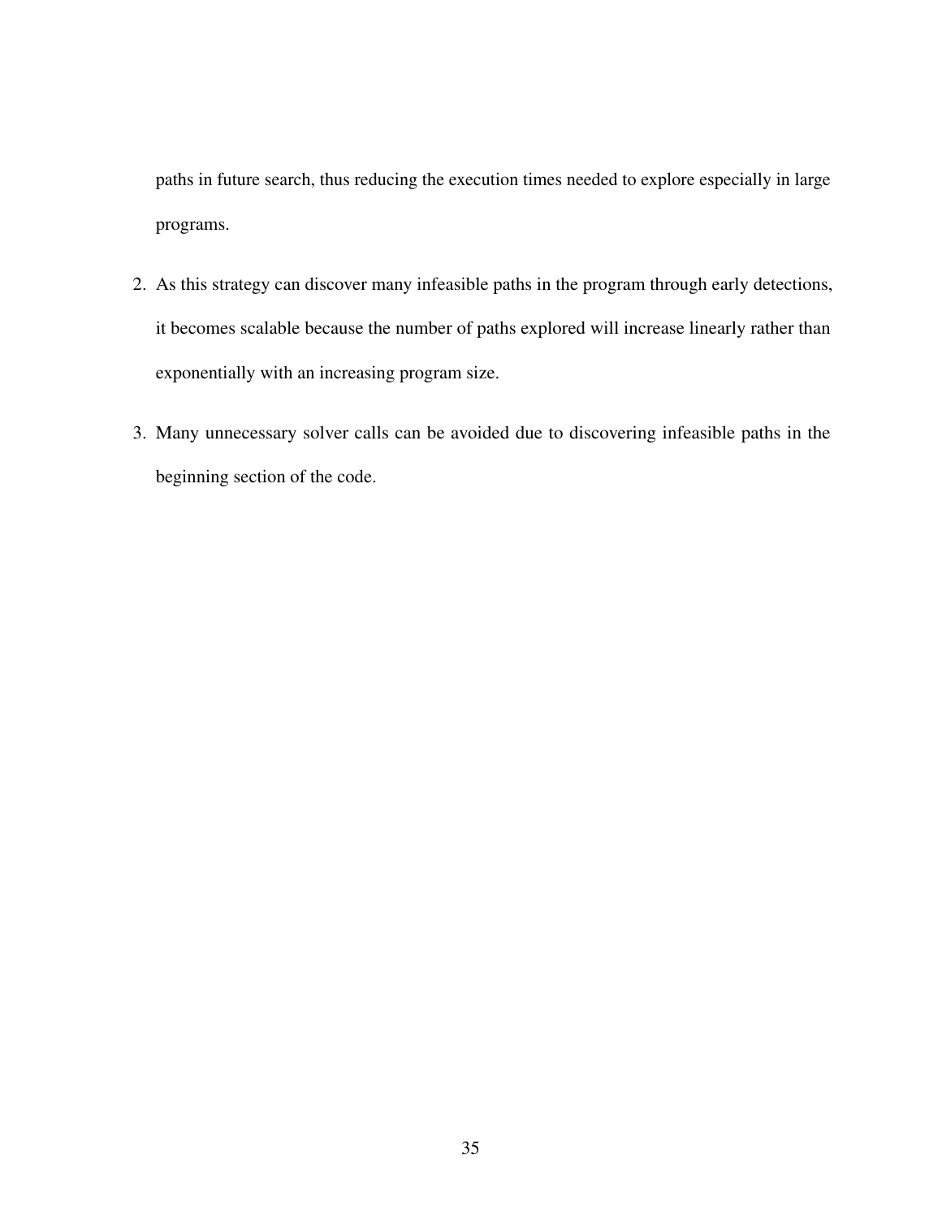paths in future search, thus reducing the execution times needed to explore especially in large programs.

2. As this strategy can discover many infeasible paths in the program through early detections, it becomes scalable because the number of paths explored will increase linearly rather than exponentially with an increasing program size.
3. Many unnecessary solver calls can be avoided due to discovering infeasible paths in the beginning section of the code.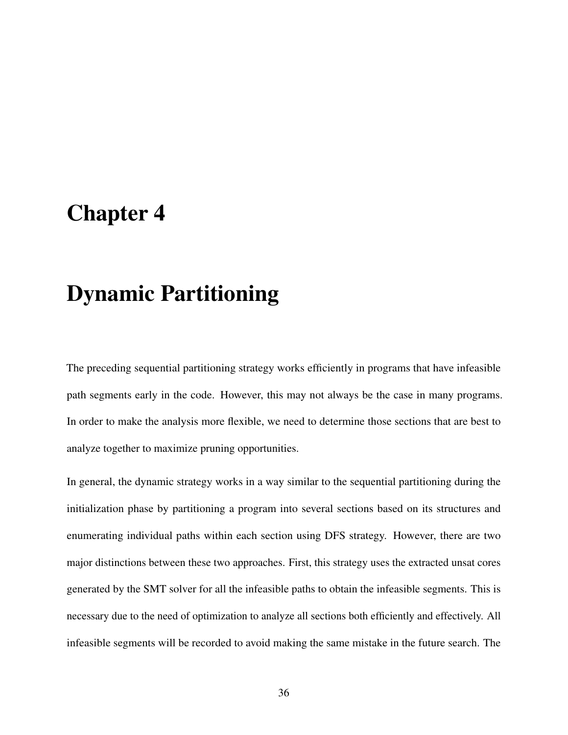# Chapter 4

# Dynamic Partitioning

The preceding sequential partitioning strategy works efficiently in programs that have infeasible path segments early in the code. However, this may not always be the case in many programs. In order to make the analysis more flexible, we need to determine those sections that are best to analyze together to maximize pruning opportunities.

In general, the dynamic strategy works in a way similar to the sequential partitioning during the initialization phase by partitioning a program into several sections based on its structures and enumerating individual paths within each section using DFS strategy. However, there are two major distinctions between these two approaches. First, this strategy uses the extracted unsat cores generated by the SMT solver for all the infeasible paths to obtain the infeasible segments. This is necessary due to the need of optimization to analyze all sections both efficiently and effectively. All infeasible segments will be recorded to avoid making the same mistake in the future search. The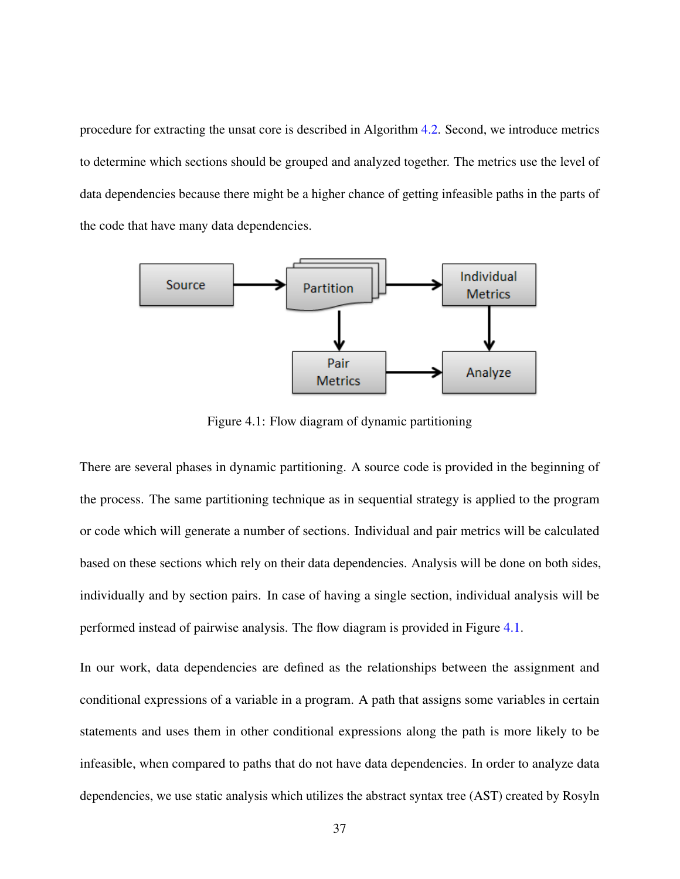procedure for extracting the unsat core is described in Algorithm 4.2. Second, we introduce metrics to determine which sections should be grouped and analyzed together. The metrics use the level of data dependencies because there might be a higher chance of getting infeasible paths in the parts of the code that have many data dependencies.

Figure 4.1: Flow diagram of dynamic partitioning

There are several phases in dynamic partitioning. A source code is provided in the beginning of the process. The same partitioning technique as in sequential strategy is applied to the program or code which will generate a number of sections. Individual and pair metrics will be calculated based on these sections which rely on their data dependencies. Analysis will be done on both sides, individually and by section pairs. In case of having a single section, individual analysis will be performed instead of pairwise analysis. The flow diagram is provided in Figure 4.1.

In our work, data dependencies are defined as the relationships between the assignment and conditional expressions of a variable in a program. A path that assigns some variables in certain statements and uses them in other conditional expressions along the path is more likely to be infeasible, when compared to paths that do not have data dependencies. In order to analyze data dependencies, we use static analysis which utilizes the abstract syntax tree (AST) created by Rosyln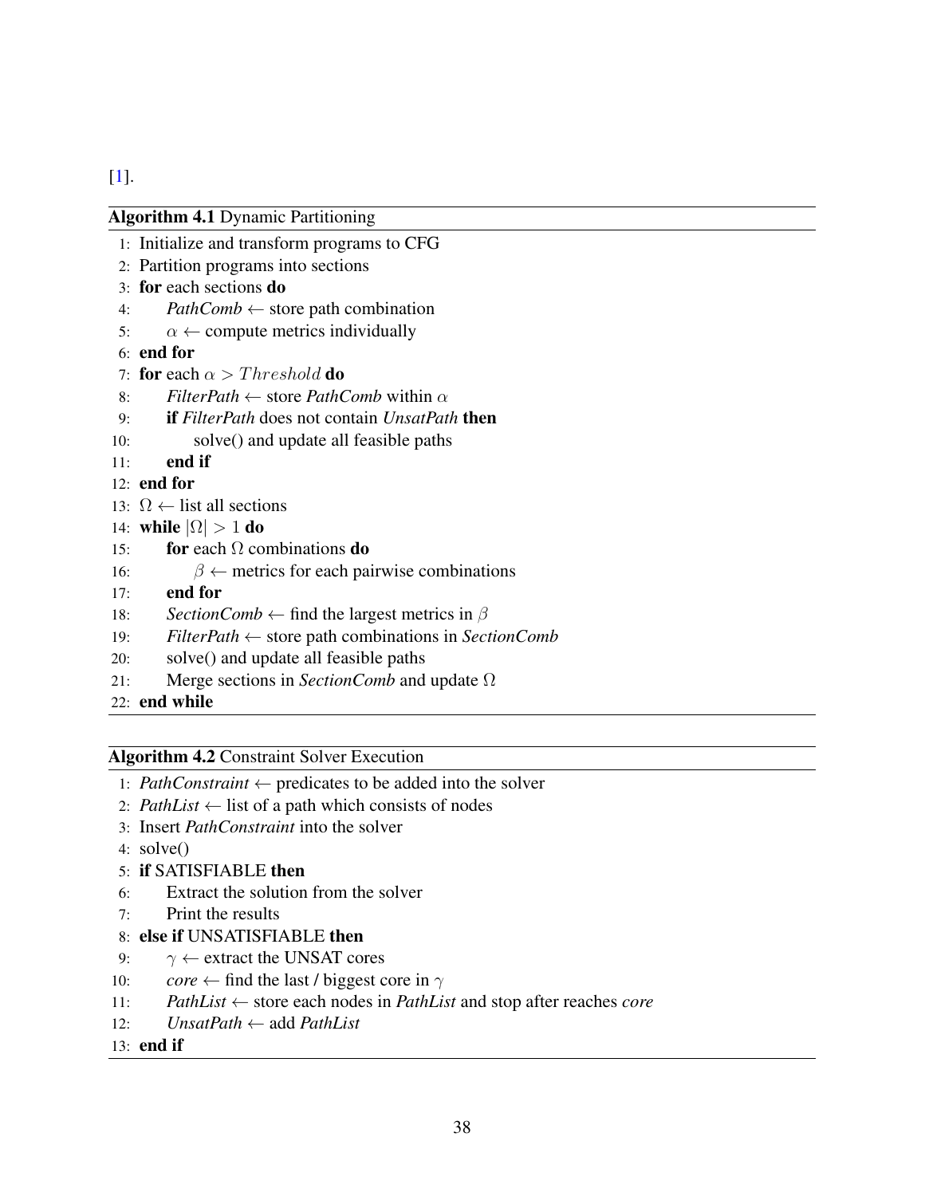[1].

**Algorithm 4.1** Dynamic Partitioning

```
 1: Initialize and transform programs to CFG
 2: Partition programs into sections
 3: for each sections do
 4:     PathComb ← store path combination
 5:     α ← compute metrics individually
 6: end for
 7: for each α > Threshold do
 8:     FilterPath ← store PathComb within α
 9:     if FilterPath does not contain UnsatPath then
10:         solve() and update all feasible paths
11:     end if
12: end for
13: Ω ← list all sections
14: while |Ω| > 1 do
15:     for each Ω combinations do
16:         β ← metrics for each pairwise combinations
17:     end for
18:     SectionComb ← find the largest metrics in β
19:     FilterPath ← store path combinations in SectionComb
20:     solve() and update all feasible paths
21:     Merge sections in SectionComb and update Ω
22: end while
```

**Algorithm 4.2** Constraint Solver Execution

```
 1: PathConstraint ← predicates to be added into the solver
 2: PathList ← list of a path which consists of nodes
 3: Insert PathConstraint into the solver
 4: solve()
 5: if SATISFIABLE then
 6:     Extract the solution from the solver
 7:     Print the results
 8: else if UNSATISFIABLE then
 9:     γ ← extract the UNSAT cores
10:     core ← find the last / biggest core in γ
11:     PathList ← store each nodes in PathList and stop after reaches core
12:     UnsatPath ← add PathList
13: end if
```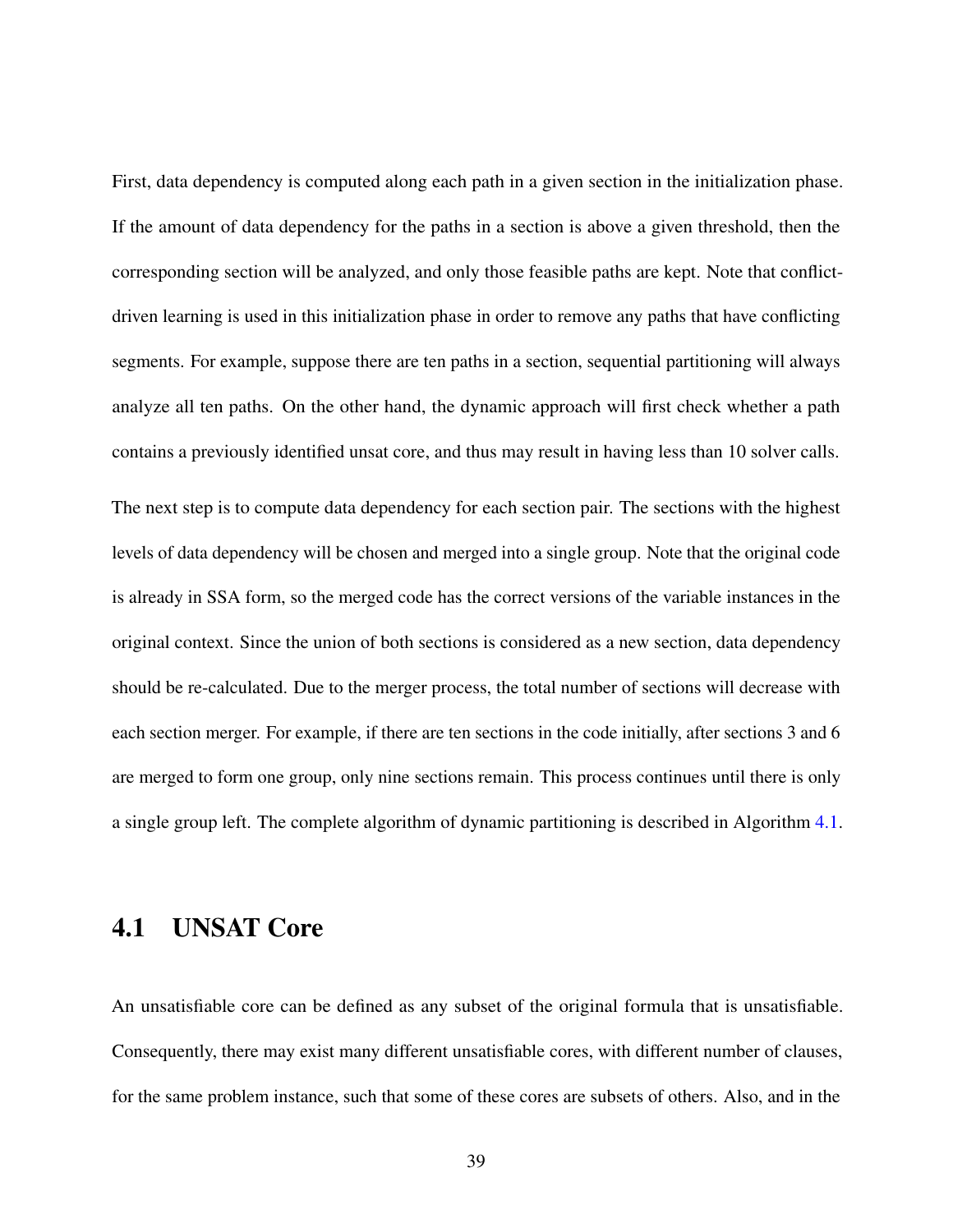First, data dependency is computed along each path in a given section in the initialization phase. If the amount of data dependency for the paths in a section is above a given threshold, then the corresponding section will be analyzed, and only those feasible paths are kept. Note that conflict-driven learning is used in this initialization phase in order to remove any paths that have conflicting segments. For example, suppose there are ten paths in a section, sequential partitioning will always analyze all ten paths. On the other hand, the dynamic approach will first check whether a path contains a previously identified unsat core, and thus may result in having less than 10 solver calls.

The next step is to compute data dependency for each section pair. The sections with the highest levels of data dependency will be chosen and merged into a single group. Note that the original code is already in SSA form, so the merged code has the correct versions of the variable instances in the original context. Since the union of both sections is considered as a new section, data dependency should be re-calculated. Due to the merger process, the total number of sections will decrease with each section merger. For example, if there are ten sections in the code initially, after sections 3 and 6 are merged to form one group, only nine sections remain. This process continues until there is only a single group left. The complete algorithm of dynamic partitioning is described in Algorithm 4.1.

## 4.1 UNSAT Core

An unsatisfiable core can be defined as any subset of the original formula that is unsatisfiable. Consequently, there may exist many different unsatisfiable cores, with different number of clauses, for the same problem instance, such that some of these cores are subsets of others. Also, and in the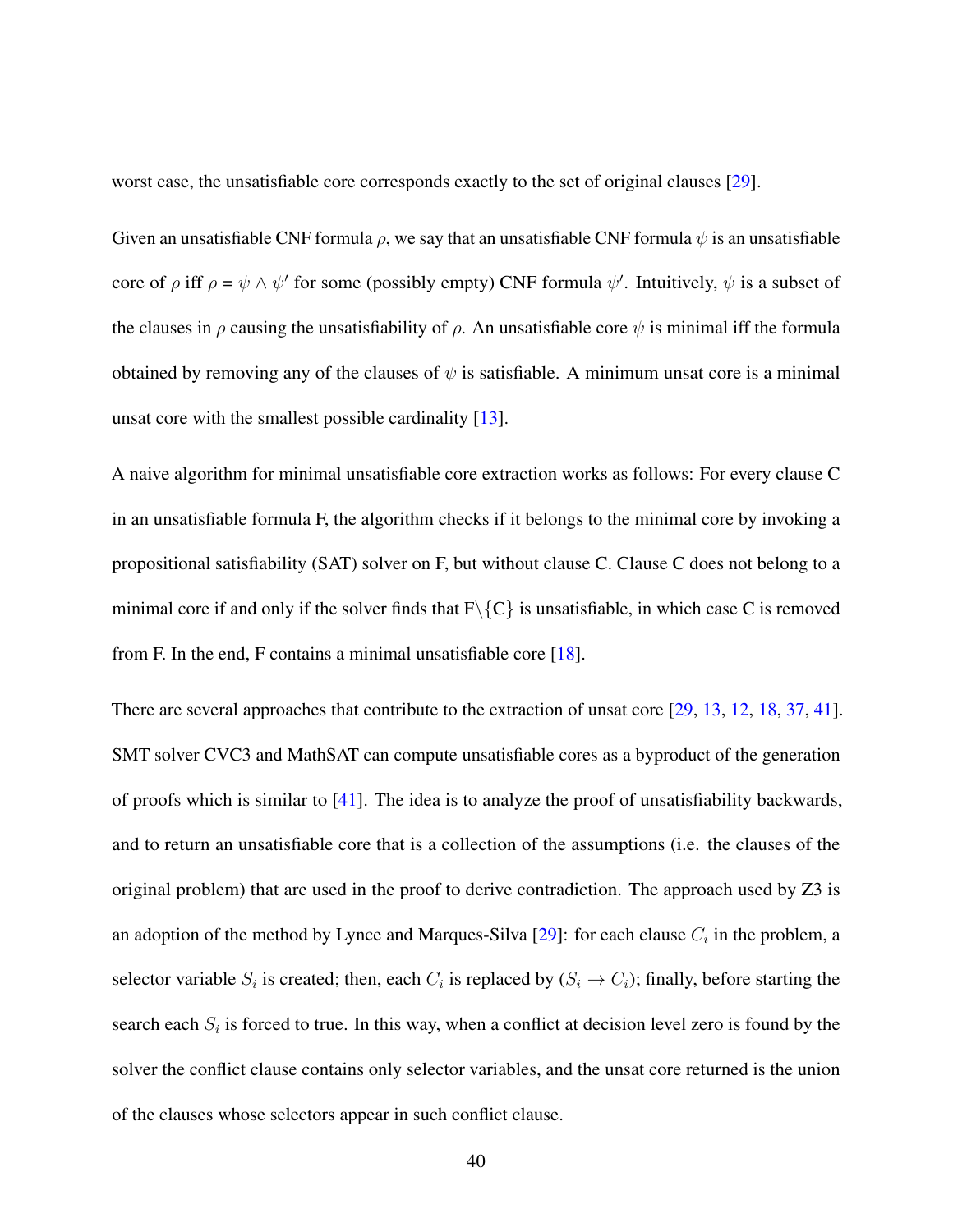worst case, the unsatisfiable core corresponds exactly to the set of original clauses [29].

Given an unsatisfiable CNF formula $\rho$, we say that an unsatisfiable CNF formula $\psi$ is an unsatisfiable core of $\rho$ iff $\rho = \psi \wedge \psi'$ for some (possibly empty) CNF formula $\psi'$. Intuitively, $\psi$ is a subset of the clauses in $\rho$ causing the unsatisfiability of $\rho$. An unsatisfiable core $\psi$ is minimal iff the formula obtained by removing any of the clauses of $\psi$ is satisfiable. A minimum unsat core is a minimal unsat core with the smallest possible cardinality [13].

A naive algorithm for minimal unsatisfiable core extraction works as follows: For every clause C in an unsatisfiable formula F, the algorithm checks if it belongs to the minimal core by invoking a propositional satisfiability (SAT) solver on F, but without clause C. Clause C does not belong to a minimal core if and only if the solver finds that $\mathrm{F} \backslash \{\mathrm{C}\}$ is unsatisfiable, in which case C is removed from F. In the end, F contains a minimal unsatisfiable core [18].

There are several approaches that contribute to the extraction of unsat core [29, 13, 12, 18, 37, 41]. SMT solver CVC3 and MathSAT can compute unsatisfiable cores as a byproduct of the generation of proofs which is similar to [41]. The idea is to analyze the proof of unsatisfiability backwards, and to return an unsatisfiable core that is a collection of the assumptions (i.e. the clauses of the original problem) that are used in the proof to derive contradiction. The approach used by Z3 is an adoption of the method by Lynce and Marques-Silva [29]: for each clause $C_i$ in the problem, a selector variable $S_i$ is created; then, each $C_i$ is replaced by $(S_i \rightarrow C_i)$; finally, before starting the search each $S_i$ is forced to true. In this way, when a conflict at decision level zero is found by the solver the conflict clause contains only selector variables, and the unsat core returned is the union of the clauses whose selectors appear in such conflict clause.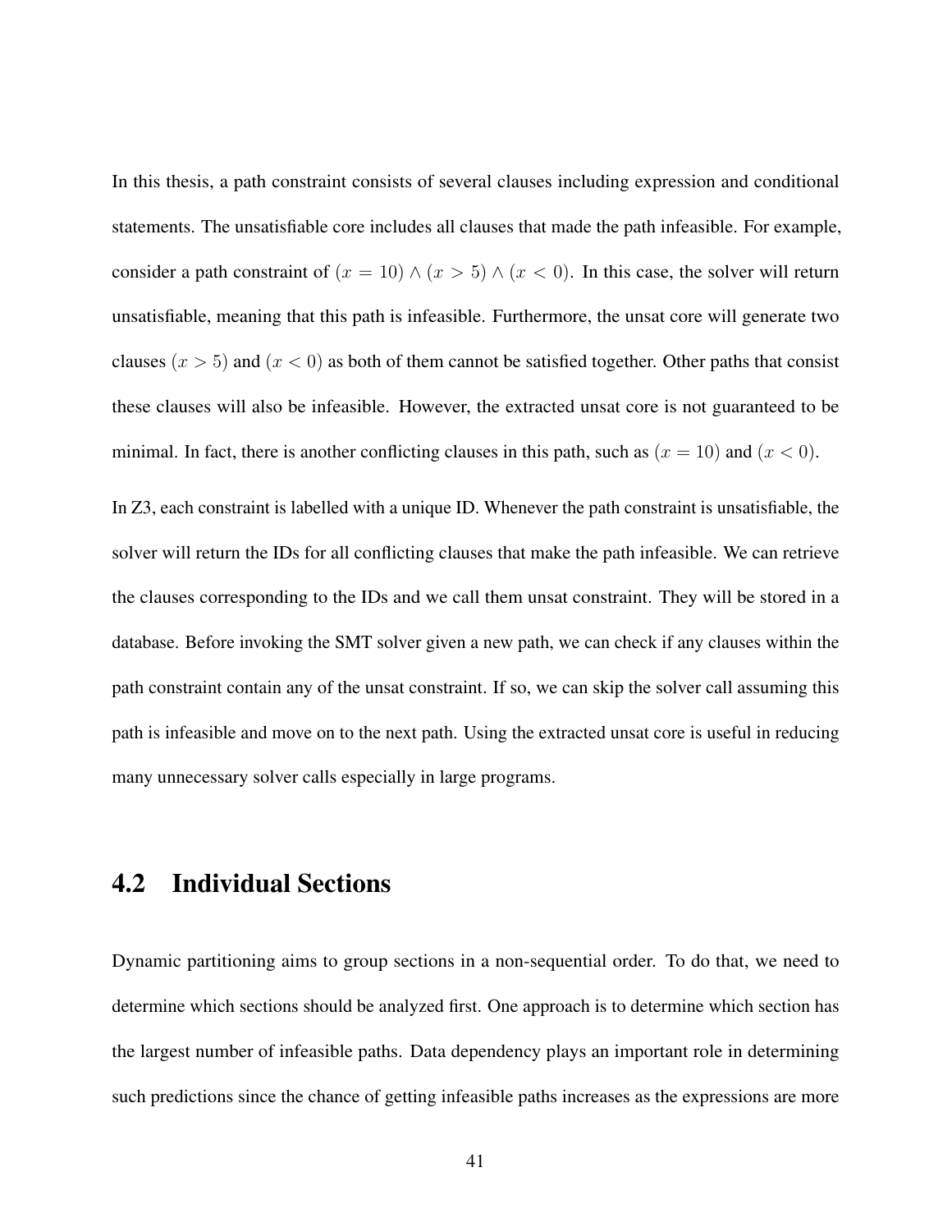In this thesis, a path constraint consists of several clauses including expression and conditional statements. The unsatisfiable core includes all clauses that made the path infeasible. For example, consider a path constraint of $(x = 10) \wedge (x > 5) \wedge (x < 0)$. In this case, the solver will return unsatisfiable, meaning that this path is infeasible. Furthermore, the unsat core will generate two clauses $(x > 5)$ and $(x < 0)$ as both of them cannot be satisfied together. Other paths that consist these clauses will also be infeasible. However, the extracted unsat core is not guaranteed to be minimal. In fact, there is another conflicting clauses in this path, such as $(x = 10)$ and $(x < 0)$.

In Z3, each constraint is labelled with a unique ID. Whenever the path constraint is unsatisfiable, the solver will return the IDs for all conflicting clauses that make the path infeasible. We can retrieve the clauses corresponding to the IDs and we call them unsat constraint. They will be stored in a database. Before invoking the SMT solver given a new path, we can check if any clauses within the path constraint contain any of the unsat constraint. If so, we can skip the solver call assuming this path is infeasible and move on to the next path. Using the extracted unsat core is useful in reducing many unnecessary solver calls especially in large programs.

## 4.2 Individual Sections

Dynamic partitioning aims to group sections in a non-sequential order. To do that, we need to determine which sections should be analyzed first. One approach is to determine which section has the largest number of infeasible paths. Data dependency plays an important role in determining such predictions since the chance of getting infeasible paths increases as the expressions are more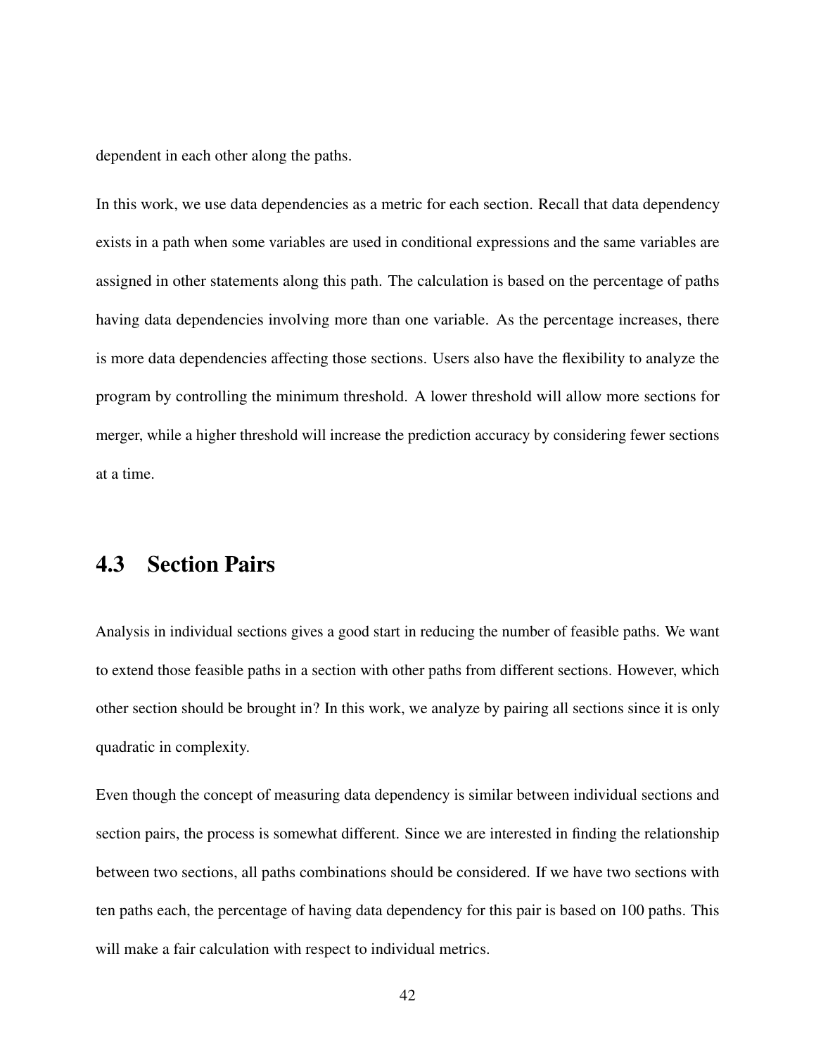dependent in each other along the paths.

In this work, we use data dependencies as a metric for each section. Recall that data dependency exists in a path when some variables are used in conditional expressions and the same variables are assigned in other statements along this path. The calculation is based on the percentage of paths having data dependencies involving more than one variable. As the percentage increases, there is more data dependencies affecting those sections. Users also have the flexibility to analyze the program by controlling the minimum threshold. A lower threshold will allow more sections for merger, while a higher threshold will increase the prediction accuracy by considering fewer sections at a time.

## 4.3 Section Pairs

Analysis in individual sections gives a good start in reducing the number of feasible paths. We want to extend those feasible paths in a section with other paths from different sections. However, which other section should be brought in? In this work, we analyze by pairing all sections since it is only quadratic in complexity.

Even though the concept of measuring data dependency is similar between individual sections and section pairs, the process is somewhat different. Since we are interested in finding the relationship between two sections, all paths combinations should be considered. If we have two sections with ten paths each, the percentage of having data dependency for this pair is based on 100 paths. This will make a fair calculation with respect to individual metrics.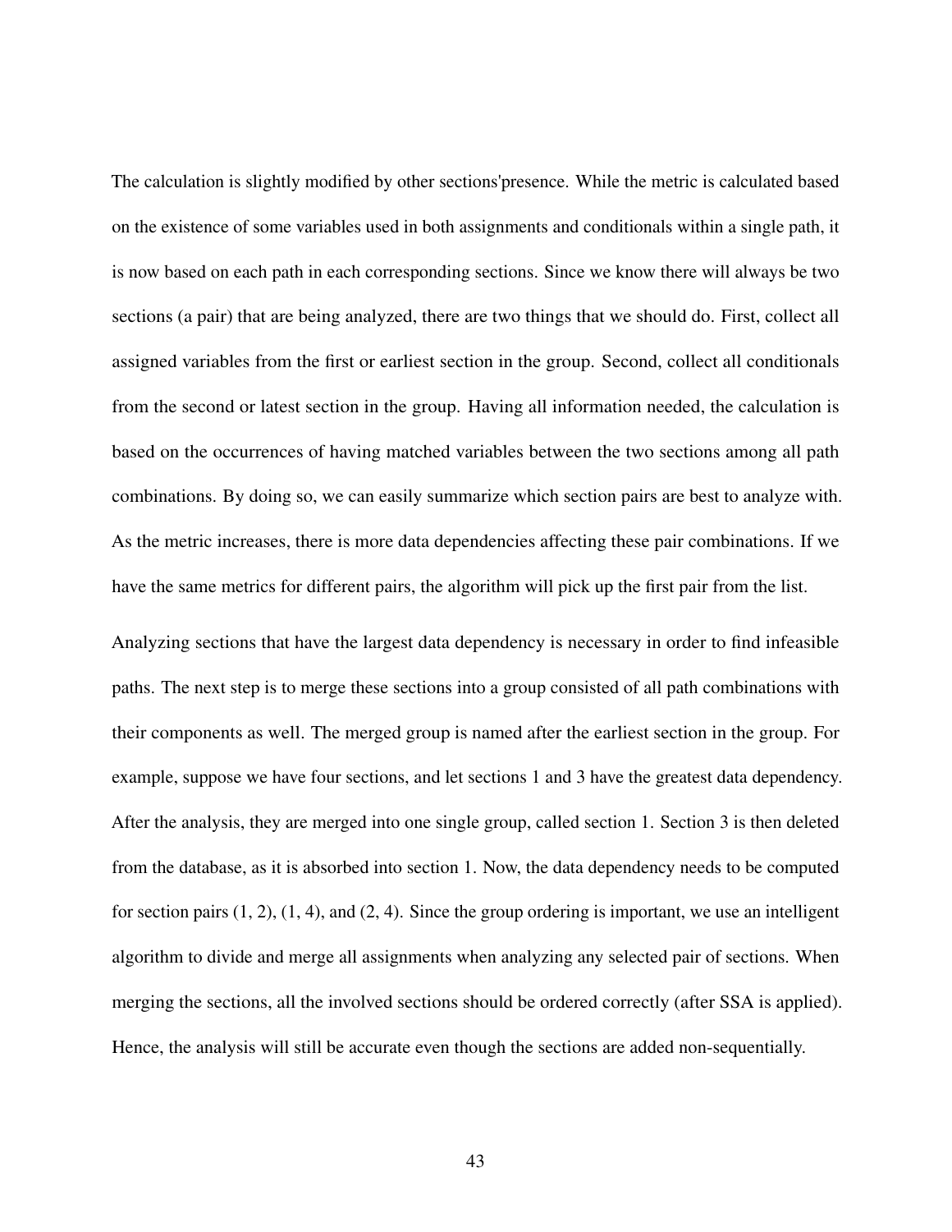The calculation is slightly modified by other sections'presence. While the metric is calculated based on the existence of some variables used in both assignments and conditionals within a single path, it is now based on each path in each corresponding sections. Since we know there will always be two sections (a pair) that are being analyzed, there are two things that we should do. First, collect all assigned variables from the first or earliest section in the group. Second, collect all conditionals from the second or latest section in the group. Having all information needed, the calculation is based on the occurrences of having matched variables between the two sections among all path combinations. By doing so, we can easily summarize which section pairs are best to analyze with. As the metric increases, there is more data dependencies affecting these pair combinations. If we have the same metrics for different pairs, the algorithm will pick up the first pair from the list.

Analyzing sections that have the largest data dependency is necessary in order to find infeasible paths. The next step is to merge these sections into a group consisted of all path combinations with their components as well. The merged group is named after the earliest section in the group. For example, suppose we have four sections, and let sections 1 and 3 have the greatest data dependency. After the analysis, they are merged into one single group, called section 1. Section 3 is then deleted from the database, as it is absorbed into section 1. Now, the data dependency needs to be computed for section pairs (1, 2), (1, 4), and (2, 4). Since the group ordering is important, we use an intelligent algorithm to divide and merge all assignments when analyzing any selected pair of sections. When merging the sections, all the involved sections should be ordered correctly (after SSA is applied). Hence, the analysis will still be accurate even though the sections are added non-sequentially.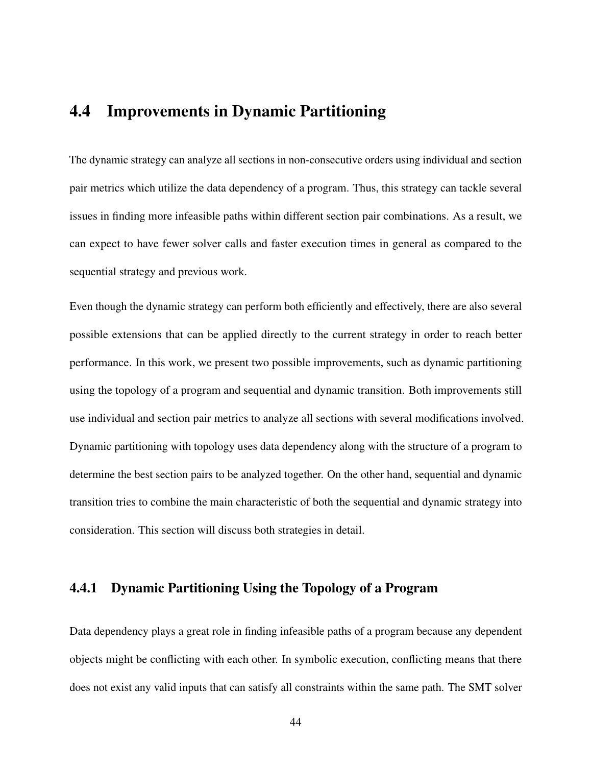## 4.4 Improvements in Dynamic Partitioning

The dynamic strategy can analyze all sections in non-consecutive orders using individual and section pair metrics which utilize the data dependency of a program. Thus, this strategy can tackle several issues in finding more infeasible paths within different section pair combinations. As a result, we can expect to have fewer solver calls and faster execution times in general as compared to the sequential strategy and previous work.

Even though the dynamic strategy can perform both efficiently and effectively, there are also several possible extensions that can be applied directly to the current strategy in order to reach better performance. In this work, we present two possible improvements, such as dynamic partitioning using the topology of a program and sequential and dynamic transition. Both improvements still use individual and section pair metrics to analyze all sections with several modifications involved. Dynamic partitioning with topology uses data dependency along with the structure of a program to determine the best section pairs to be analyzed together. On the other hand, sequential and dynamic transition tries to combine the main characteristic of both the sequential and dynamic strategy into consideration. This section will discuss both strategies in detail.

### 4.4.1 Dynamic Partitioning Using the Topology of a Program

Data dependency plays a great role in finding infeasible paths of a program because any dependent objects might be conflicting with each other. In symbolic execution, conflicting means that there does not exist any valid inputs that can satisfy all constraints within the same path. The SMT solver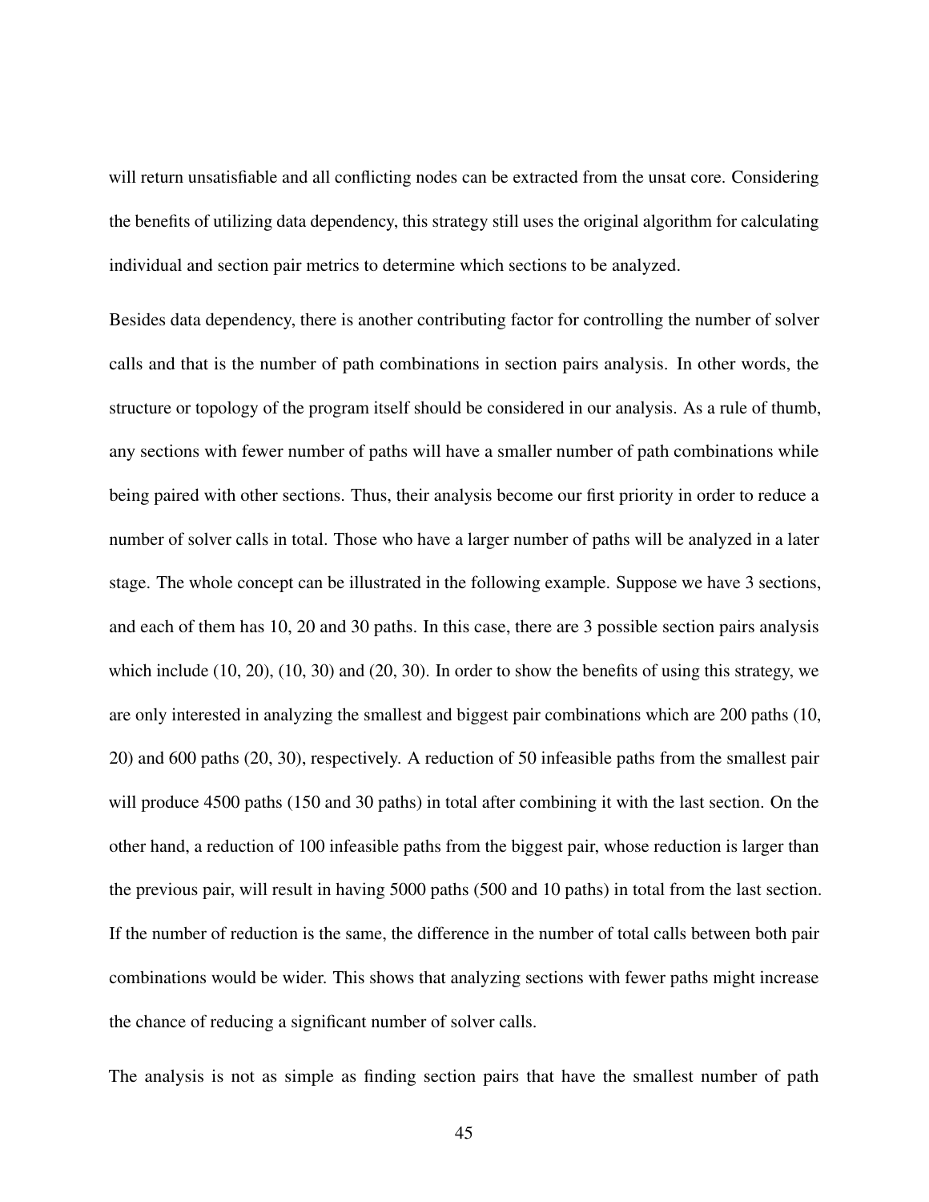will return unsatisfiable and all conflicting nodes can be extracted from the unsat core. Considering the benefits of utilizing data dependency, this strategy still uses the original algorithm for calculating individual and section pair metrics to determine which sections to be analyzed.

Besides data dependency, there is another contributing factor for controlling the number of solver calls and that is the number of path combinations in section pairs analysis. In other words, the structure or topology of the program itself should be considered in our analysis. As a rule of thumb, any sections with fewer number of paths will have a smaller number of path combinations while being paired with other sections. Thus, their analysis become our first priority in order to reduce a number of solver calls in total. Those who have a larger number of paths will be analyzed in a later stage. The whole concept can be illustrated in the following example. Suppose we have 3 sections, and each of them has 10, 20 and 30 paths. In this case, there are 3 possible section pairs analysis which include (10, 20), (10, 30) and (20, 30). In order to show the benefits of using this strategy, we are only interested in analyzing the smallest and biggest pair combinations which are 200 paths (10, 20) and 600 paths (20, 30), respectively. A reduction of 50 infeasible paths from the smallest pair will produce 4500 paths (150 and 30 paths) in total after combining it with the last section. On the other hand, a reduction of 100 infeasible paths from the biggest pair, whose reduction is larger than the previous pair, will result in having 5000 paths (500 and 10 paths) in total from the last section. If the number of reduction is the same, the difference in the number of total calls between both pair combinations would be wider. This shows that analyzing sections with fewer paths might increase the chance of reducing a significant number of solver calls.

The analysis is not as simple as finding section pairs that have the smallest number of path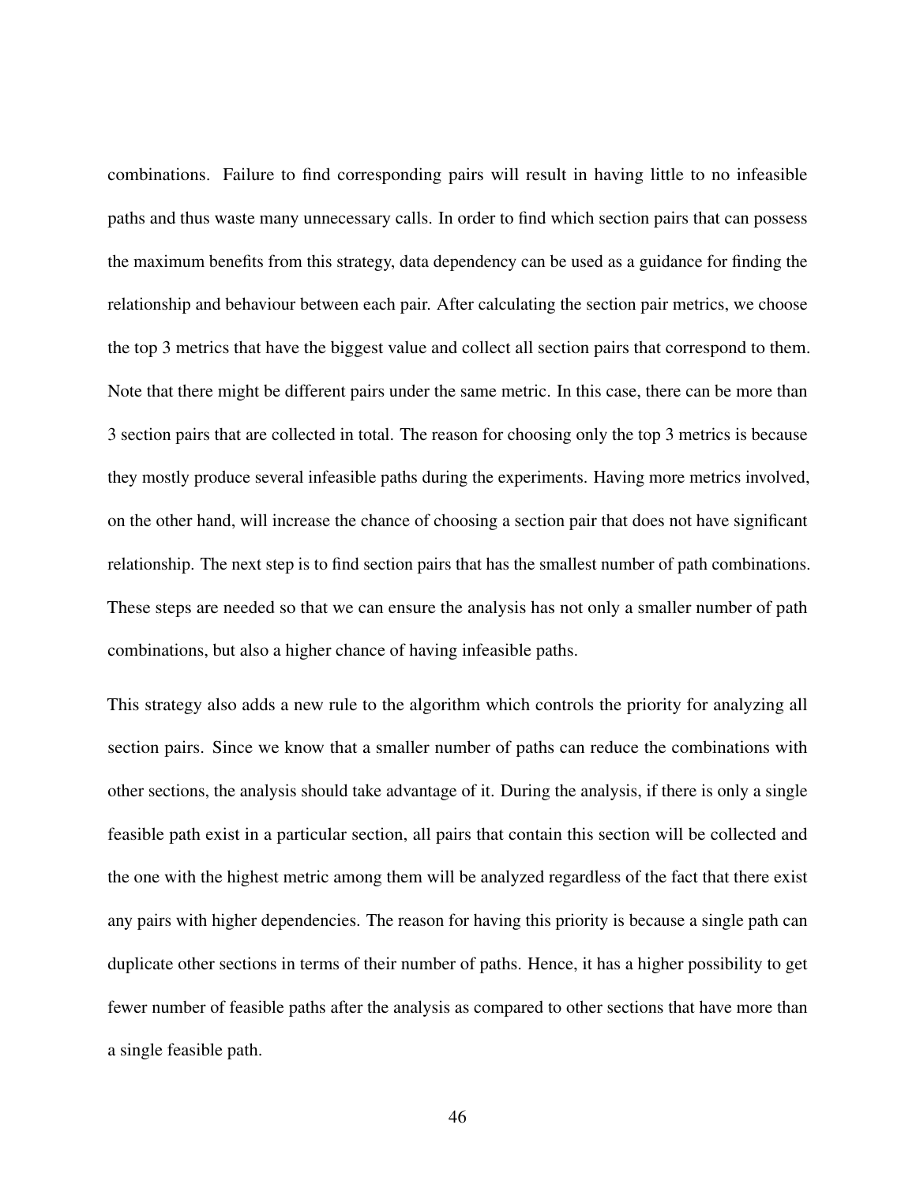combinations. Failure to find corresponding pairs will result in having little to no infeasible paths and thus waste many unnecessary calls. In order to find which section pairs that can possess the maximum benefits from this strategy, data dependency can be used as a guidance for finding the relationship and behaviour between each pair. After calculating the section pair metrics, we choose the top 3 metrics that have the biggest value and collect all section pairs that correspond to them. Note that there might be different pairs under the same metric. In this case, there can be more than 3 section pairs that are collected in total. The reason for choosing only the top 3 metrics is because they mostly produce several infeasible paths during the experiments. Having more metrics involved, on the other hand, will increase the chance of choosing a section pair that does not have significant relationship. The next step is to find section pairs that has the smallest number of path combinations. These steps are needed so that we can ensure the analysis has not only a smaller number of path combinations, but also a higher chance of having infeasible paths.

This strategy also adds a new rule to the algorithm which controls the priority for analyzing all section pairs. Since we know that a smaller number of paths can reduce the combinations with other sections, the analysis should take advantage of it. During the analysis, if there is only a single feasible path exist in a particular section, all pairs that contain this section will be collected and the one with the highest metric among them will be analyzed regardless of the fact that there exist any pairs with higher dependencies. The reason for having this priority is because a single path can duplicate other sections in terms of their number of paths. Hence, it has a higher possibility to get fewer number of feasible paths after the analysis as compared to other sections that have more than a single feasible path.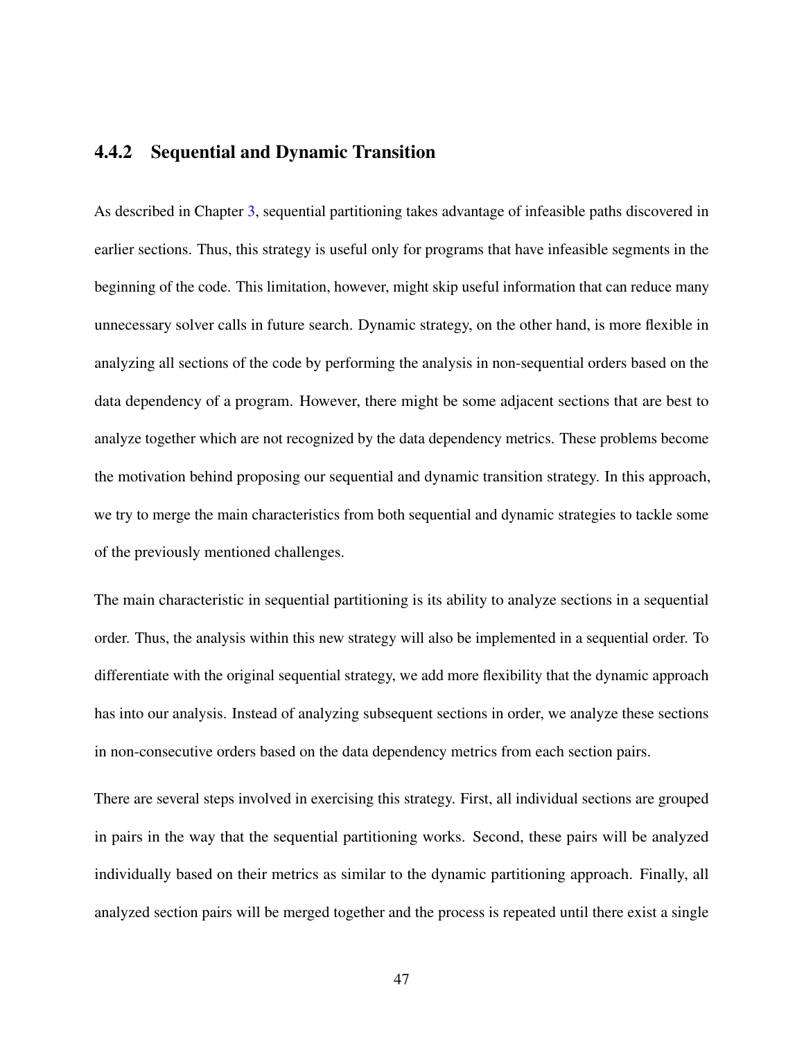### 4.4.2 Sequential and Dynamic Transition

As described in Chapter 3, sequential partitioning takes advantage of infeasible paths discovered in earlier sections. Thus, this strategy is useful only for programs that have infeasible segments in the beginning of the code. This limitation, however, might skip useful information that can reduce many unnecessary solver calls in future search. Dynamic strategy, on the other hand, is more flexible in analyzing all sections of the code by performing the analysis in non-sequential orders based on the data dependency of a program. However, there might be some adjacent sections that are best to analyze together which are not recognized by the data dependency metrics. These problems become the motivation behind proposing our sequential and dynamic transition strategy. In this approach, we try to merge the main characteristics from both sequential and dynamic strategies to tackle some of the previously mentioned challenges.

The main characteristic in sequential partitioning is its ability to analyze sections in a sequential order. Thus, the analysis within this new strategy will also be implemented in a sequential order. To differentiate with the original sequential strategy, we add more flexibility that the dynamic approach has into our analysis. Instead of analyzing subsequent sections in order, we analyze these sections in non-consecutive orders based on the data dependency metrics from each section pairs.

There are several steps involved in exercising this strategy. First, all individual sections are grouped in pairs in the way that the sequential partitioning works. Second, these pairs will be analyzed individually based on their metrics as similar to the dynamic partitioning approach. Finally, all analyzed section pairs will be merged together and the process is repeated until there exist a single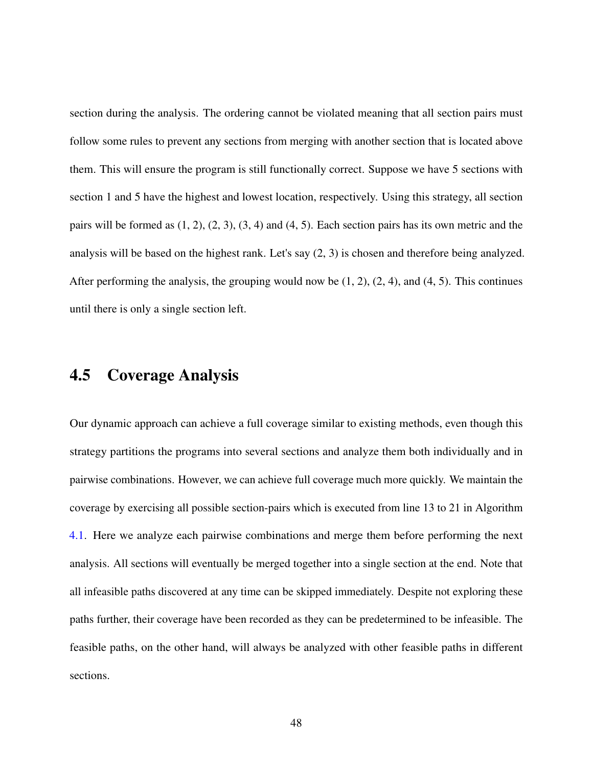section during the analysis. The ordering cannot be violated meaning that all section pairs must follow some rules to prevent any sections from merging with another section that is located above them. This will ensure the program is still functionally correct. Suppose we have 5 sections with section 1 and 5 have the highest and lowest location, respectively. Using this strategy, all section pairs will be formed as (1, 2), (2, 3), (3, 4) and (4, 5). Each section pairs has its own metric and the analysis will be based on the highest rank. Let's say (2, 3) is chosen and therefore being analyzed. After performing the analysis, the grouping would now be (1, 2), (2, 4), and (4, 5). This continues until there is only a single section left.

## 4.5 Coverage Analysis

Our dynamic approach can achieve a full coverage similar to existing methods, even though this strategy partitions the programs into several sections and analyze them both individually and in pairwise combinations. However, we can achieve full coverage much more quickly. We maintain the coverage by exercising all possible section-pairs which is executed from line 13 to 21 in Algorithm 4.1. Here we analyze each pairwise combinations and merge them before performing the next analysis. All sections will eventually be merged together into a single section at the end. Note that all infeasible paths discovered at any time can be skipped immediately. Despite not exploring these paths further, their coverage have been recorded as they can be predetermined to be infeasible. The feasible paths, on the other hand, will always be analyzed with other feasible paths in different sections.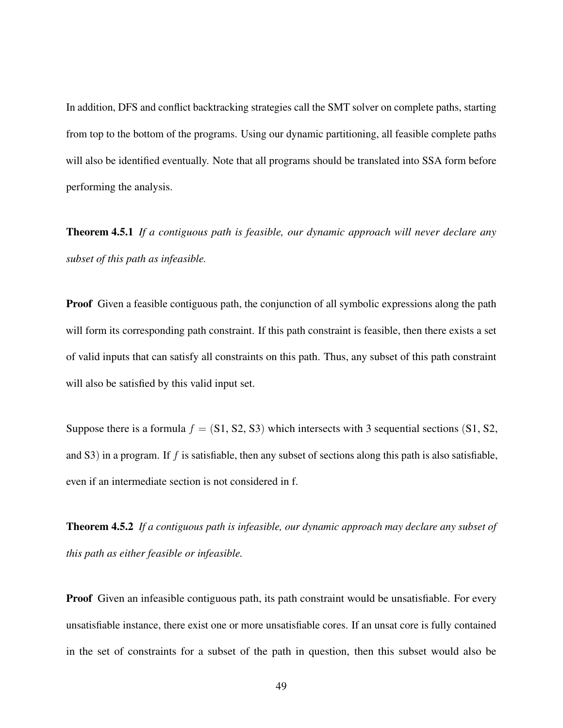In addition, DFS and conflict backtracking strategies call the SMT solver on complete paths, starting from top to the bottom of the programs. Using our dynamic partitioning, all feasible complete paths will also be identified eventually. Note that all programs should be translated into SSA form before performing the analysis.

**Theorem 4.5.1** *If a contiguous path is feasible, our dynamic approach will never declare any subset of this path as infeasible.*

**Proof** Given a feasible contiguous path, the conjunction of all symbolic expressions along the path will form its corresponding path constraint. If this path constraint is feasible, then there exists a set of valid inputs that can satisfy all constraints on this path. Thus, any subset of this path constraint will also be satisfied by this valid input set.

Suppose there is a formula $f = (\text{S1}, \text{S2}, \text{S3})$ which intersects with 3 sequential sections (S1, S2, and S3) in a program. If $f$ is satisfiable, then any subset of sections along this path is also satisfiable, even if an intermediate section is not considered in f.

**Theorem 4.5.2** *If a contiguous path is infeasible, our dynamic approach may declare any subset of this path as either feasible or infeasible.*

**Proof** Given an infeasible contiguous path, its path constraint would be unsatisfiable. For every unsatisfiable instance, there exist one or more unsatisfiable cores. If an unsat core is fully contained in the set of constraints for a subset of the path in question, then this subset would also be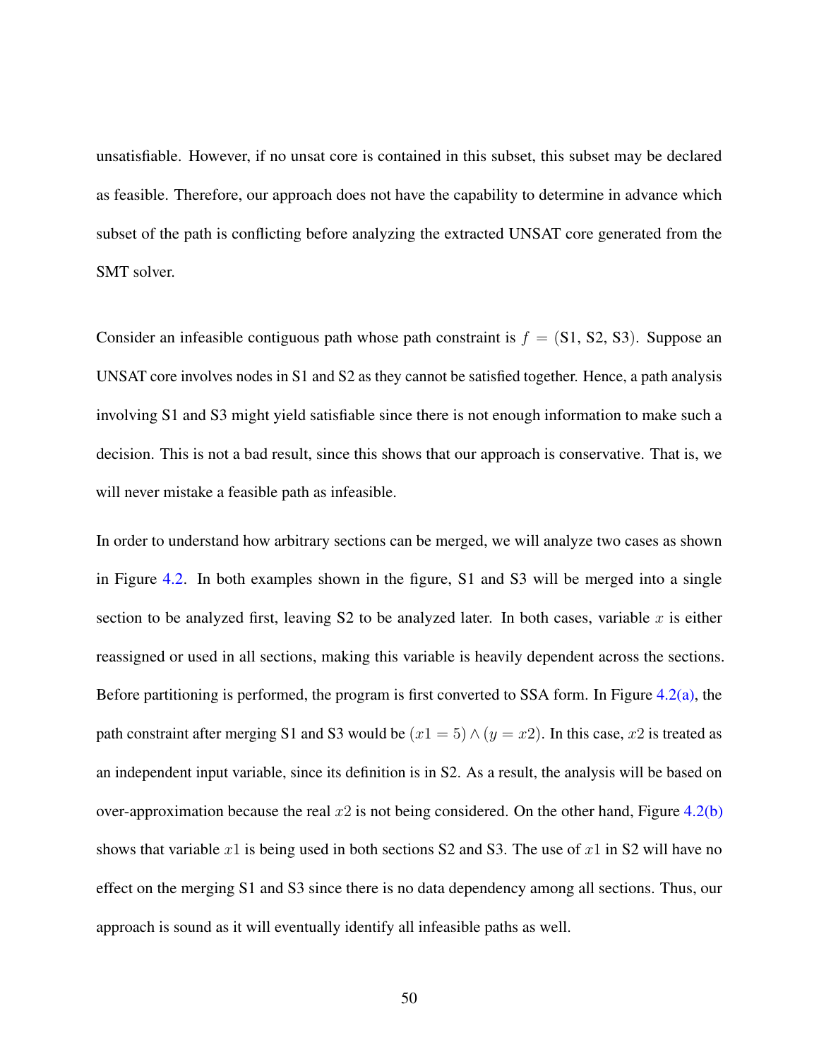unsatisfiable. However, if no unsat core is contained in this subset, this subset may be declared as feasible. Therefore, our approach does not have the capability to determine in advance which subset of the path is conflicting before analyzing the extracted UNSAT core generated from the SMT solver.

Consider an infeasible contiguous path whose path constraint is $f$ = (S1, S2, S3). Suppose an UNSAT core involves nodes in S1 and S2 as they cannot be satisfied together. Hence, a path analysis involving S1 and S3 might yield satisfiable since there is not enough information to make such a decision. This is not a bad result, since this shows that our approach is conservative. That is, we will never mistake a feasible path as infeasible.

In order to understand how arbitrary sections can be merged, we will analyze two cases as shown in Figure 4.2. In both examples shown in the figure, S1 and S3 will be merged into a single section to be analyzed first, leaving S2 to be analyzed later. In both cases, variable $x$ is either reassigned or used in all sections, making this variable is heavily dependent across the sections. Before partitioning is performed, the program is first converted to SSA form. In Figure 4.2(a), the path constraint after merging S1 and S3 would be $(x1 = 5) \wedge (y = x2)$. In this case, $x2$ is treated as an independent input variable, since its definition is in S2. As a result, the analysis will be based on over-approximation because the real $x2$ is not being considered. On the other hand, Figure 4.2(b) shows that variable $x1$ is being used in both sections S2 and S3. The use of $x1$ in S2 will have no effect on the merging S1 and S3 since there is no data dependency among all sections. Thus, our approach is sound as it will eventually identify all infeasible paths as well.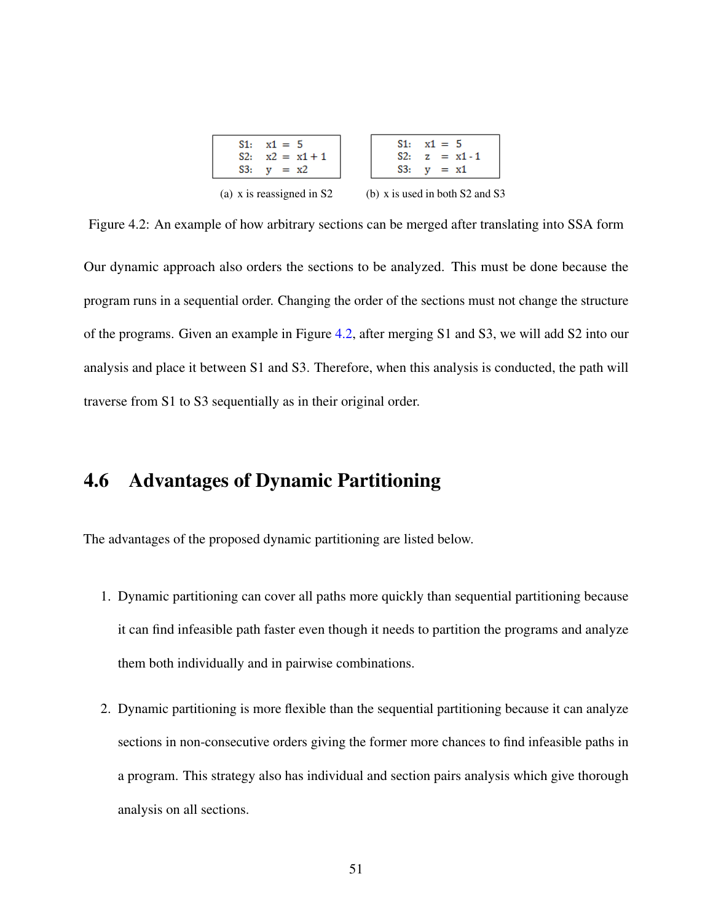```
S1:   x1 = 5
S2:   x2 = x1 + 1
S3:   y  = x2
```

(a) x is reassigned in S2

```
S1:   x1 = 5
S2:   z  = x1 - 1
S3:   y  = x1
```

(b) x is used in both S2 and S3

Figure 4.2: An example of how arbitrary sections can be merged after translating into SSA form

Our dynamic approach also orders the sections to be analyzed. This must be done because the program runs in a sequential order. Changing the order of the sections must not change the structure of the programs. Given an example in Figure 4.2, after merging S1 and S3, we will add S2 into our analysis and place it between S1 and S3. Therefore, when this analysis is conducted, the path will traverse from S1 to S3 sequentially as in their original order.

## 4.6 Advantages of Dynamic Partitioning

The advantages of the proposed dynamic partitioning are listed below.

1. Dynamic partitioning can cover all paths more quickly than sequential partitioning because it can find infeasible path faster even though it needs to partition the programs and analyze them both individually and in pairwise combinations.

2. Dynamic partitioning is more flexible than the sequential partitioning because it can analyze sections in non-consecutive orders giving the former more chances to find infeasible paths in a program. This strategy also has individual and section pairs analysis which give thorough analysis on all sections.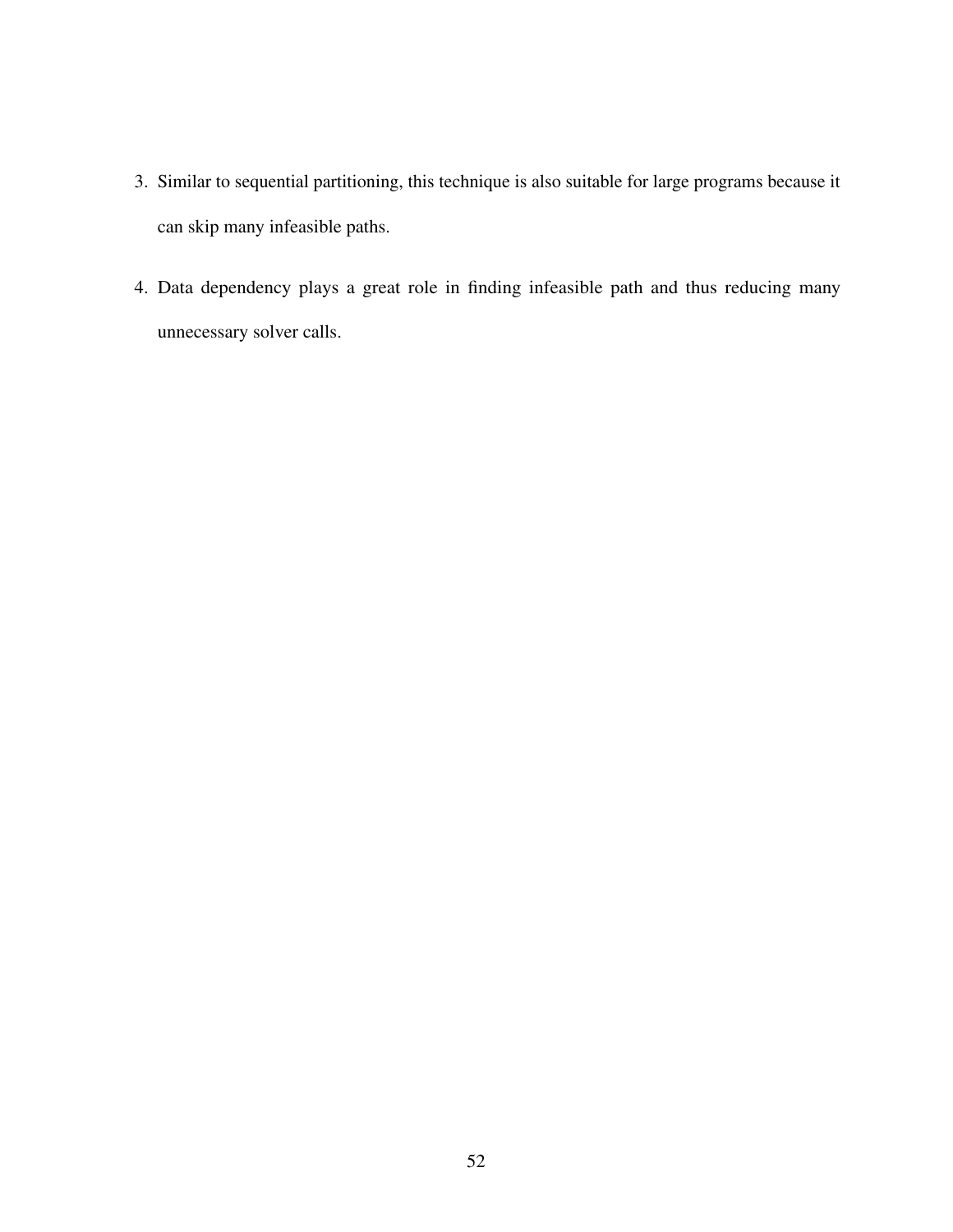3. Similar to sequential partitioning, this technique is also suitable for large programs because it can skip many infeasible paths.
4. Data dependency plays a great role in finding infeasible path and thus reducing many unnecessary solver calls.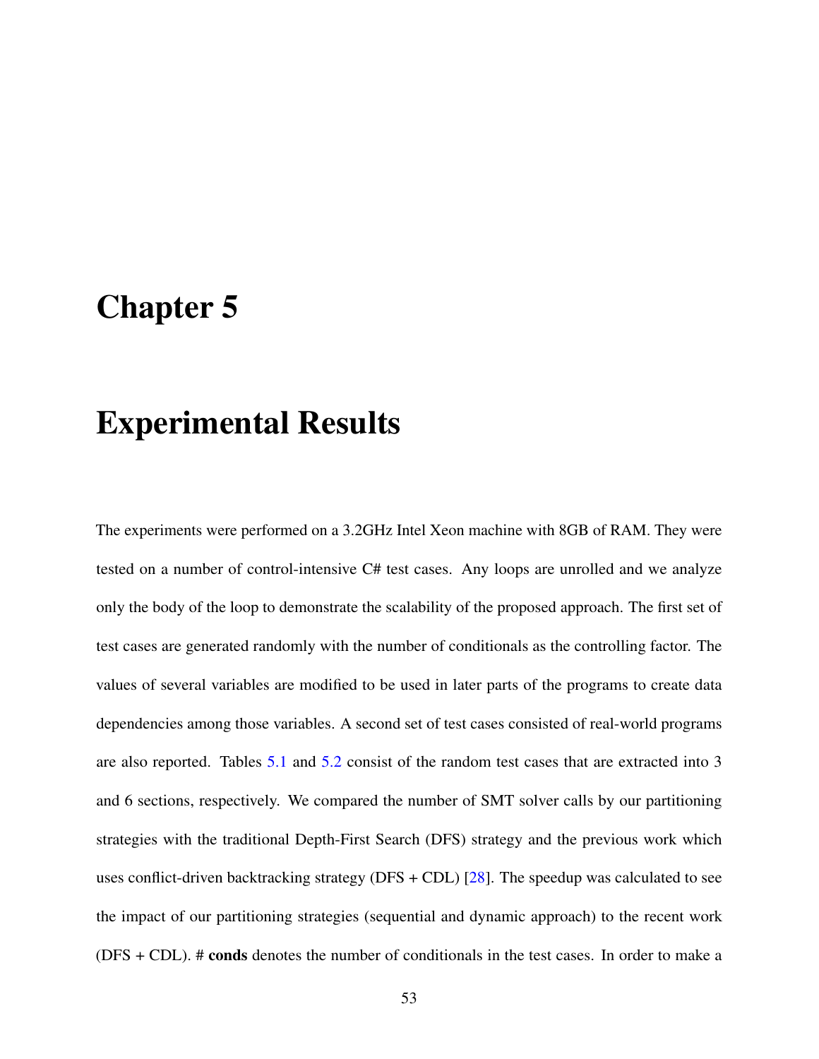# Chapter 5

# Experimental Results

The experiments were performed on a 3.2GHz Intel Xeon machine with 8GB of RAM. They were tested on a number of control-intensive C# test cases. Any loops are unrolled and we analyze only the body of the loop to demonstrate the scalability of the proposed approach. The first set of test cases are generated randomly with the number of conditionals as the controlling factor. The values of several variables are modified to be used in later parts of the programs to create data dependencies among those variables. A second set of test cases consisted of real-world programs are also reported. Tables 5.1 and 5.2 consist of the random test cases that are extracted into 3 and 6 sections, respectively. We compared the number of SMT solver calls by our partitioning strategies with the traditional Depth-First Search (DFS) strategy and the previous work which uses conflict-driven backtracking strategy (DFS + CDL) [28]. The speedup was calculated to see the impact of our partitioning strategies (sequential and dynamic approach) to the recent work (DFS + CDL). # **conds** denotes the number of conditionals in the test cases. In order to make a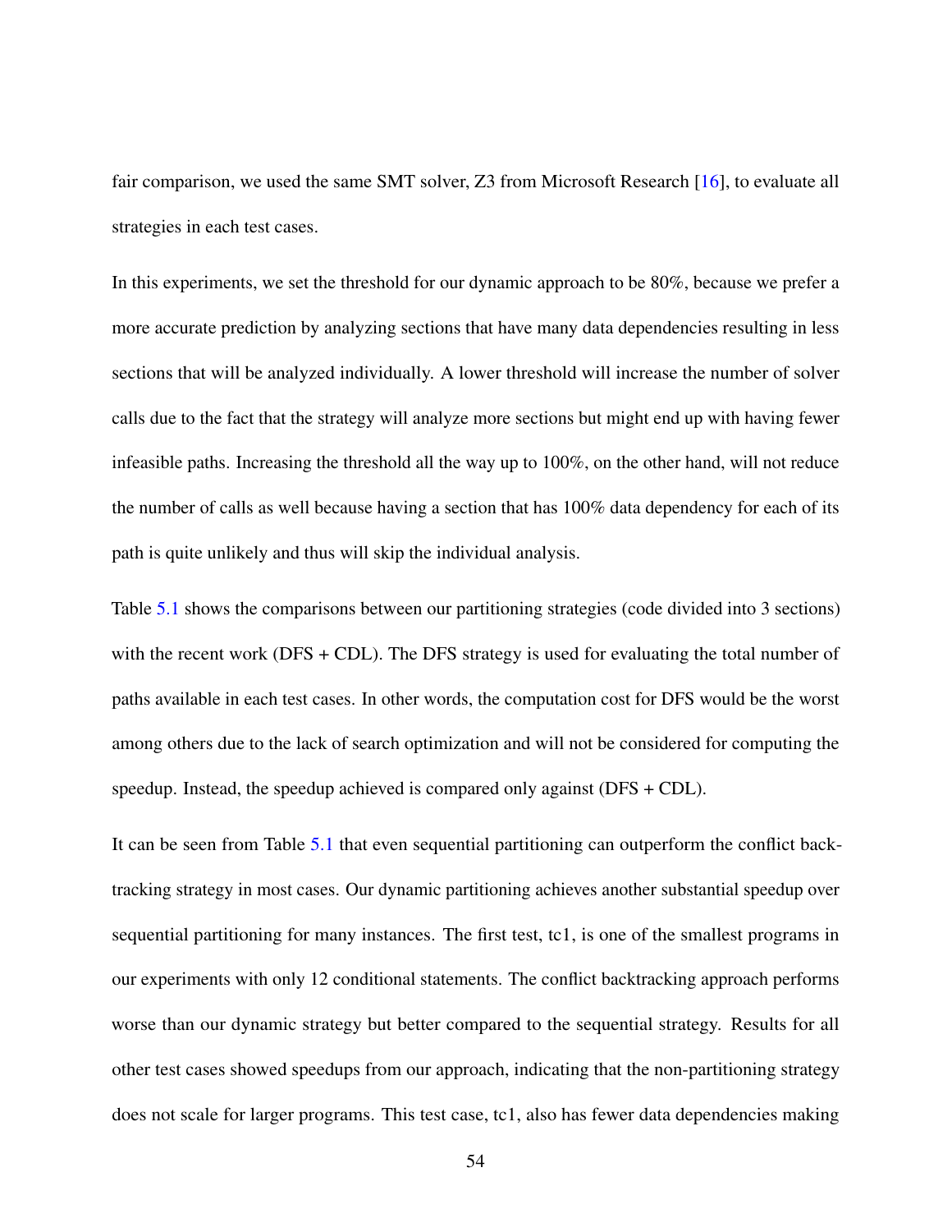fair comparison, we used the same SMT solver, Z3 from Microsoft Research [16], to evaluate all strategies in each test cases.

In this experiments, we set the threshold for our dynamic approach to be 80%, because we prefer a more accurate prediction by analyzing sections that have many data dependencies resulting in less sections that will be analyzed individually. A lower threshold will increase the number of solver calls due to the fact that the strategy will analyze more sections but might end up with having fewer infeasible paths. Increasing the threshold all the way up to 100%, on the other hand, will not reduce the number of calls as well because having a section that has 100% data dependency for each of its path is quite unlikely and thus will skip the individual analysis.

Table 5.1 shows the comparisons between our partitioning strategies (code divided into 3 sections) with the recent work (DFS + CDL). The DFS strategy is used for evaluating the total number of paths available in each test cases. In other words, the computation cost for DFS would be the worst among others due to the lack of search optimization and will not be considered for computing the speedup. Instead, the speedup achieved is compared only against (DFS + CDL).

It can be seen from Table 5.1 that even sequential partitioning can outperform the conflict backtracking strategy in most cases. Our dynamic partitioning achieves another substantial speedup over sequential partitioning for many instances. The first test, tc1, is one of the smallest programs in our experiments with only 12 conditional statements. The conflict backtracking approach performs worse than our dynamic strategy but better compared to the sequential strategy. Results for all other test cases showed speedups from our approach, indicating that the non-partitioning strategy does not scale for larger programs. This test case, tc1, also has fewer data dependencies making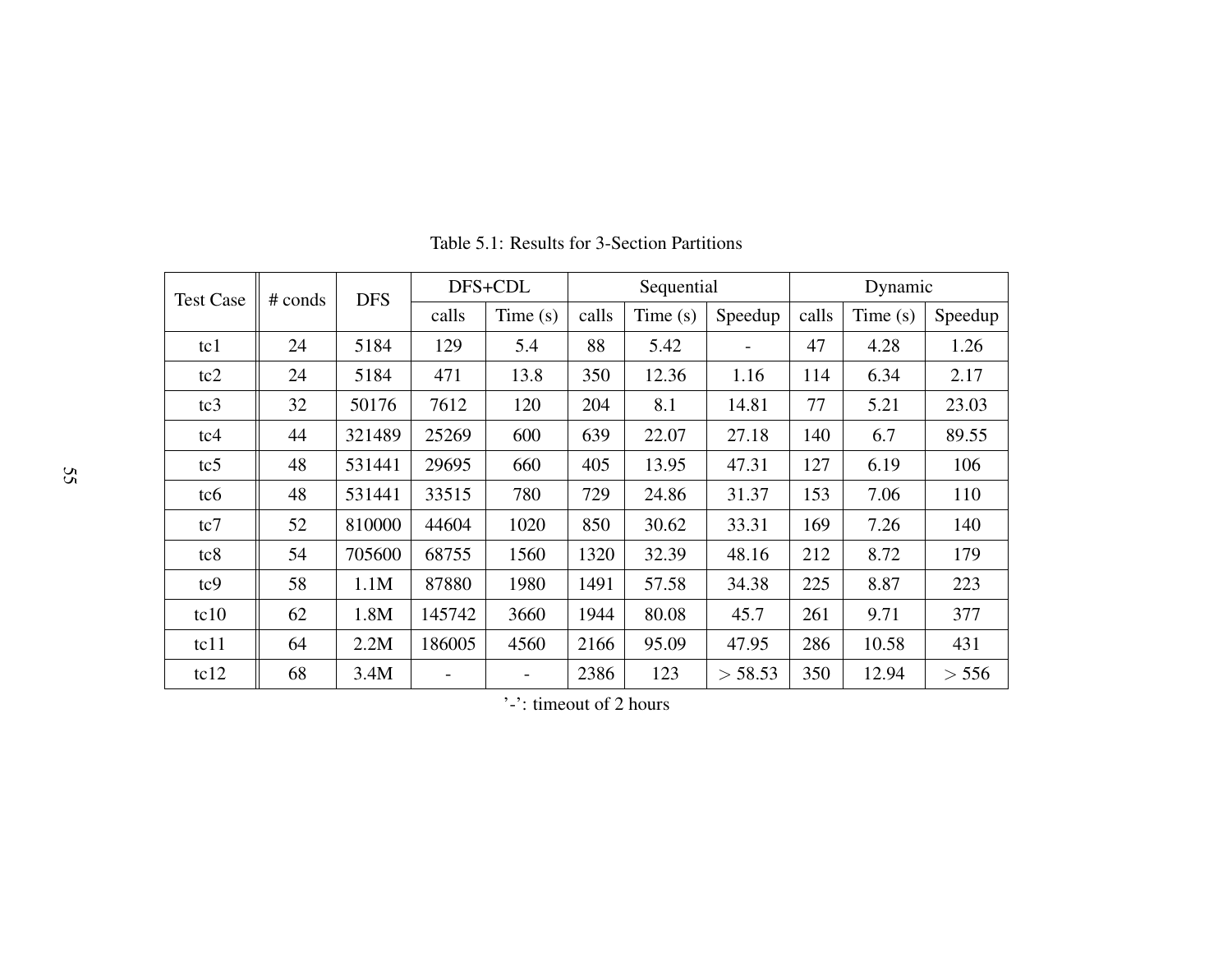Table 5.1: Results for 3-Section Partitions

| Test Case | # conds | DFS | DFS+CDL | | Sequential | | | Dynamic | | |
|---|---|---|---|---|---|---|---|---|---|---|
| | | | calls | Time (s) | calls | Time (s) | Speedup | calls | Time (s) | Speedup |
| tc1 | 24 | 5184 | 129 | 5.4 | 88 | 5.42 | - | 47 | 4.28 | 1.26 |
| tc2 | 24 | 5184 | 471 | 13.8 | 350 | 12.36 | 1.16 | 114 | 6.34 | 2.17 |
| tc3 | 32 | 50176 | 7612 | 120 | 204 | 8.1 | 14.81 | 77 | 5.21 | 23.03 |
| tc4 | 44 | 321489 | 25269 | 600 | 639 | 22.07 | 27.18 | 140 | 6.7 | 89.55 |
| tc5 | 48 | 531441 | 29695 | 660 | 405 | 13.95 | 47.31 | 127 | 6.19 | 106 |
| tc6 | 48 | 531441 | 33515 | 780 | 729 | 24.86 | 31.37 | 153 | 7.06 | 110 |
| tc7 | 52 | 810000 | 44604 | 1020 | 850 | 30.62 | 33.31 | 169 | 7.26 | 140 |
| tc8 | 54 | 705600 | 68755 | 1560 | 1320 | 32.39 | 48.16 | 212 | 8.72 | 179 |
| tc9 | 58 | 1.1M | 87880 | 1980 | 1491 | 57.58 | 34.38 | 225 | 8.87 | 223 |
| tc10 | 62 | 1.8M | 145742 | 3660 | 1944 | 80.08 | 45.7 | 261 | 9.71 | 377 |
| tc11 | 64 | 2.2M | 186005 | 4560 | 2166 | 95.09 | 47.95 | 286 | 10.58 | 431 |
| tc12 | 68 | 3.4M | - | - | 2386 | 123 | $> 58.53$ | 350 | 12.94 | $> 556$ |

'-': timeout of 2 hours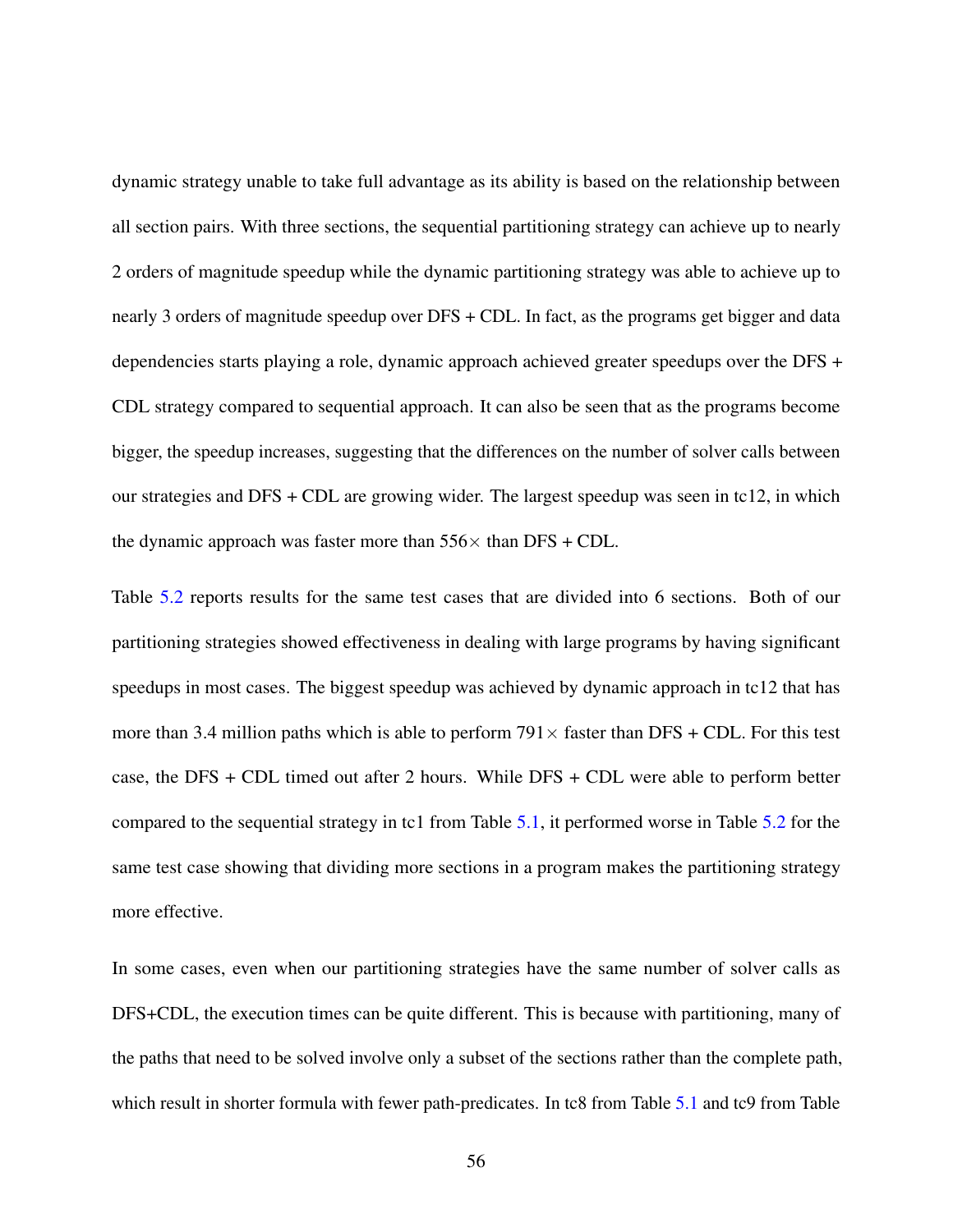dynamic strategy unable to take full advantage as its ability is based on the relationship between all section pairs. With three sections, the sequential partitioning strategy can achieve up to nearly 2 orders of magnitude speedup while the dynamic partitioning strategy was able to achieve up to nearly 3 orders of magnitude speedup over DFS + CDL. In fact, as the programs get bigger and data dependencies starts playing a role, dynamic approach achieved greater speedups over the DFS + CDL strategy compared to sequential approach. It can also be seen that as the programs become bigger, the speedup increases, suggesting that the differences on the number of solver calls between our strategies and DFS + CDL are growing wider. The largest speedup was seen in tc12, in which the dynamic approach was faster more than $556\times$ than DFS + CDL.

Table 5.2 reports results for the same test cases that are divided into 6 sections. Both of our partitioning strategies showed effectiveness in dealing with large programs by having significant speedups in most cases. The biggest speedup was achieved by dynamic approach in tc12 that has more than 3.4 million paths which is able to perform $791\times$ faster than DFS + CDL. For this test case, the DFS + CDL timed out after 2 hours. While DFS + CDL were able to perform better compared to the sequential strategy in tc1 from Table 5.1, it performed worse in Table 5.2 for the same test case showing that dividing more sections in a program makes the partitioning strategy more effective.

In some cases, even when our partitioning strategies have the same number of solver calls as DFS+CDL, the execution times can be quite different. This is because with partitioning, many of the paths that need to be solved involve only a subset of the sections rather than the complete path, which result in shorter formula with fewer path-predicates. In tc8 from Table 5.1 and tc9 from Table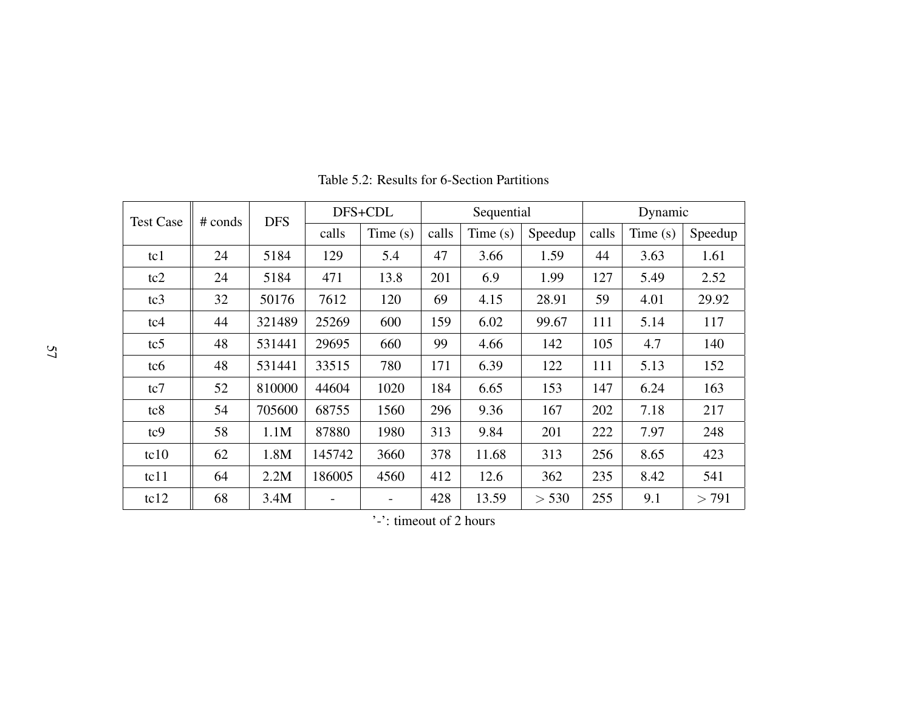Table 5.2: Results for 6-Section Partitions

| Test Case | # conds | DFS | DFS+CDL | | Sequential | | | Dynamic | | |
|---|---|---|---|---|---|---|---|---|---|---|
| | | | calls | Time (s) | calls | Time (s) | Speedup | calls | Time (s) | Speedup |
| tc1 | 24 | 5184 | 129 | 5.4 | 47 | 3.66 | 1.59 | 44 | 3.63 | 1.61 |
| tc2 | 24 | 5184 | 471 | 13.8 | 201 | 6.9 | 1.99 | 127 | 5.49 | 2.52 |
| tc3 | 32 | 50176 | 7612 | 120 | 69 | 4.15 | 28.91 | 59 | 4.01 | 29.92 |
| tc4 | 44 | 321489 | 25269 | 600 | 159 | 6.02 | 99.67 | 111 | 5.14 | 117 |
| tc5 | 48 | 531441 | 29695 | 660 | 99 | 4.66 | 142 | 105 | 4.7 | 140 |
| tc6 | 48 | 531441 | 33515 | 780 | 171 | 6.39 | 122 | 111 | 5.13 | 152 |
| tc7 | 52 | 810000 | 44604 | 1020 | 184 | 6.65 | 153 | 147 | 6.24 | 163 |
| tc8 | 54 | 705600 | 68755 | 1560 | 296 | 9.36 | 167 | 202 | 7.18 | 217 |
| tc9 | 58 | 1.1M | 87880 | 1980 | 313 | 9.84 | 201 | 222 | 7.97 | 248 |
| tc10 | 62 | 1.8M | 145742 | 3660 | 378 | 11.68 | 313 | 256 | 8.65 | 423 |
| tc11 | 64 | 2.2M | 186005 | 4560 | 412 | 12.6 | 362 | 235 | 8.42 | 541 |
| tc12 | 68 | 3.4M | - | - | 428 | 13.59 | $> 530$ | 255 | 9.1 | $> 791$ |

'-': timeout of 2 hours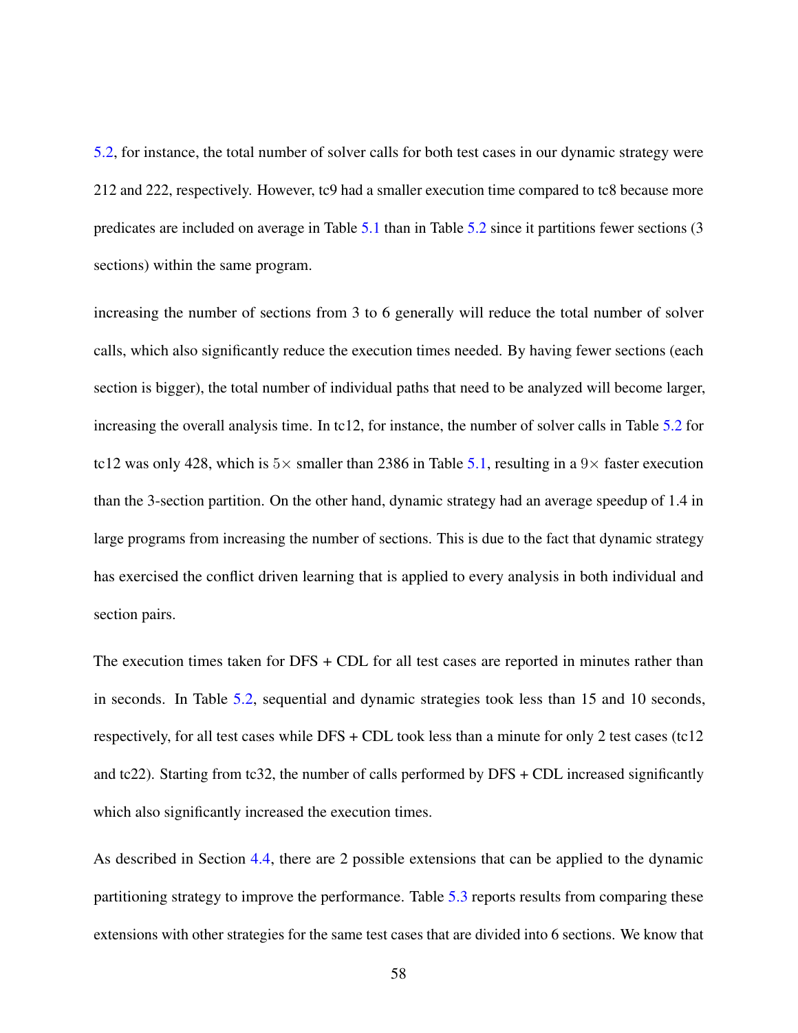5.2, for instance, the total number of solver calls for both test cases in our dynamic strategy were 212 and 222, respectively. However, tc9 had a smaller execution time compared to tc8 because more predicates are included on average in Table 5.1 than in Table 5.2 since it partitions fewer sections (3 sections) within the same program.

increasing the number of sections from 3 to 6 generally will reduce the total number of solver calls, which also significantly reduce the execution times needed. By having fewer sections (each section is bigger), the total number of individual paths that need to be analyzed will become larger, increasing the overall analysis time. In tc12, for instance, the number of solver calls in Table 5.2 for tc12 was only 428, which is $5\times$ smaller than 2386 in Table 5.1, resulting in a $9\times$ faster execution than the 3-section partition. On the other hand, dynamic strategy had an average speedup of 1.4 in large programs from increasing the number of sections. This is due to the fact that dynamic strategy has exercised the conflict driven learning that is applied to every analysis in both individual and section pairs.

The execution times taken for DFS + CDL for all test cases are reported in minutes rather than in seconds. In Table 5.2, sequential and dynamic strategies took less than 15 and 10 seconds, respectively, for all test cases while DFS + CDL took less than a minute for only 2 test cases (tc12 and tc22). Starting from tc32, the number of calls performed by DFS + CDL increased significantly which also significantly increased the execution times.

As described in Section 4.4, there are 2 possible extensions that can be applied to the dynamic partitioning strategy to improve the performance. Table 5.3 reports results from comparing these extensions with other strategies for the same test cases that are divided into 6 sections. We know that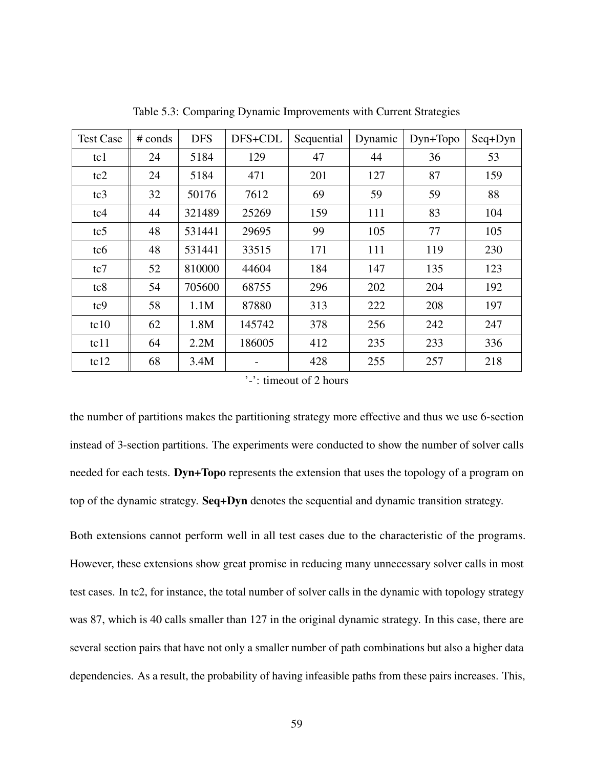Table 5.3: Comparing Dynamic Improvements with Current Strategies

| Test Case | # conds | DFS | DFS+CDL | Sequential | Dynamic | Dyn+Topo | Seq+Dyn |
|---|---|---|---|---|---|---|---|
| tc1 | 24 | 5184 | 129 | 47 | 44 | 36 | 53 |
| tc2 | 24 | 5184 | 471 | 201 | 127 | 87 | 159 |
| tc3 | 32 | 50176 | 7612 | 69 | 59 | 59 | 88 |
| tc4 | 44 | 321489 | 25269 | 159 | 111 | 83 | 104 |
| tc5 | 48 | 531441 | 29695 | 99 | 105 | 77 | 105 |
| tc6 | 48 | 531441 | 33515 | 171 | 111 | 119 | 230 |
| tc7 | 52 | 810000 | 44604 | 184 | 147 | 135 | 123 |
| tc8 | 54 | 705600 | 68755 | 296 | 202 | 204 | 192 |
| tc9 | 58 | 1.1M | 87880 | 313 | 222 | 208 | 197 |
| tc10 | 62 | 1.8M | 145742 | 378 | 256 | 242 | 247 |
| tc11 | 64 | 2.2M | 186005 | 412 | 235 | 233 | 336 |
| tc12 | 68 | 3.4M | - | 428 | 255 | 257 | 218 |

'-': timeout of 2 hours

the number of partitions makes the partitioning strategy more effective and thus we use 6-section instead of 3-section partitions. The experiments were conducted to show the number of solver calls needed for each tests. **Dyn+Topo** represents the extension that uses the topology of a program on top of the dynamic strategy. **Seq+Dyn** denotes the sequential and dynamic transition strategy.

Both extensions cannot perform well in all test cases due to the characteristic of the programs. However, these extensions show great promise in reducing many unnecessary solver calls in most test cases. In tc2, for instance, the total number of solver calls in the dynamic with topology strategy was 87, which is 40 calls smaller than 127 in the original dynamic strategy. In this case, there are several section pairs that have not only a smaller number of path combinations but also a higher data dependencies. As a result, the probability of having infeasible paths from these pairs increases. This,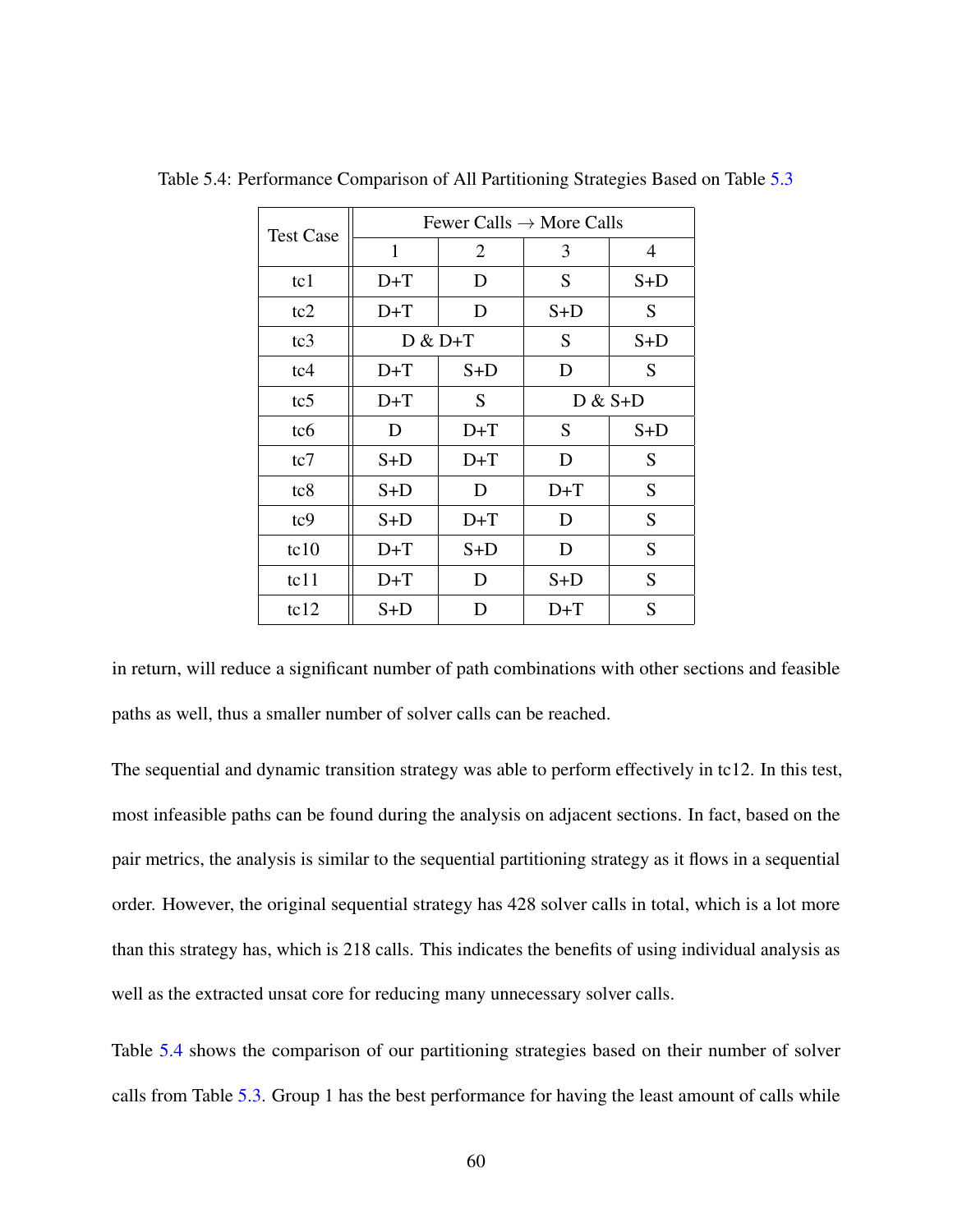Table 5.4: Performance Comparison of All Partitioning Strategies Based on Table 5.3

| Test Case | Fewer Calls → More Calls | | | |
|---|---|---|---|---|
| | 1 | 2 | 3 | 4 |
| tc1 | D+T | D | S | S+D |
| tc2 | D+T | D | S+D | S |
| tc3 | D & D+T | | S | S+D |
| tc4 | D+T | S+D | D | S |
| tc5 | D+T | S | D & S+D | |
| tc6 | D | D+T | S | S+D |
| tc7 | S+D | D+T | D | S |
| tc8 | S+D | D | D+T | S |
| tc9 | S+D | D+T | D | S |
| tc10 | D+T | S+D | D | S |
| tc11 | D+T | D | S+D | S |
| tc12 | S+D | D | D+T | S |

in return, will reduce a significant number of path combinations with other sections and feasible paths as well, thus a smaller number of solver calls can be reached.

The sequential and dynamic transition strategy was able to perform effectively in tc12. In this test, most infeasible paths can be found during the analysis on adjacent sections. In fact, based on the pair metrics, the analysis is similar to the sequential partitioning strategy as it flows in a sequential order. However, the original sequential strategy has 428 solver calls in total, which is a lot more than this strategy has, which is 218 calls. This indicates the benefits of using individual analysis as well as the extracted unsat core for reducing many unnecessary solver calls.

Table 5.4 shows the comparison of our partitioning strategies based on their number of solver calls from Table 5.3. Group 1 has the best performance for having the least amount of calls while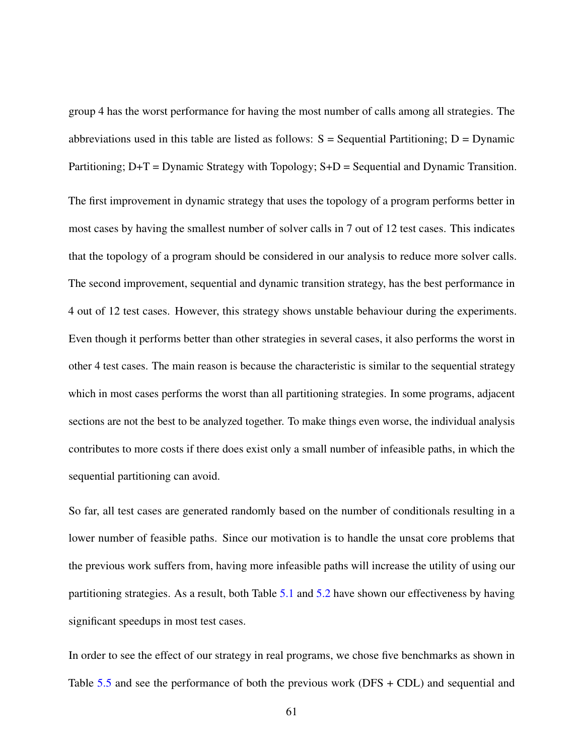group 4 has the worst performance for having the most number of calls among all strategies. The abbreviations used in this table are listed as follows: S = Sequential Partitioning; D = Dynamic Partitioning; D+T = Dynamic Strategy with Topology; S+D = Sequential and Dynamic Transition.

The first improvement in dynamic strategy that uses the topology of a program performs better in most cases by having the smallest number of solver calls in 7 out of 12 test cases. This indicates that the topology of a program should be considered in our analysis to reduce more solver calls. The second improvement, sequential and dynamic transition strategy, has the best performance in 4 out of 12 test cases. However, this strategy shows unstable behaviour during the experiments. Even though it performs better than other strategies in several cases, it also performs the worst in other 4 test cases. The main reason is because the characteristic is similar to the sequential strategy which in most cases performs the worst than all partitioning strategies. In some programs, adjacent sections are not the best to be analyzed together. To make things even worse, the individual analysis contributes to more costs if there does exist only a small number of infeasible paths, in which the sequential partitioning can avoid.

So far, all test cases are generated randomly based on the number of conditionals resulting in a lower number of feasible paths. Since our motivation is to handle the unsat core problems that the previous work suffers from, having more infeasible paths will increase the utility of using our partitioning strategies. As a result, both Table 5.1 and 5.2 have shown our effectiveness by having significant speedups in most test cases.

In order to see the effect of our strategy in real programs, we chose five benchmarks as shown in Table 5.5 and see the performance of both the previous work (DFS + CDL) and sequential and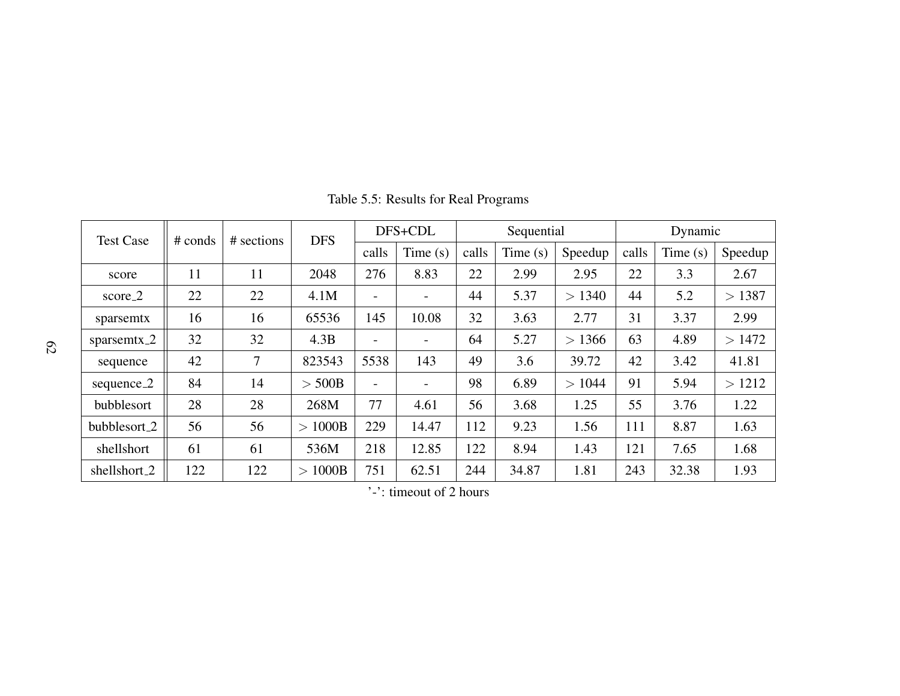Table 5.5: Results for Real Programs

| Test Case | # conds | # sections | DFS | DFS+CDL | | Sequential | | | Dynamic | | |
|---|---|---|---|---|---|---|---|---|---|---|---|
| | | | | calls | Time (s) | calls | Time (s) | Speedup | calls | Time (s) | Speedup |
| score | 11 | 11 | 2048 | 276 | 8.83 | 22 | 2.99 | 2.95 | 22 | 3.3 | 2.67 |
| score_2 | 22 | 22 | 4.1M | - | - | 44 | 5.37 | $> 1340$ | 44 | 5.2 | $> 1387$ |
| sparsemtx | 16 | 16 | 65536 | 145 | 10.08 | 32 | 3.63 | 2.77 | 31 | 3.37 | 2.99 |
| sparsemtx_2 | 32 | 32 | 4.3B | - | - | 64 | 5.27 | $> 1366$ | 63 | 4.89 | $> 1472$ |
| sequence | 42 | 7 | 823543 | 5538 | 143 | 49 | 3.6 | 39.72 | 42 | 3.42 | 41.81 |
| sequence_2 | 84 | 14 | $> 500$B | - | - | 98 | 6.89 | $> 1044$ | 91 | 5.94 | $> 1212$ |
| bubblesort | 28 | 28 | 268M | 77 | 4.61 | 56 | 3.68 | 1.25 | 55 | 3.76 | 1.22 |
| bubblesort_2 | 56 | 56 | $> 1000$B | 229 | 14.47 | 112 | 9.23 | 1.56 | 111 | 8.87 | 1.63 |
| shellshort | 61 | 61 | 536M | 218 | 12.85 | 122 | 8.94 | 1.43 | 121 | 7.65 | 1.68 |
| shellshort_2 | 122 | 122 | $> 1000$B | 751 | 62.51 | 244 | 34.87 | 1.81 | 243 | 32.38 | 1.93 |

'-': timeout of 2 hours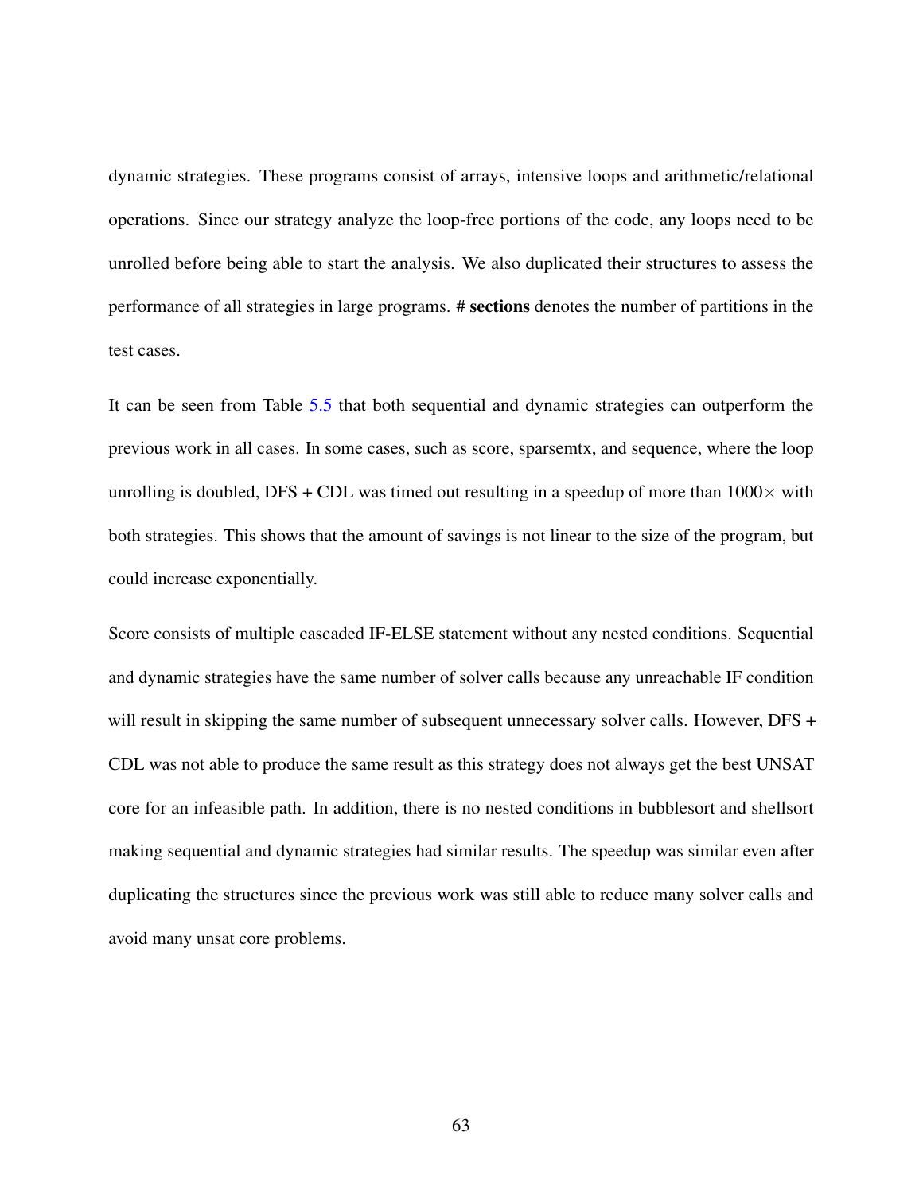dynamic strategies. These programs consist of arrays, intensive loops and arithmetic/relational operations. Since our strategy analyze the loop-free portions of the code, any loops need to be unrolled before being able to start the analysis. We also duplicated their structures to assess the performance of all strategies in large programs. # **sections** denotes the number of partitions in the test cases.

It can be seen from Table 5.5 that both sequential and dynamic strategies can outperform the previous work in all cases. In some cases, such as score, sparsemtx, and sequence, where the loop unrolling is doubled, DFS + CDL was timed out resulting in a speedup of more than $1000\times$ with both strategies. This shows that the amount of savings is not linear to the size of the program, but could increase exponentially.

Score consists of multiple cascaded IF-ELSE statement without any nested conditions. Sequential and dynamic strategies have the same number of solver calls because any unreachable IF condition will result in skipping the same number of subsequent unnecessary solver calls. However, DFS + CDL was not able to produce the same result as this strategy does not always get the best UNSAT core for an infeasible path. In addition, there is no nested conditions in bubblesort and shellsort making sequential and dynamic strategies had similar results. The speedup was similar even after duplicating the structures since the previous work was still able to reduce many solver calls and avoid many unsat core problems.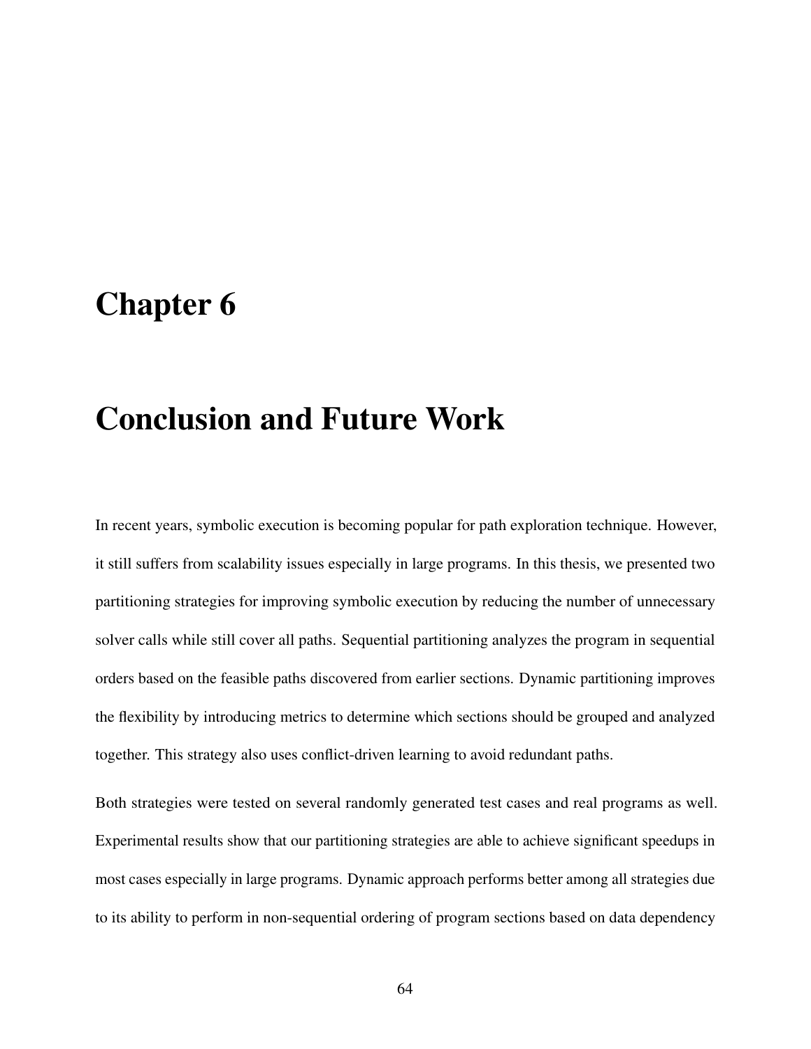# Chapter 6

# Conclusion and Future Work

In recent years, symbolic execution is becoming popular for path exploration technique. However, it still suffers from scalability issues especially in large programs. In this thesis, we presented two partitioning strategies for improving symbolic execution by reducing the number of unnecessary solver calls while still cover all paths. Sequential partitioning analyzes the program in sequential orders based on the feasible paths discovered from earlier sections. Dynamic partitioning improves the flexibility by introducing metrics to determine which sections should be grouped and analyzed together. This strategy also uses conflict-driven learning to avoid redundant paths.

Both strategies were tested on several randomly generated test cases and real programs as well. Experimental results show that our partitioning strategies are able to achieve significant speedups in most cases especially in large programs. Dynamic approach performs better among all strategies due to its ability to perform in non-sequential ordering of program sections based on data dependency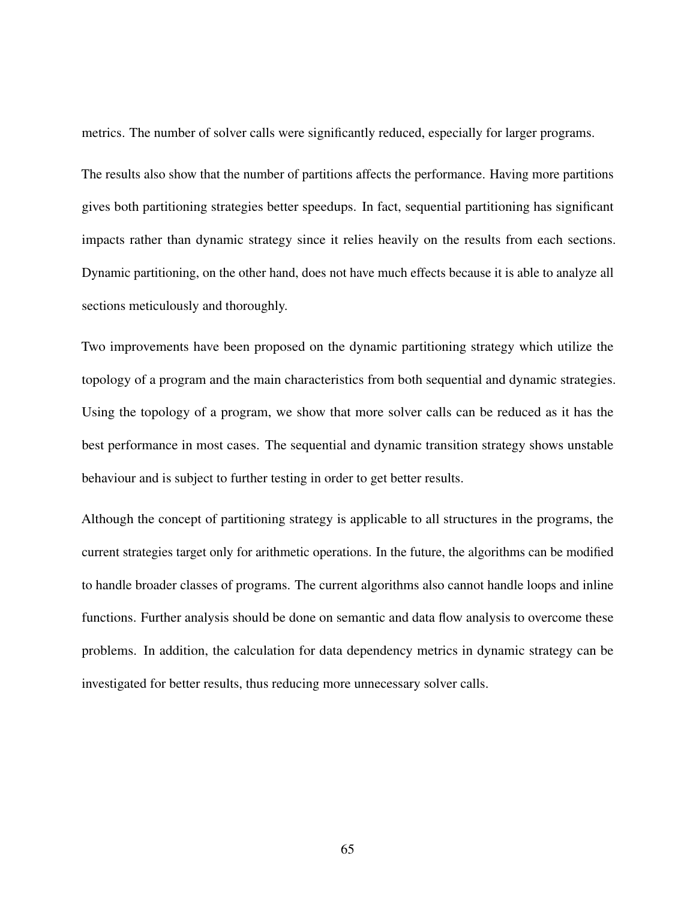metrics. The number of solver calls were significantly reduced, especially for larger programs.

The results also show that the number of partitions affects the performance. Having more partitions gives both partitioning strategies better speedups. In fact, sequential partitioning has significant impacts rather than dynamic strategy since it relies heavily on the results from each sections. Dynamic partitioning, on the other hand, does not have much effects because it is able to analyze all sections meticulously and thoroughly.

Two improvements have been proposed on the dynamic partitioning strategy which utilize the topology of a program and the main characteristics from both sequential and dynamic strategies. Using the topology of a program, we show that more solver calls can be reduced as it has the best performance in most cases. The sequential and dynamic transition strategy shows unstable behaviour and is subject to further testing in order to get better results.

Although the concept of partitioning strategy is applicable to all structures in the programs, the current strategies target only for arithmetic operations. In the future, the algorithms can be modified to handle broader classes of programs. The current algorithms also cannot handle loops and inline functions. Further analysis should be done on semantic and data flow analysis to overcome these problems. In addition, the calculation for data dependency metrics in dynamic strategy can be investigated for better results, thus reducing more unnecessary solver calls.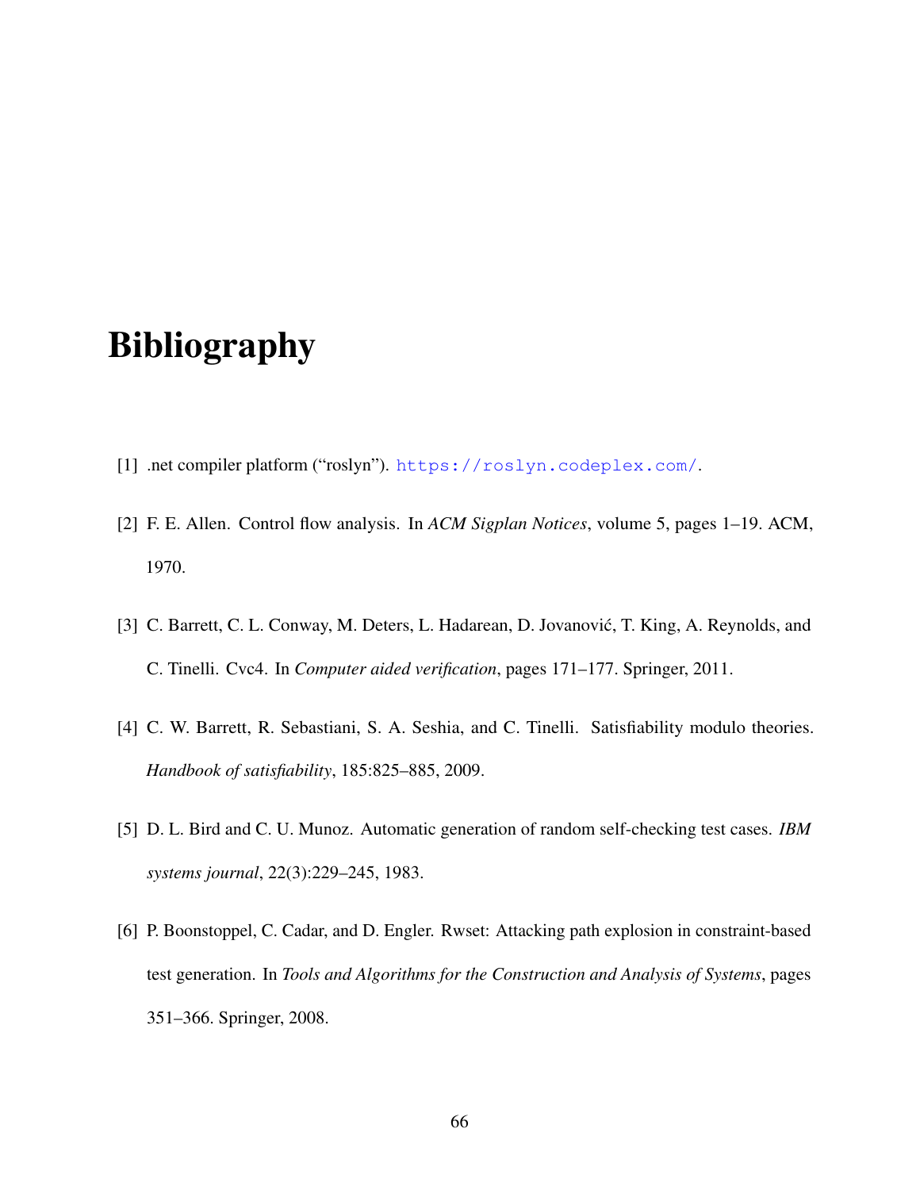# Bibliography

[1] .net compiler platform ("roslyn"). https://roslyn.codeplex.com/.

[2] F. E. Allen. Control flow analysis. In *ACM Sigplan Notices*, volume 5, pages 1–19. ACM, 1970.

[3] C. Barrett, C. L. Conway, M. Deters, L. Hadarean, D. Jovanović, T. King, A. Reynolds, and C. Tinelli. Cvc4. In *Computer aided verification*, pages 171–177. Springer, 2011.

[4] C. W. Barrett, R. Sebastiani, S. A. Seshia, and C. Tinelli. Satisfiability modulo theories. *Handbook of satisfiability*, 185:825–885, 2009.

[5] D. L. Bird and C. U. Munoz. Automatic generation of random self-checking test cases. *IBM systems journal*, 22(3):229–245, 1983.

[6] P. Boonstoppel, C. Cadar, and D. Engler. Rwset: Attacking path explosion in constraint-based test generation. In *Tools and Algorithms for the Construction and Analysis of Systems*, pages 351–366. Springer, 2008.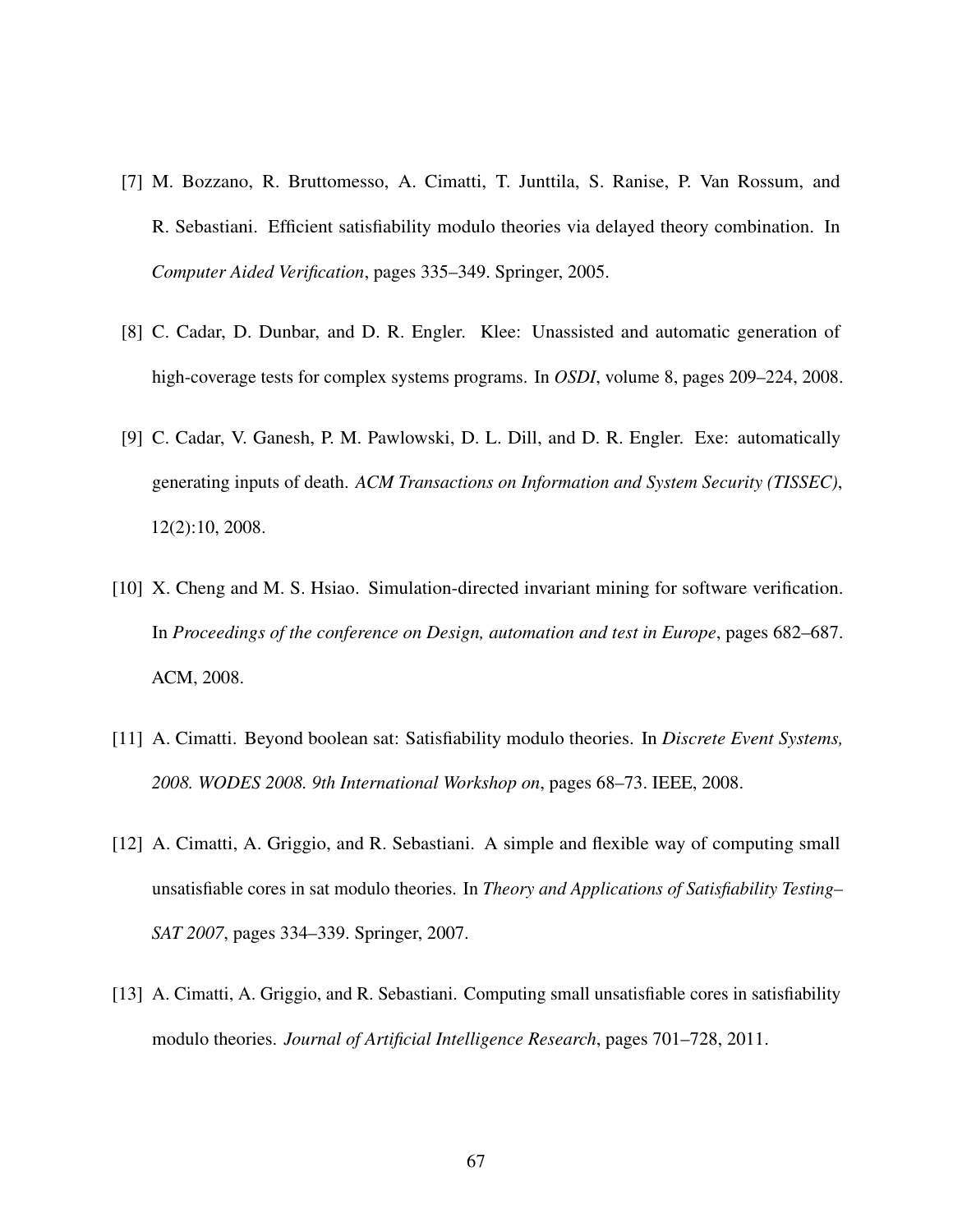[7] M. Bozzano, R. Bruttomesso, A. Cimatti, T. Junttila, S. Ranise, P. Van Rossum, and R. Sebastiani. Efficient satisfiability modulo theories via delayed theory combination. In *Computer Aided Verification*, pages 335–349. Springer, 2005.

[8] C. Cadar, D. Dunbar, and D. R. Engler. Klee: Unassisted and automatic generation of high-coverage tests for complex systems programs. In *OSDI*, volume 8, pages 209–224, 2008.

[9] C. Cadar, V. Ganesh, P. M. Pawlowski, D. L. Dill, and D. R. Engler. Exe: automatically generating inputs of death. *ACM Transactions on Information and System Security (TISSEC)*, 12(2):10, 2008.

[10] X. Cheng and M. S. Hsiao. Simulation-directed invariant mining for software verification. In *Proceedings of the conference on Design, automation and test in Europe*, pages 682–687. ACM, 2008.

[11] A. Cimatti. Beyond boolean sat: Satisfiability modulo theories. In *Discrete Event Systems, 2008. WODES 2008. 9th International Workshop on*, pages 68–73. IEEE, 2008.

[12] A. Cimatti, A. Griggio, and R. Sebastiani. A simple and flexible way of computing small unsatisfiable cores in sat modulo theories. In *Theory and Applications of Satisfiability Testing–SAT 2007*, pages 334–339. Springer, 2007.

[13] A. Cimatti, A. Griggio, and R. Sebastiani. Computing small unsatisfiable cores in satisfiability modulo theories. *Journal of Artificial Intelligence Research*, pages 701–728, 2011.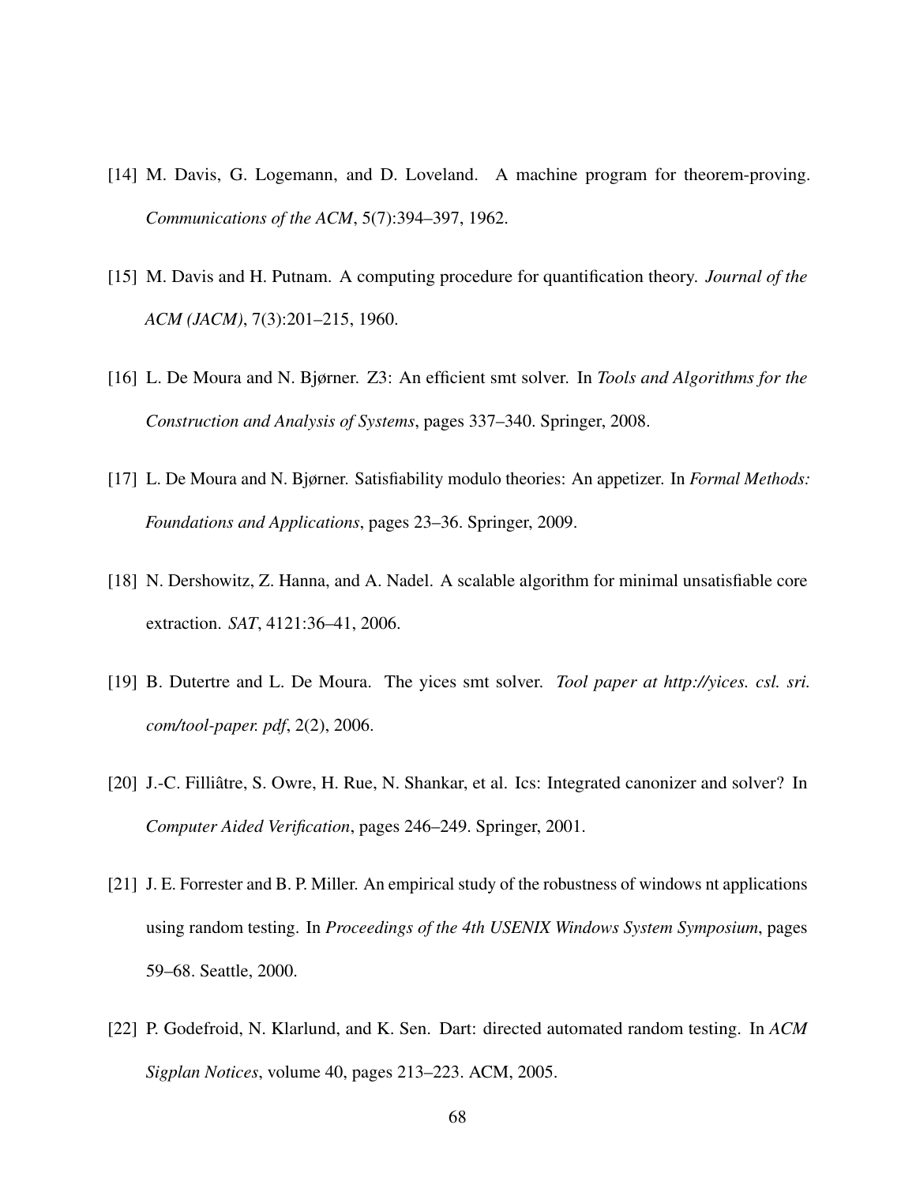[14] M. Davis, G. Logemann, and D. Loveland. A machine program for theorem-proving. *Communications of the ACM*, 5(7):394–397, 1962.

[15] M. Davis and H. Putnam. A computing procedure for quantification theory. *Journal of the ACM (JACM)*, 7(3):201–215, 1960.

[16] L. De Moura and N. Bjørner. Z3: An efficient smt solver. In *Tools and Algorithms for the Construction and Analysis of Systems*, pages 337–340. Springer, 2008.

[17] L. De Moura and N. Bjørner. Satisfiability modulo theories: An appetizer. In *Formal Methods: Foundations and Applications*, pages 23–36. Springer, 2009.

[18] N. Dershowitz, Z. Hanna, and A. Nadel. A scalable algorithm for minimal unsatisfiable core extraction. *SAT*, 4121:36–41, 2006.

[19] B. Dutertre and L. De Moura. The yices smt solver. *Tool paper at http://yices. csl. sri. com/tool-paper. pdf*, 2(2), 2006.

[20] J.-C. Filliâtre, S. Owre, H. Rue, N. Shankar, et al. Ics: Integrated canonizer and solver? In *Computer Aided Verification*, pages 246–249. Springer, 2001.

[21] J. E. Forrester and B. P. Miller. An empirical study of the robustness of windows nt applications using random testing. In *Proceedings of the 4th USENIX Windows System Symposium*, pages 59–68. Seattle, 2000.

[22] P. Godefroid, N. Klarlund, and K. Sen. Dart: directed automated random testing. In *ACM Sigplan Notices*, volume 40, pages 213–223. ACM, 2005.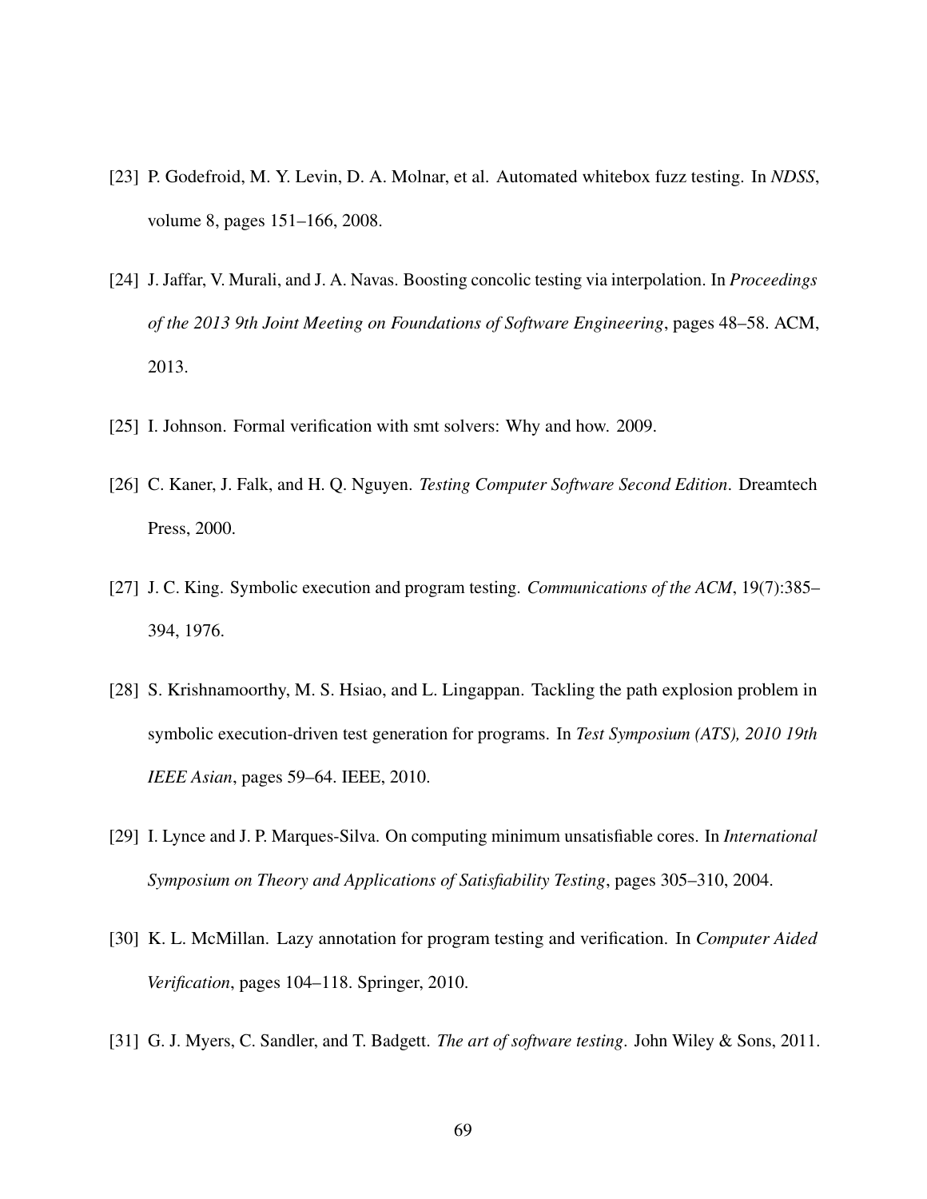[23] P. Godefroid, M. Y. Levin, D. A. Molnar, et al. Automated whitebox fuzz testing. In *NDSS*, volume 8, pages 151–166, 2008.

[24] J. Jaffar, V. Murali, and J. A. Navas. Boosting concolic testing via interpolation. In *Proceedings of the 2013 9th Joint Meeting on Foundations of Software Engineering*, pages 48–58. ACM, 2013.

[25] I. Johnson. Formal verification with smt solvers: Why and how. 2009.

[26] C. Kaner, J. Falk, and H. Q. Nguyen. *Testing Computer Software Second Edition*. Dreamtech Press, 2000.

[27] J. C. King. Symbolic execution and program testing. *Communications of the ACM*, 19(7):385–394, 1976.

[28] S. Krishnamoorthy, M. S. Hsiao, and L. Lingappan. Tackling the path explosion problem in symbolic execution-driven test generation for programs. In *Test Symposium (ATS), 2010 19th IEEE Asian*, pages 59–64. IEEE, 2010.

[29] I. Lynce and J. P. Marques-Silva. On computing minimum unsatisfiable cores. In *International Symposium on Theory and Applications of Satisfiability Testing*, pages 305–310, 2004.

[30] K. L. McMillan. Lazy annotation for program testing and verification. In *Computer Aided Verification*, pages 104–118. Springer, 2010.

[31] G. J. Myers, C. Sandler, and T. Badgett. *The art of software testing*. John Wiley & Sons, 2011.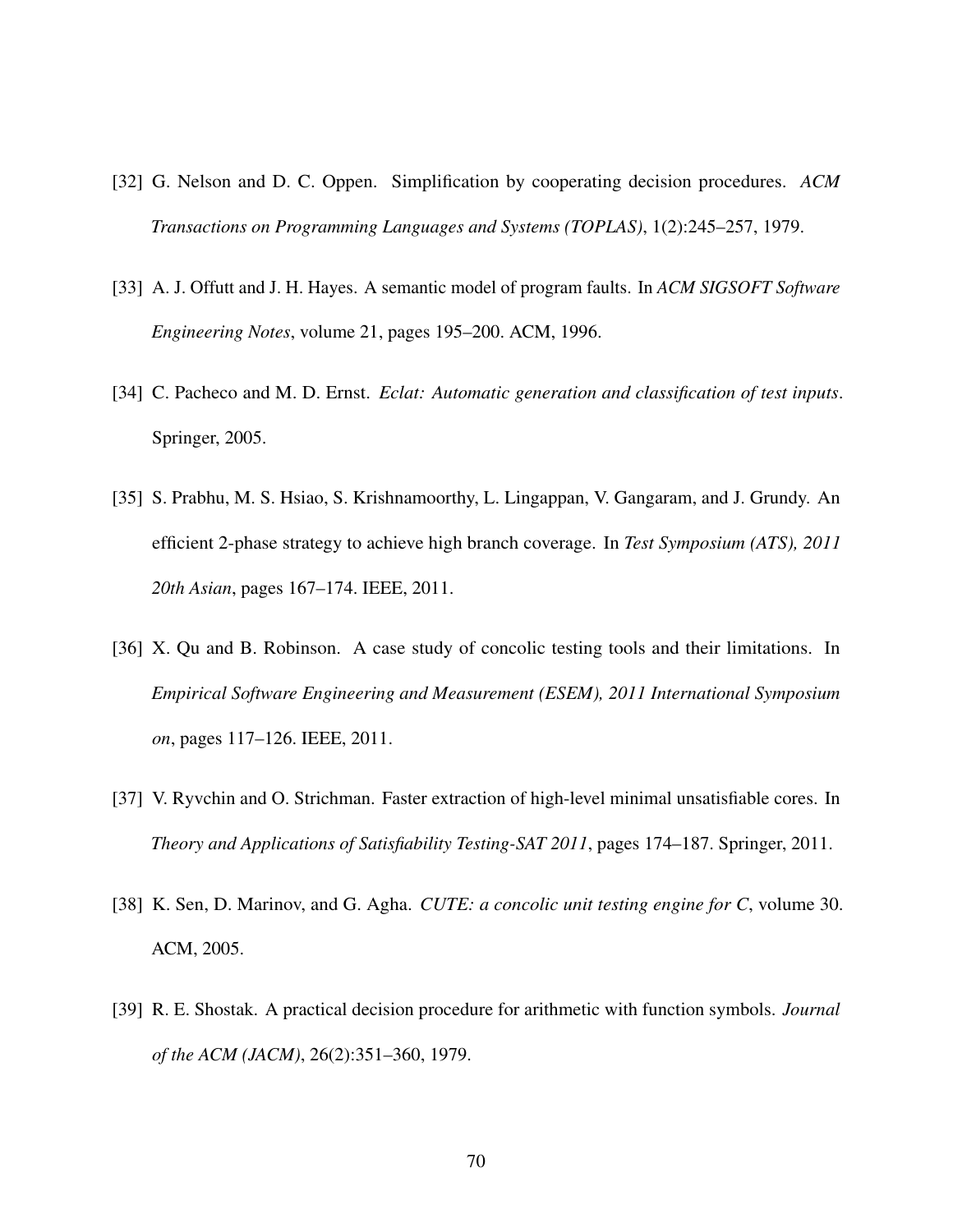[32] G. Nelson and D. C. Oppen. Simplification by cooperating decision procedures. *ACM Transactions on Programming Languages and Systems (TOPLAS)*, 1(2):245–257, 1979.

[33] A. J. Offutt and J. H. Hayes. A semantic model of program faults. In *ACM SIGSOFT Software Engineering Notes*, volume 21, pages 195–200. ACM, 1996.

[34] C. Pacheco and M. D. Ernst. *Eclat: Automatic generation and classification of test inputs*. Springer, 2005.

[35] S. Prabhu, M. S. Hsiao, S. Krishnamoorthy, L. Lingappan, V. Gangaram, and J. Grundy. An efficient 2-phase strategy to achieve high branch coverage. In *Test Symposium (ATS), 2011 20th Asian*, pages 167–174. IEEE, 2011.

[36] X. Qu and B. Robinson. A case study of concolic testing tools and their limitations. In *Empirical Software Engineering and Measurement (ESEM), 2011 International Symposium on*, pages 117–126. IEEE, 2011.

[37] V. Ryvchin and O. Strichman. Faster extraction of high-level minimal unsatisfiable cores. In *Theory and Applications of Satisfiability Testing-SAT 2011*, pages 174–187. Springer, 2011.

[38] K. Sen, D. Marinov, and G. Agha. *CUTE: a concolic unit testing engine for C*, volume 30. ACM, 2005.

[39] R. E. Shostak. A practical decision procedure for arithmetic with function symbols. *Journal of the ACM (JACM)*, 26(2):351–360, 1979.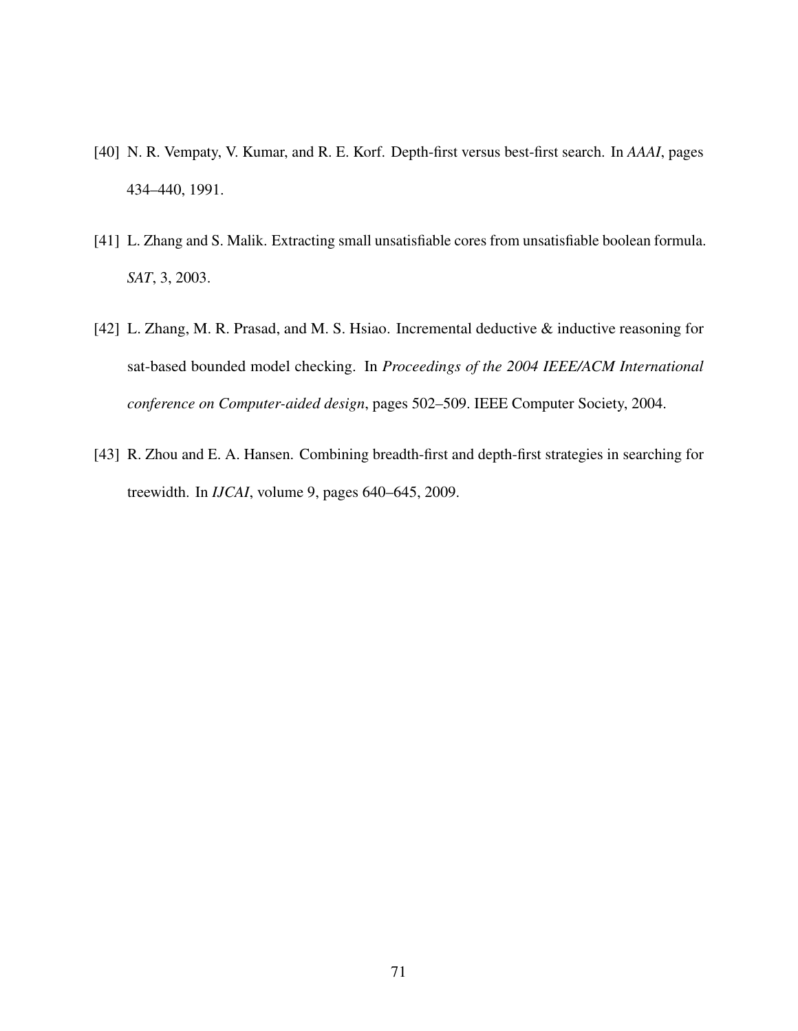[40] N. R. Vempaty, V. Kumar, and R. E. Korf. Depth-first versus best-first search. In *AAAI*, pages 434–440, 1991.

[41] L. Zhang and S. Malik. Extracting small unsatisfiable cores from unsatisfiable boolean formula. *SAT*, 3, 2003.

[42] L. Zhang, M. R. Prasad, and M. S. Hsiao. Incremental deductive & inductive reasoning for sat-based bounded model checking. In *Proceedings of the 2004 IEEE/ACM International conference on Computer-aided design*, pages 502–509. IEEE Computer Society, 2004.

[43] R. Zhou and E. A. Hansen. Combining breadth-first and depth-first strategies in searching for treewidth. In *IJCAI*, volume 9, pages 640–645, 2009.